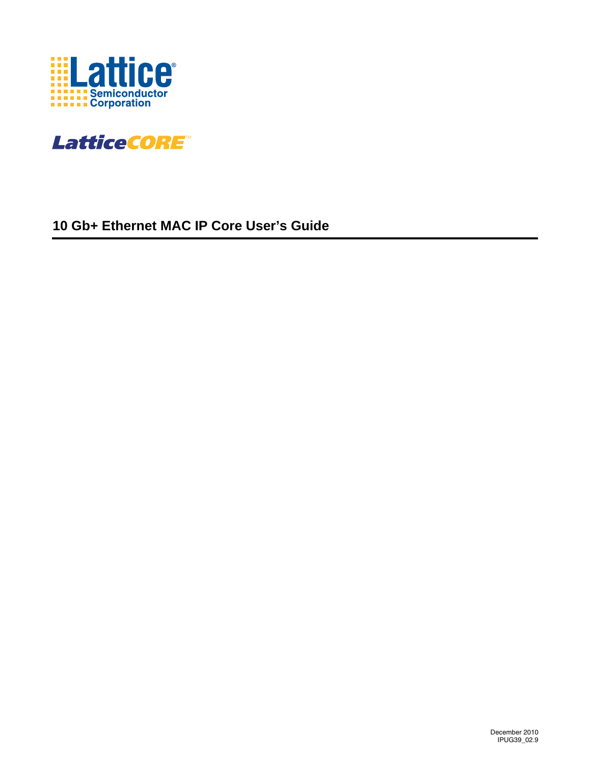Lattice Semiconductor Corporation

LatticeCORE™

# 10 Gb+ Ethernet MAC IP Core User's Guide

December 2010
IPUG39_02.9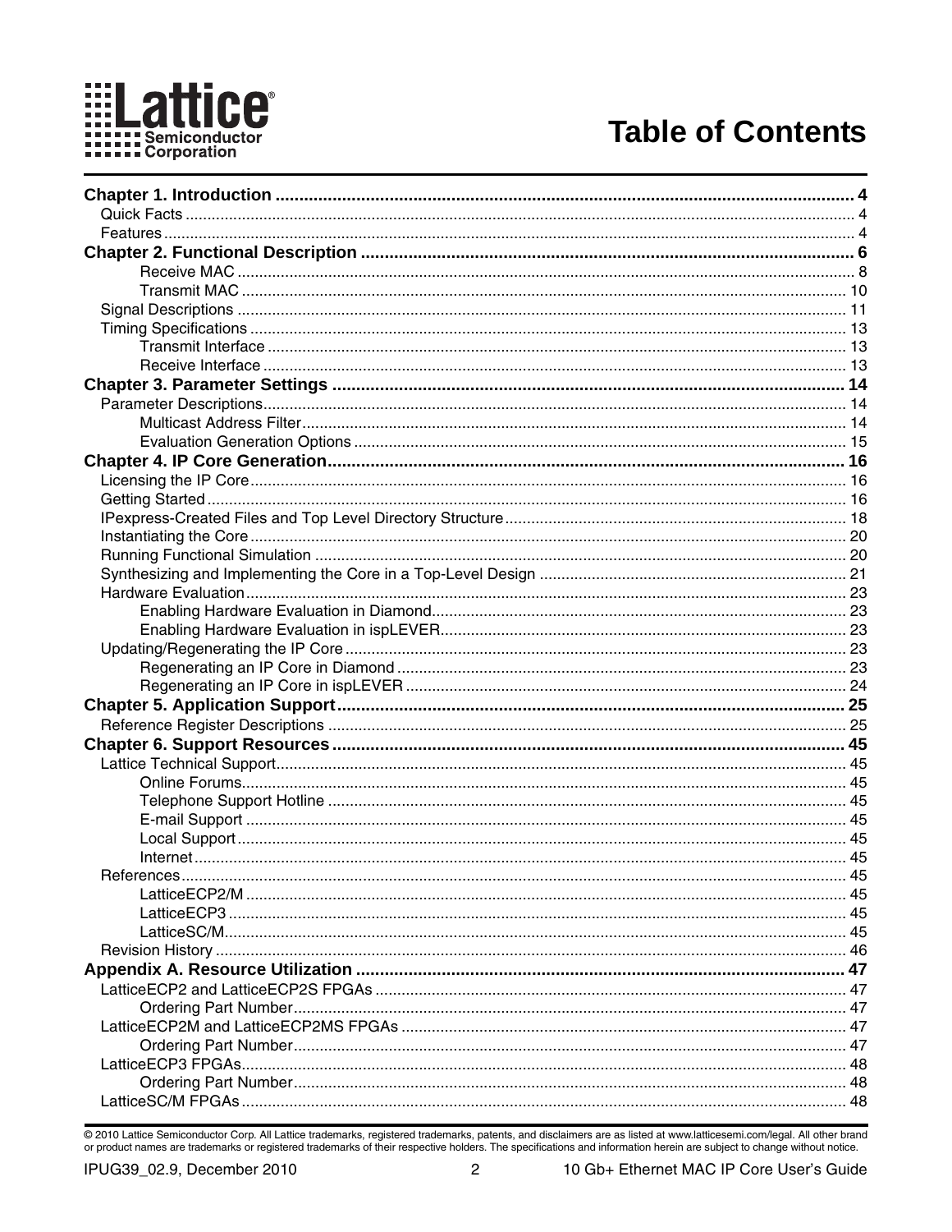# Table of Contents

**Chapter 1. Introduction** .......... 4
- Quick Facts .......... 4
- Features .......... 4

**Chapter 2. Functional Description** .......... 6
- Receive MAC .......... 8
- Transmit MAC .......... 10
- Signal Descriptions .......... 11
- Timing Specifications .......... 13
  - Transmit Interface .......... 13
  - Receive Interface .......... 13

**Chapter 3. Parameter Settings** .......... 14
- Parameter Descriptions .......... 14
  - Multicast Address Filter .......... 14
  - Evaluation Generation Options .......... 15

**Chapter 4. IP Core Generation** .......... 16
- Licensing the IP Core .......... 16
- Getting Started .......... 16
- IPexpress-Created Files and Top Level Directory Structure .......... 18
- Instantiating the Core .......... 20
- Running Functional Simulation .......... 20
- Synthesizing and Implementing the Core in a Top-Level Design .......... 21
- Hardware Evaluation .......... 23
  - Enabling Hardware Evaluation in Diamond .......... 23
  - Enabling Hardware Evaluation in ispLEVER .......... 23
- Updating/Regenerating the IP Core .......... 23
  - Regenerating an IP Core in Diamond .......... 23
  - Regenerating an IP Core in ispLEVER .......... 24

**Chapter 5. Application Support** .......... 25
- Reference Register Descriptions .......... 25

**Chapter 6. Support Resources** .......... 45
- Lattice Technical Support .......... 45
  - Online Forums .......... 45
  - Telephone Support Hotline .......... 45
  - E-mail Support .......... 45
  - Local Support .......... 45
  - Internet .......... 45
- References .......... 45
  - LatticeECP2/M .......... 45
  - LatticeECP3 .......... 45
  - LatticeSC/M .......... 45
- Revision History .......... 46

**Appendix A. Resource Utilization** .......... 47
- LatticeECP2 and LatticeECP2S FPGAs .......... 47
  - Ordering Part Number .......... 47
- LatticeECP2M and LatticeECP2MS FPGAs .......... 47
  - Ordering Part Number .......... 47
- LatticeECP3 FPGAs .......... 48
  - Ordering Part Number .......... 48
- LatticeSC/M FPGAs .......... 48

© 2010 Lattice Semiconductor Corp. All Lattice trademarks, registered trademarks, patents, and disclaimers are as listed at www.latticesemi.com/legal. All other brand or product names are trademarks or registered trademarks of their respective holders. The specifications and information herein are subject to change without notice.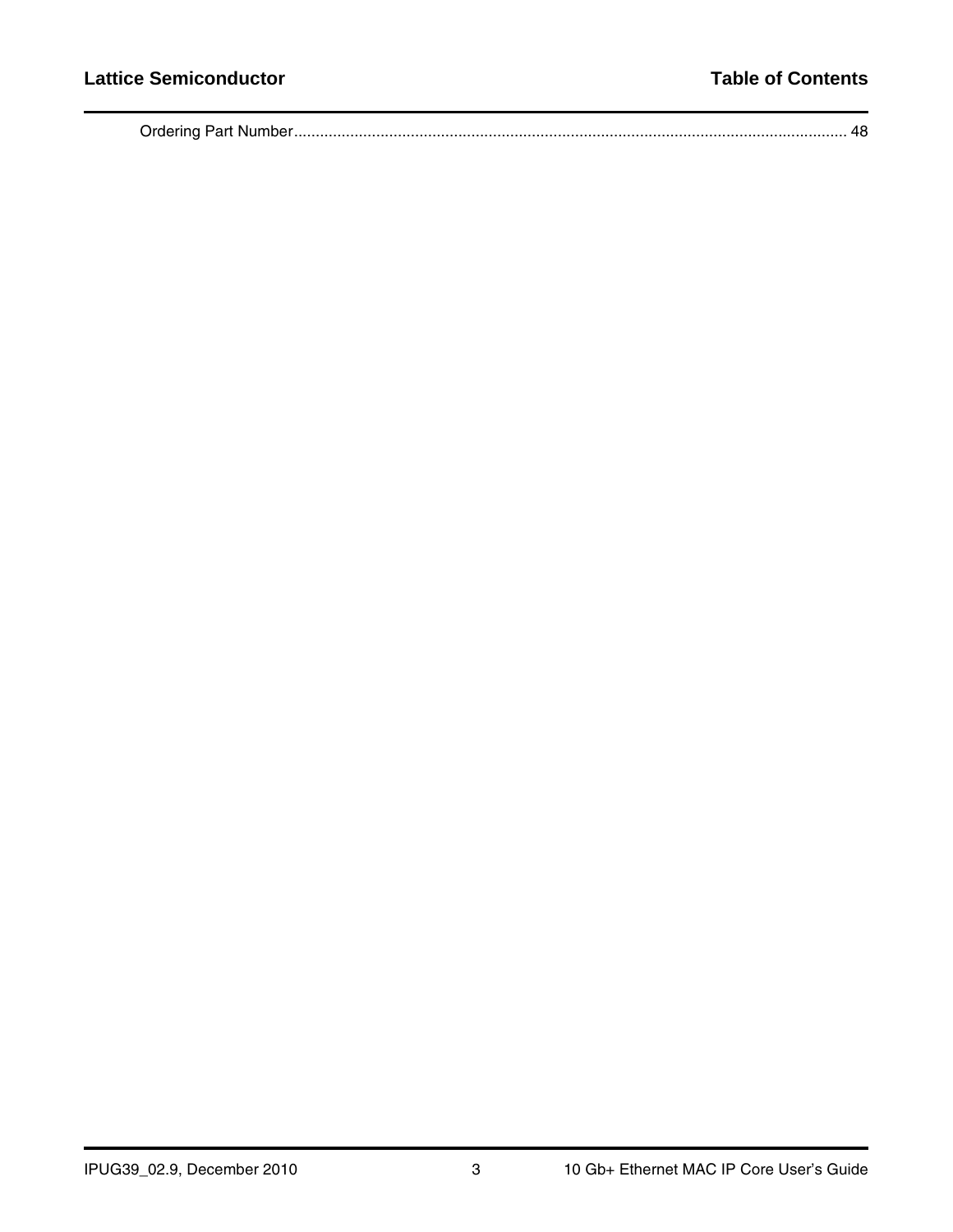Ordering Part Number................................................................................................................................ 48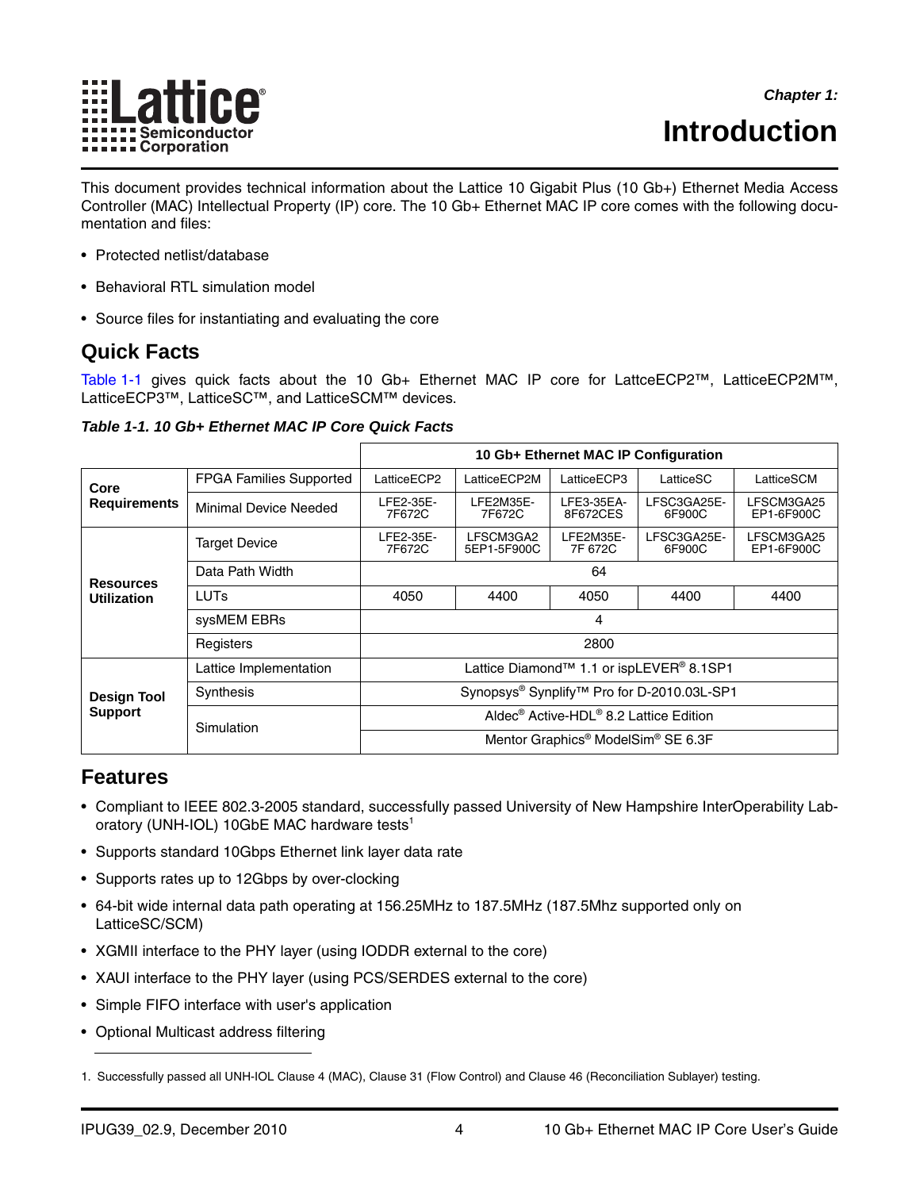# Chapter 1: Introduction

This document provides technical information about the Lattice 10 Gigabit Plus (10 Gb+) Ethernet Media Access Controller (MAC) Intellectual Property (IP) core. The 10 Gb+ Ethernet MAC IP core comes with the following documentation and files:

- Protected netlist/database
- Behavioral RTL simulation model
- Source files for instantiating and evaluating the core

## Quick Facts

Table 1-1 gives quick facts about the 10 Gb+ Ethernet MAC IP core for LattceECP2™, LatticeECP2M™, LatticeECP3™, LatticeSC™, and LatticeSCM™ devices.

*Table 1-1. 10 Gb+ Ethernet MAC IP Core Quick Facts*

| | | 10 Gb+ Ethernet MAC IP Configuration | | | | |
|---|---|---|---|---|---|---|
| **Core Requirements** | FPGA Families Supported | LatticeECP2 | LatticeECP2M | LatticeECP3 | LatticeSC | LatticeSCM |
| | Minimal Device Needed | LFE2-35E-7F672C | LFE2M35E-7F672C | LFE3-35EA-8F672CES | LFSC3GA25E-6F900C | LFSCM3GA25EP1-6F900C |
| **Resources Utilization** | Target Device | LFE2-35E-7F672C | LFSCM3GA25EP1-5F900C | LFE2M35E-7F 672C | LFSC3GA25E-6F900C | LFSCM3GA25EP1-6F900C |
| | Data Path Width | 64 | | | | |
| | LUTs | 4050 | 4400 | 4050 | 4400 | 4400 |
| | sysMEM EBRs | 4 | | | | |
| | Registers | 2800 | | | | |
| **Design Tool Support** | Lattice Implementation | Lattice Diamond™ 1.1 or ispLEVER® 8.1SP1 | | | | |
| | Synthesis | Synopsys® Synplify™ Pro for D-2010.03L-SP1 | | | | |
| | Simulation | Aldec® Active-HDL® 8.2 Lattice Edition | | | | |
| | | Mentor Graphics® ModelSim® SE 6.3F | | | | |

## Features

- Compliant to IEEE 802.3-2005 standard, successfully passed University of New Hampshire InterOperability Laboratory (UNH-IOL) 10GbE MAC hardware tests[1]
- Supports standard 10Gbps Ethernet link layer data rate
- Supports rates up to 12Gbps by over-clocking
- 64-bit wide internal data path operating at 156.25MHz to 187.5MHz (187.5Mhz supported only on LatticeSC/SCM)
- XGMII interface to the PHY layer (using IODDR external to the core)
- XAUI interface to the PHY layer (using PCS/SERDES external to the core)
- Simple FIFO interface with user's application
- Optional Multicast address filtering

1. Successfully passed all UNH-IOL Clause 4 (MAC), Clause 31 (Flow Control) and Clause 46 (Reconciliation Sublayer) testing.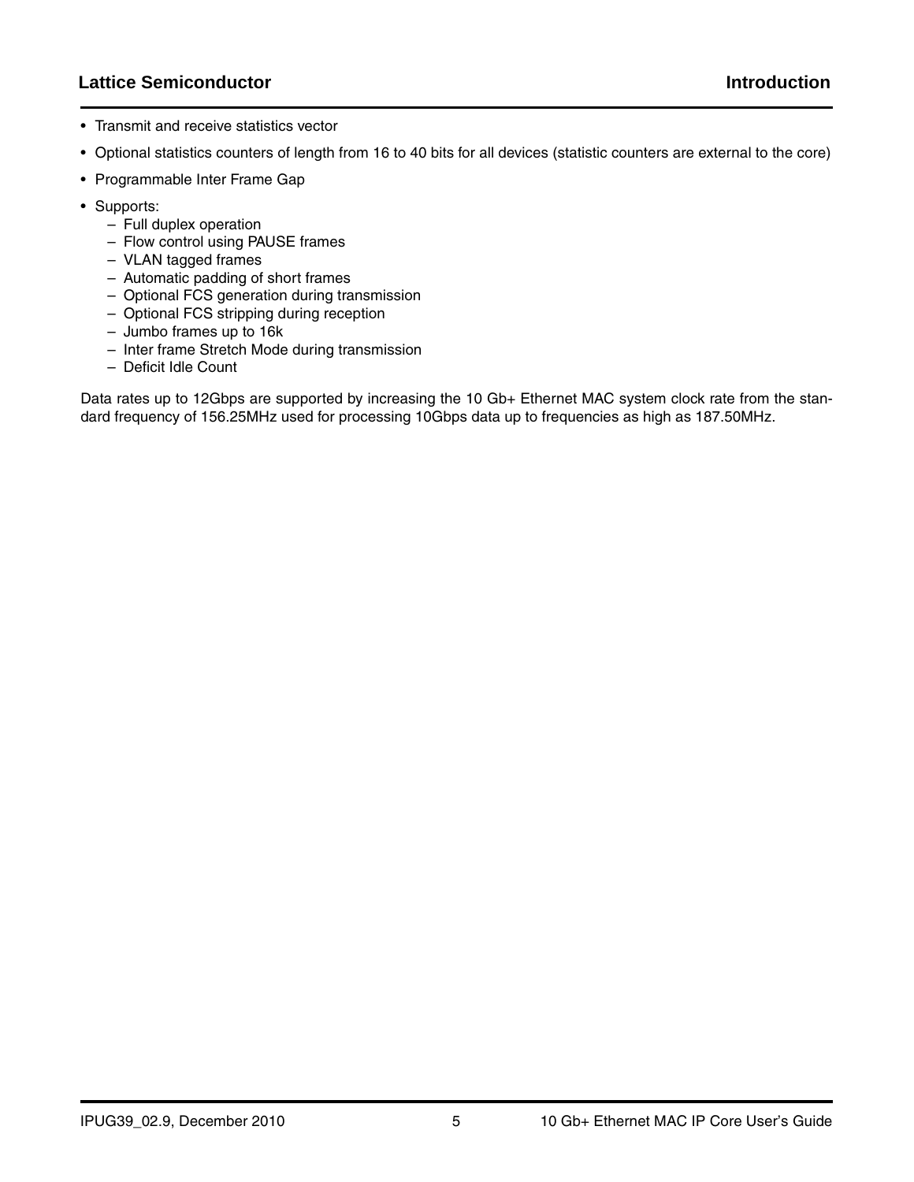- Transmit and receive statistics vector
- Optional statistics counters of length from 16 to 40 bits for all devices (statistic counters are external to the core)
- Programmable Inter Frame Gap
- Supports:
  - Full duplex operation
  - Flow control using PAUSE frames
  - VLAN tagged frames
  - Automatic padding of short frames
  - Optional FCS generation during transmission
  - Optional FCS stripping during reception
  - Jumbo frames up to 16k
  - Inter frame Stretch Mode during transmission
  - Deficit Idle Count

Data rates up to 12Gbps are supported by increasing the 10 Gb+ Ethernet MAC system clock rate from the standard frequency of 156.25MHz used for processing 10Gbps data up to frequencies as high as 187.50MHz.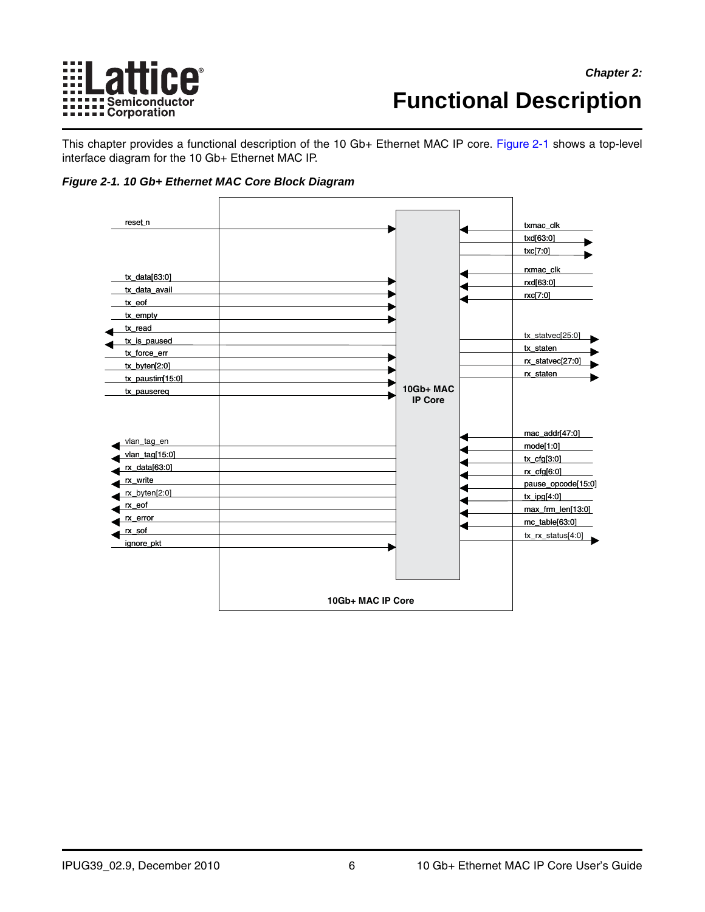# Chapter 2: Functional Description

This chapter provides a functional description of the 10 Gb+ Ethernet MAC IP core. Figure 2-1 shows a top-level interface diagram for the 10 Gb+ Ethernet MAC IP.

*Figure 2-1. 10 Gb+ Ethernet MAC Core Block Diagram*

reset_n
tx_data[63:0]
tx_data_avail
tx_eof
tx_empty
tx_read
tx_is_paused
tx_force_err
tx_byten[2:0]
tx_paustim[15:0]
tx_pausereq
vlan_tag_en
vlan_tag[15:0]
rx_data[63:0]
rx_write
rx_byten[2:0]
rx_eof
rx_error
rx_sof
ignore_pkt

10Gb+ MAC IP Core

txmac_clk
txd[63:0]
txc[7:0]
rxmac_clk
rxd[63:0]
rxc[7:0]
tx_statvec[25:0]
tx_staten
rx_statvec[27:0]
rx_staten
mac_addr[47:0]
mode[1:0]
tx_cfg[3:0]
rx_cfg[6:0]
pause_opcode[15:0]
tx_ipg[4:0]
max_frm_len[13:0]
mc_table[63:0]
tx_rx_status[4:0]

10Gb+ MAC IP Core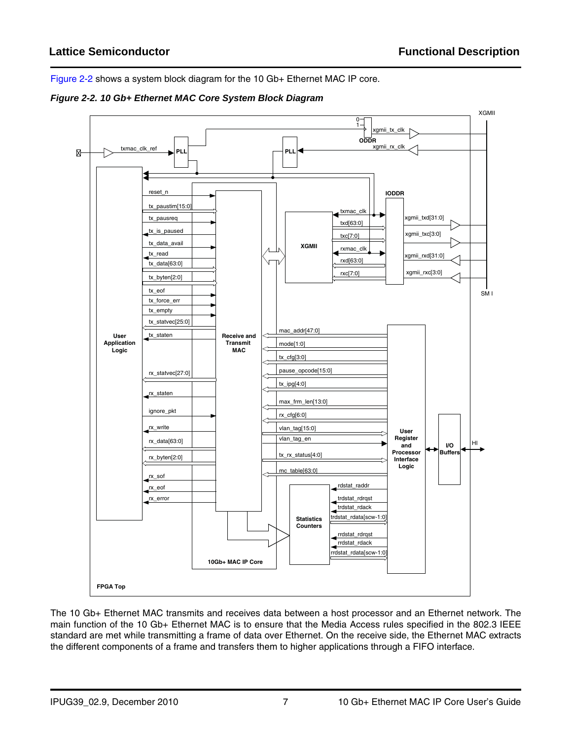Figure 2-2 shows a system block diagram for the 10 Gb+ Ethernet MAC IP core.

*Figure 2-2. 10 Gb+ Ethernet MAC Core System Block Diagram*

The 10 Gb+ Ethernet MAC transmits and receives data between a host processor and an Ethernet network. The main function of the 10 Gb+ Ethernet MAC is to ensure that the Media Access rules specified in the 802.3 IEEE standard are met while transmitting a frame of data over Ethernet. On the receive side, the Ethernet MAC extracts the different components of a frame and transfers them to higher applications through a FIFO interface.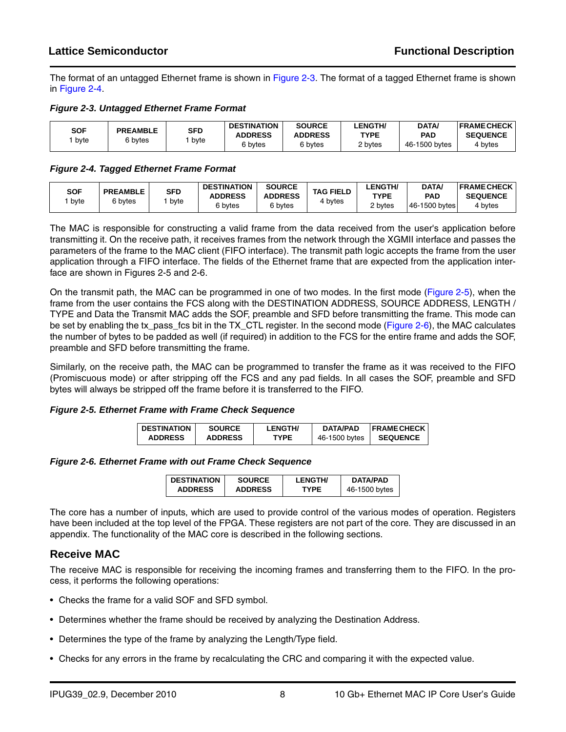The format of an untagged Ethernet frame is shown in Figure 2-3. The format of a tagged Ethernet frame is shown in Figure 2-4.

***Figure 2-3. Untagged Ethernet Frame Format***

| SOF | PREAMBLE | SFD | DESTINATION ADDRESS | SOURCE ADDRESS | LENGTH/ TYPE | DATA/ PAD | FRAME CHECK SEQUENCE |
|---|---|---|---|---|---|---|---|
| 1 byte | 6 bytes | 1 byte | 6 bytes | 6 bytes | 2 bytes | 46-1500 bytes | 4 bytes |

***Figure 2-4. Tagged Ethernet Frame Format***

| SOF | PREAMBLE | SFD | DESTINATION ADDRESS | SOURCE ADDRESS | TAG FIELD | LENGTH/ TYPE | DATA/ PAD | FRAME CHECK SEQUENCE |
|---|---|---|---|---|---|---|---|---|
| 1 byte | 6 bytes | 1 byte | 6 bytes | 6 bytes | 4 bytes | 2 bytes | 46-1500 bytes | 4 bytes |

The MAC is responsible for constructing a valid frame from the data received from the user's application before transmitting it. On the receive path, it receives frames from the network through the XGMII interface and passes the parameters of the frame to the MAC client (FIFO interface). The transmit path logic accepts the frame from the user application through a FIFO interface. The fields of the Ethernet frame that are expected from the application interface are shown in Figures 2-5 and 2-6.

On the transmit path, the MAC can be programmed in one of two modes. In the first mode (Figure 2-5), when the frame from the user contains the FCS along with the DESTINATION ADDRESS, SOURCE ADDRESS, LENGTH / TYPE and Data the Transmit MAC adds the SOF, preamble and SFD before transmitting the frame. This mode can be set by enabling the tx_pass_fcs bit in the TX_CTL register. In the second mode (Figure 2-6), the MAC calculates the number of bytes to be padded as well (if required) in addition to the FCS for the entire frame and adds the SOF, preamble and SFD before transmitting the frame.

Similarly, on the receive path, the MAC can be programmed to transfer the frame as it was received to the FIFO (Promiscuous mode) or after stripping off the FCS and any pad fields. In all cases the SOF, preamble and SFD bytes will always be stripped off the frame before it is transferred to the FIFO.

***Figure 2-5. Ethernet Frame with Frame Check Sequence***

| DESTINATION ADDRESS | SOURCE ADDRESS | LENGTH/ TYPE | DATA/PAD 46-1500 bytes | FRAME CHECK SEQUENCE |
|---|---|---|---|---|

***Figure 2-6. Ethernet Frame with out Frame Check Sequence***

| DESTINATION ADDRESS | SOURCE ADDRESS | LENGTH/ TYPE | DATA/PAD 46-1500 bytes |
|---|---|---|---|

The core has a number of inputs, which are used to provide control of the various modes of operation. Registers have been included at the top level of the FPGA. These registers are not part of the core. They are discussed in an appendix. The functionality of the MAC core is described in the following sections.

## Receive MAC

The receive MAC is responsible for receiving the incoming frames and transferring them to the FIFO. In the process, it performs the following operations:

- Checks the frame for a valid SOF and SFD symbol.
- Determines whether the frame should be received by analyzing the Destination Address.
- Determines the type of the frame by analyzing the Length/Type field.
- Checks for any errors in the frame by recalculating the CRC and comparing it with the expected value.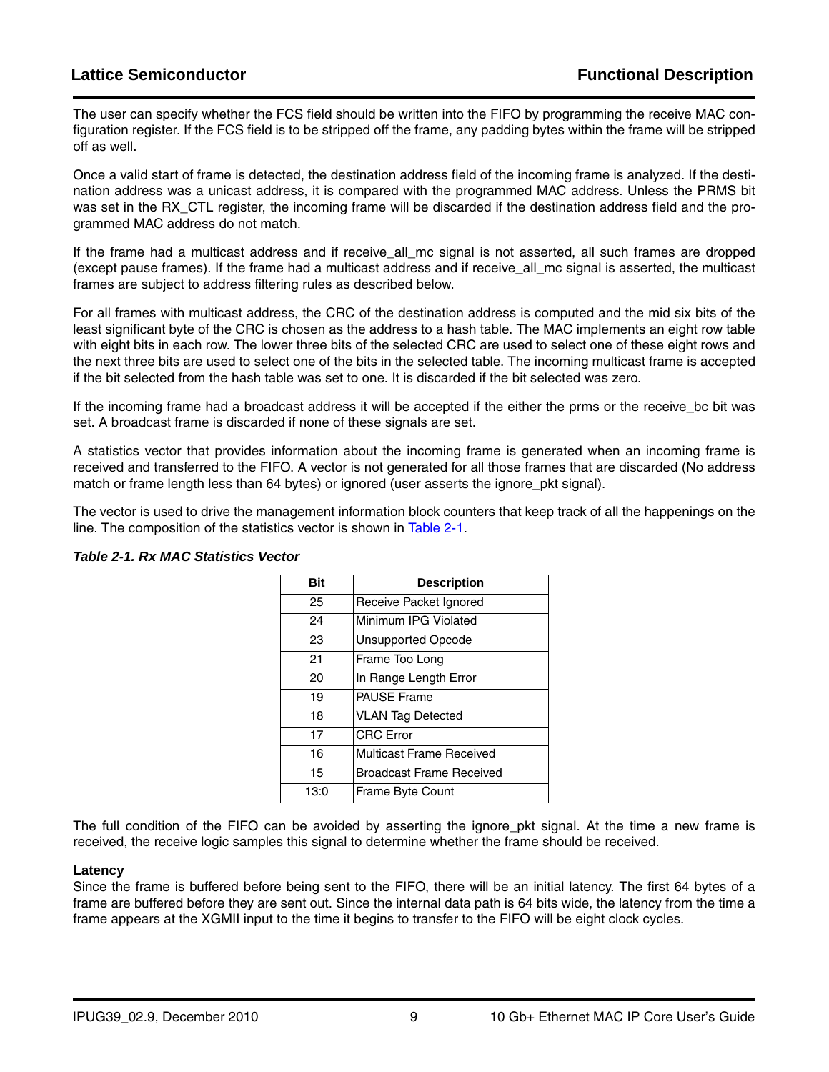The user can specify whether the FCS field should be written into the FIFO by programming the receive MAC configuration register. If the FCS field is to be stripped off the frame, any padding bytes within the frame will be stripped off as well.

Once a valid start of frame is detected, the destination address field of the incoming frame is analyzed. If the destination address was a unicast address, it is compared with the programmed MAC address. Unless the PRMS bit was set in the RX_CTL register, the incoming frame will be discarded if the destination address field and the programmed MAC address do not match.

If the frame had a multicast address and if receive_all_mc signal is not asserted, all such frames are dropped (except pause frames). If the frame had a multicast address and if receive_all_mc signal is asserted, the multicast frames are subject to address filtering rules as described below.

For all frames with multicast address, the CRC of the destination address is computed and the mid six bits of the least significant byte of the CRC is chosen as the address to a hash table. The MAC implements an eight row table with eight bits in each row. The lower three bits of the selected CRC are used to select one of these eight rows and the next three bits are used to select one of the bits in the selected table. The incoming multicast frame is accepted if the bit selected from the hash table was set to one. It is discarded if the bit selected was zero.

If the incoming frame had a broadcast address it will be accepted if the either the prms or the receive_bc bit was set. A broadcast frame is discarded if none of these signals are set.

A statistics vector that provides information about the incoming frame is generated when an incoming frame is received and transferred to the FIFO. A vector is not generated for all those frames that are discarded (No address match or frame length less than 64 bytes) or ignored (user asserts the ignore_pkt signal).

The vector is used to drive the management information block counters that keep track of all the happenings on the line. The composition of the statistics vector is shown in Table 2-1.

***Table 2-1. Rx MAC Statistics Vector***

| Bit | Description |
|---|---|
| 25 | Receive Packet Ignored |
| 24 | Minimum IPG Violated |
| 23 | Unsupported Opcode |
| 21 | Frame Too Long |
| 20 | In Range Length Error |
| 19 | PAUSE Frame |
| 18 | VLAN Tag Detected |
| 17 | CRC Error |
| 16 | Multicast Frame Received |
| 15 | Broadcast Frame Received |
| 13:0 | Frame Byte Count |

The full condition of the FIFO can be avoided by asserting the ignore_pkt signal. At the time a new frame is received, the receive logic samples this signal to determine whether the frame should be received.

#### Latency

Since the frame is buffered before being sent to the FIFO, there will be an initial latency. The first 64 bytes of a frame are buffered before they are sent out. Since the internal data path is 64 bits wide, the latency from the time a frame appears at the XGMII input to the time it begins to transfer to the FIFO will be eight clock cycles.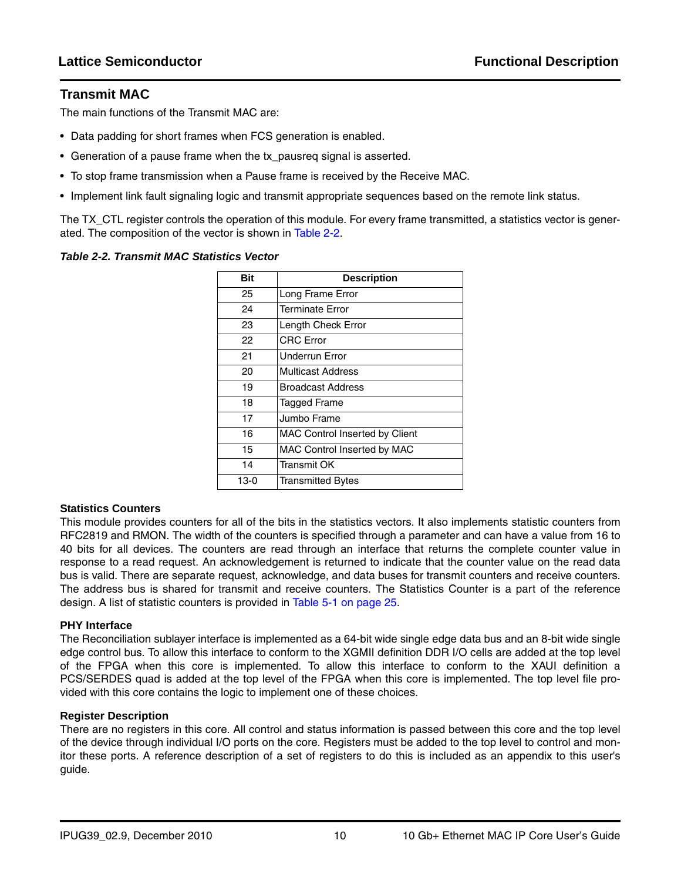## Transmit MAC

The main functions of the Transmit MAC are:

- Data padding for short frames when FCS generation is enabled.
- Generation of a pause frame when the tx_pausreq signal is asserted.
- To stop frame transmission when a Pause frame is received by the Receive MAC.
- Implement link fault signaling logic and transmit appropriate sequences based on the remote link status.

The TX_CTL register controls the operation of this module. For every frame transmitted, a statistics vector is generated. The composition of the vector is shown in Table 2-2.

***Table 2-2. Transmit MAC Statistics Vector***

| Bit | Description |
|---|---|
| 25 | Long Frame Error |
| 24 | Terminate Error |
| 23 | Length Check Error |
| 22 | CRC Error |
| 21 | Underrun Error |
| 20 | Multicast Address |
| 19 | Broadcast Address |
| 18 | Tagged Frame |
| 17 | Jumbo Frame |
| 16 | MAC Control Inserted by Client |
| 15 | MAC Control Inserted by MAC |
| 14 | Transmit OK |
| 13-0 | Transmitted Bytes |

### Statistics Counters

This module provides counters for all of the bits in the statistics vectors. It also implements statistic counters from RFC2819 and RMON. The width of the counters is specified through a parameter and can have a value from 16 to 40 bits for all devices. The counters are read through an interface that returns the complete counter value in response to a read request. An acknowledgement is returned to indicate that the counter value on the read data bus is valid. There are separate request, acknowledge, and data buses for transmit counters and receive counters. The address bus is shared for transmit and receive counters. The Statistics Counter is a part of the reference design. A list of statistic counters is provided in Table 5-1 on page 25.

### PHY Interface

The Reconciliation sublayer interface is implemented as a 64-bit wide single edge data bus and an 8-bit wide single edge control bus. To allow this interface to conform to the XGMII definition DDR I/O cells are added at the top level of the FPGA when this core is implemented. To allow this interface to conform to the XAUI definition a PCS/SERDES quad is added at the top level of the FPGA when this core is implemented. The top level file provided with this core contains the logic to implement one of these choices.

### Register Description

There are no registers in this core. All control and status information is passed between this core and the top level of the device through individual I/O ports on the core. Registers must be added to the top level to control and monitor these ports. A reference description of a set of registers to do this is included as an appendix to this user's guide.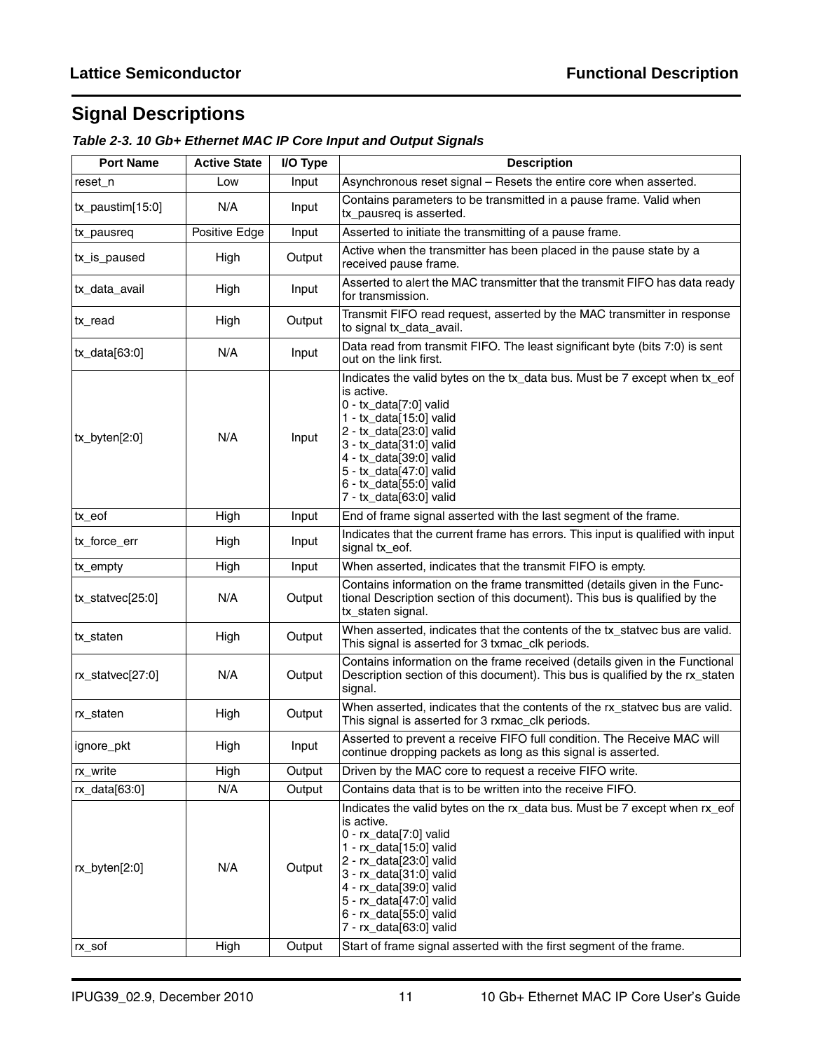## Signal Descriptions

***Table 2-3. 10 Gb+ Ethernet MAC IP Core Input and Output Signals***

| Port Name | Active State | I/O Type | Description |
|---|---|---|---|
| reset_n | Low | Input | Asynchronous reset signal – Resets the entire core when asserted. |
| tx_paustim[15:0] | N/A | Input | Contains parameters to be transmitted in a pause frame. Valid when tx_pausreq is asserted. |
| tx_pausreq | Positive Edge | Input | Asserted to initiate the transmitting of a pause frame. |
| tx_is_paused | High | Output | Active when the transmitter has been placed in the pause state by a received pause frame. |
| tx_data_avail | High | Input | Asserted to alert the MAC transmitter that the transmit FIFO has data ready for transmission. |
| tx_read | High | Output | Transmit FIFO read request, asserted by the MAC transmitter in response to signal tx_data_avail. |
| tx_data[63:0] | N/A | Input | Data read from transmit FIFO. The least significant byte (bits 7:0) is sent out on the link first. |
| tx_byten[2:0] | N/A | Input | Indicates the valid bytes on the tx_data bus. Must be 7 except when tx_eof is active.<br>0 - tx_data[7:0] valid<br>1 - tx_data[15:0] valid<br>2 - tx_data[23:0] valid<br>3 - tx_data[31:0] valid<br>4 - tx_data[39:0] valid<br>5 - tx_data[47:0] valid<br>6 - tx_data[55:0] valid<br>7 - tx_data[63:0] valid |
| tx_eof | High | Input | End of frame signal asserted with the last segment of the frame. |
| tx_force_err | High | Input | Indicates that the current frame has errors. This input is qualified with input signal tx_eof. |
| tx_empty | High | Input | When asserted, indicates that the transmit FIFO is empty. |
| tx_statvec[25:0] | N/A | Output | Contains information on the frame transmitted (details given in the Functional Description section of this document). This bus is qualified by the tx_staten signal. |
| tx_staten | High | Output | When asserted, indicates that the contents of the tx_statvec bus are valid. This signal is asserted for 3 txmac_clk periods. |
| rx_statvec[27:0] | N/A | Output | Contains information on the frame received (details given in the Functional Description section of this document). This bus is qualified by the rx_staten signal. |
| rx_staten | High | Output | When asserted, indicates that the contents of the rx_statvec bus are valid. This signal is asserted for 3 rxmac_clk periods. |
| ignore_pkt | High | Input | Asserted to prevent a receive FIFO full condition. The Receive MAC will continue dropping packets as long as this signal is asserted. |
| rx_write | High | Output | Driven by the MAC core to request a receive FIFO write. |
| rx_data[63:0] | N/A | Output | Contains data that is to be written into the receive FIFO. |
| rx_byten[2:0] | N/A | Output | Indicates the valid bytes on the rx_data bus. Must be 7 except when rx_eof is active.<br>0 - rx_data[7:0] valid<br>1 - rx_data[15:0] valid<br>2 - rx_data[23:0] valid<br>3 - rx_data[31:0] valid<br>4 - rx_data[39:0] valid<br>5 - rx_data[47:0] valid<br>6 - rx_data[55:0] valid<br>7 - rx_data[63:0] valid |
| rx_sof | High | Output | Start of frame signal asserted with the first segment of the frame. |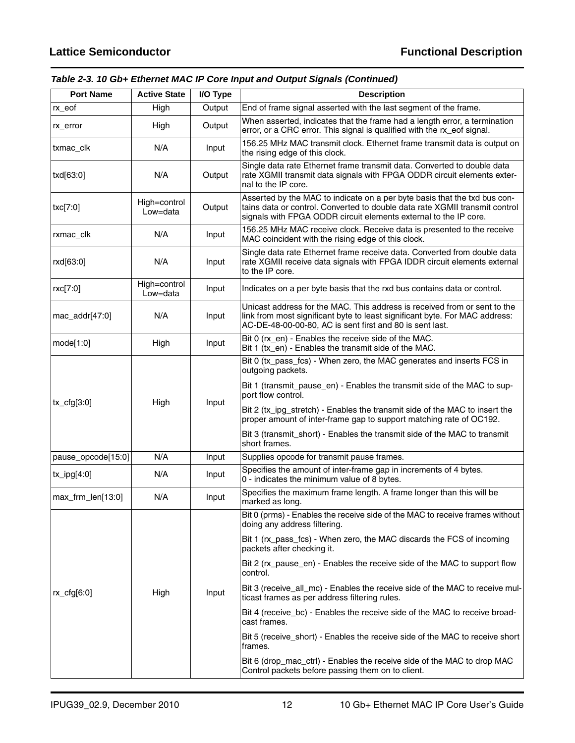**Table 2-3. 10 Gb+ Ethernet MAC IP Core Input and Output Signals (Continued)**

| Port Name | Active State | I/O Type | Description |
|---|---|---|---|
| rx_eof | High | Output | End of frame signal asserted with the last segment of the frame. |
| rx_error | High | Output | When asserted, indicates that the frame had a length error, a termination error, or a CRC error. This signal is qualified with the rx_eof signal. |
| txmac_clk | N/A | Input | 156.25 MHz MAC transmit clock. Ethernet frame transmit data is output on the rising edge of this clock. |
| txd[63:0] | N/A | Output | Single data rate Ethernet frame transmit data. Converted to double data rate XGMII transmit data signals with FPGA ODDR circuit elements external to the IP core. |
| txc[7:0] | High=control Low=data | Output | Asserted by the MAC to indicate on a per byte basis that the txd bus contains data or control. Converted to double data rate XGMII transmit control signals with FPGA ODDR circuit elements external to the IP core. |
| rxmac_clk | N/A | Input | 156.25 MHz MAC receive clock. Receive data is presented to the receive MAC coincident with the rising edge of this clock. |
| rxd[63:0] | N/A | Input | Single data rate Ethernet frame receive data. Converted from double data rate XGMII receive data signals with FPGA IDDR circuit elements external to the IP core. |
| rxc[7:0] | High=control Low=data | Input | Indicates on a per byte basis that the rxd bus contains data or control. |
| mac_addr[47:0] | N/A | Input | Unicast address for the MAC. This address is received from or sent to the link from most significant byte to least significant byte. For MAC address: AC-DE-48-00-00-80, AC is sent first and 80 is sent last. |
| mode[1:0] | High | Input | Bit 0 (rx_en) - Enables the receive side of the MAC.<br>Bit 1 (tx_en) - Enables the transmit side of the MAC. |
| tx_cfg[3:0] | High | Input | Bit 0 (tx_pass_fcs) - When zero, the MAC generates and inserts FCS in outgoing packets.<br><br>Bit 1 (transmit_pause_en) - Enables the transmit side of the MAC to support flow control.<br><br>Bit 2 (tx_ipg_stretch) - Enables the transmit side of the MAC to insert the proper amount of inter-frame gap to support matching rate of OC192.<br><br>Bit 3 (transmit_short) - Enables the transmit side of the MAC to transmit short frames. |
| pause_opcode[15:0] | N/A | Input | Supplies opcode for transmit pause frames. |
| tx_ipg[4:0] | N/A | Input | Specifies the amount of inter-frame gap in increments of 4 bytes.<br>0 - indicates the minimum value of 8 bytes. |
| max_frm_len[13:0] | N/A | Input | Specifies the maximum frame length. A frame longer than this will be marked as long. |
| rx_cfg[6:0] | High | Input | Bit 0 (prms) - Enables the receive side of the MAC to receive frames without doing any address filtering.<br><br>Bit 1 (rx_pass_fcs) - When zero, the MAC discards the FCS of incoming packets after checking it.<br><br>Bit 2 (rx_pause_en) - Enables the receive side of the MAC to support flow control.<br><br>Bit 3 (receive_all_mc) - Enables the receive side of the MAC to receive multicast frames as per address filtering rules.<br><br>Bit 4 (receive_bc) - Enables the receive side of the MAC to receive broadcast frames.<br><br>Bit 5 (receive_short) - Enables the receive side of the MAC to receive short frames.<br><br>Bit 6 (drop_mac_ctrl) - Enables the receive side of the MAC to drop MAC Control packets before passing them on to client. |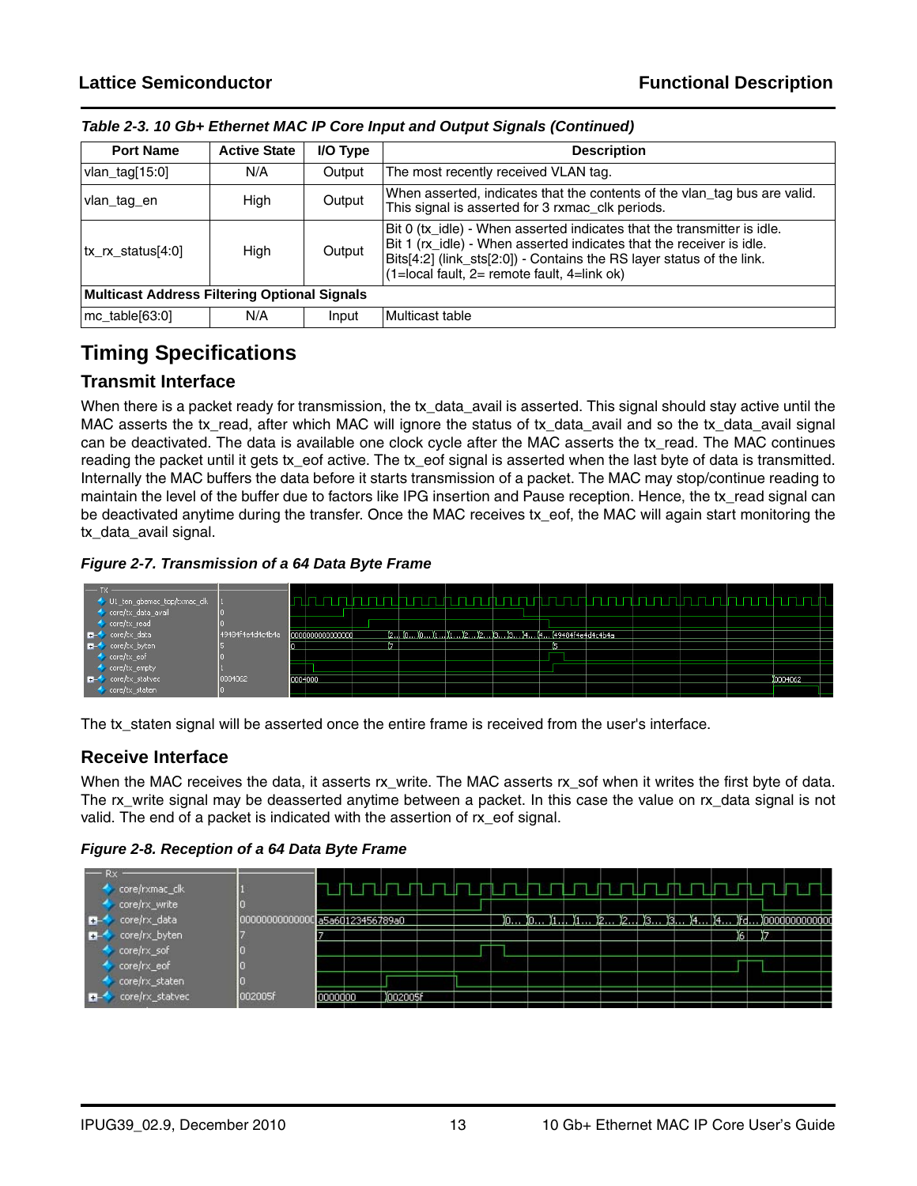*Table 2-3. 10 Gb+ Ethernet MAC IP Core Input and Output Signals (Continued)*

| Port Name | Active State | I/O Type | Description |
|---|---|---|---|
| vlan_tag[15:0] | N/A | Output | The most recently received VLAN tag. |
| vlan_tag_en | High | Output | When asserted, indicates that the contents of the vlan_tag bus are valid. This signal is asserted for 3 rxmac_clk periods. |
| tx_rx_status[4:0] | High | Output | Bit 0 (tx_idle) - When asserted indicates that the transmitter is idle.<br>Bit 1 (rx_idle) - When asserted indicates that the receiver is idle.<br>Bits[4:2] (link_sts[2:0]) - Contains the RS layer status of the link.<br>(1=local fault, 2= remote fault, 4=link ok) |
| **Multicast Address Filtering Optional Signals** | | | |
| mc_table[63:0] | N/A | Input | Multicast table |

## Timing Specifications

### Transmit Interface

When there is a packet ready for transmission, the tx_data_avail is asserted. This signal should stay active until the MAC asserts the tx_read, after which MAC will ignore the status of tx_data_avail and so the tx_data_avail signal can be deactivated. The data is available one clock cycle after the MAC asserts the tx_read. The MAC continues reading the packet until it gets tx_eof active. The tx_eof signal is asserted when the last byte of data is transmitted. Internally the MAC buffers the data before it starts transmission of a packet. The MAC may stop/continue reading to maintain the level of the buffer due to factors like IPG insertion and Pause reception. Hence, the tx_read signal can be deactivated anytime during the transfer. Once the MAC receives tx_eof, the MAC will again start monitoring the tx_data_avail signal.

*Figure 2-7. Transmission of a 64 Data Byte Frame*

The tx_staten signal will be asserted once the entire frame is received from the user's interface.

### Receive Interface

When the MAC receives the data, it asserts rx_write. The MAC asserts rx_sof when it writes the first byte of data. The rx_write signal may be deasserted anytime between a packet. In this case the value on rx_data signal is not valid. The end of a packet is indicated with the assertion of rx_eof signal.

*Figure 2-8. Reception of a 64 Data Byte Frame*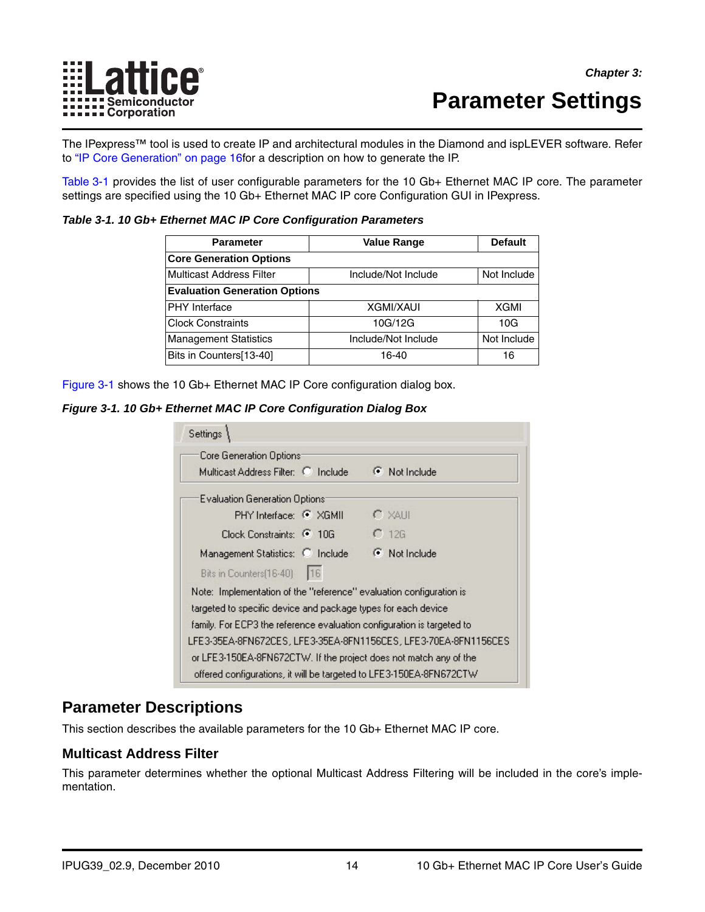# Chapter 3: Parameter Settings

The IPexpress™ tool is used to create IP and architectural modules in the Diamond and ispLEVER software. Refer to "IP Core Generation" on page 16for a description on how to generate the IP.

Table 3-1 provides the list of user configurable parameters for the 10 Gb+ Ethernet MAC IP core. The parameter settings are specified using the 10 Gb+ Ethernet MAC IP core Configuration GUI in IPexpress.

***Table 3-1. 10 Gb+ Ethernet MAC IP Core Configuration Parameters***

| Parameter | Value Range | Default |
|---|---|---|
| **Core Generation Options** | | |
| Multicast Address Filter | Include/Not Include | Not Include |
| **Evaluation Generation Options** | | |
| PHY Interface | XGMI/XAUI | XGMI |
| Clock Constraints | 10G/12G | 10G |
| Management Statistics | Include/Not Include | Not Include |
| Bits in Counters[13-40] | 16-40 | 16 |

Figure 3-1 shows the 10 Gb+ Ethernet MAC IP Core configuration dialog box.

***Figure 3-1. 10 Gb+ Ethernet MAC IP Core Configuration Dialog Box***

Settings

Core Generation Options
Multicast Address Filter: ○ Include ◉ Not Include

Evaluation Generation Options
PHY Interface: ◉ XGMII ○ XAUI
Clock Constraints: ◉ 10G ○ 12G
Management Statistics: ○ Include ◉ Not Include
Bits in Counters(16-40) 16

Note: Implementation of the "reference" evaluation configuration is targeted to specific device and package types for each device family. For ECP3 the reference evaluation configuration is targeted to LFE3-35EA-8FN672CES, LFE3-35EA-8FN1156CES, LFE3-70EA-8FN1156CES or LFE3-150EA-8FN672CTW. If the project does not match any of the offered configurations, it will be targeted to LFE3-150EA-8FN672CTW

## Parameter Descriptions

This section describes the available parameters for the 10 Gb+ Ethernet MAC IP core.

### Multicast Address Filter

This parameter determines whether the optional Multicast Address Filtering will be included in the core's implementation.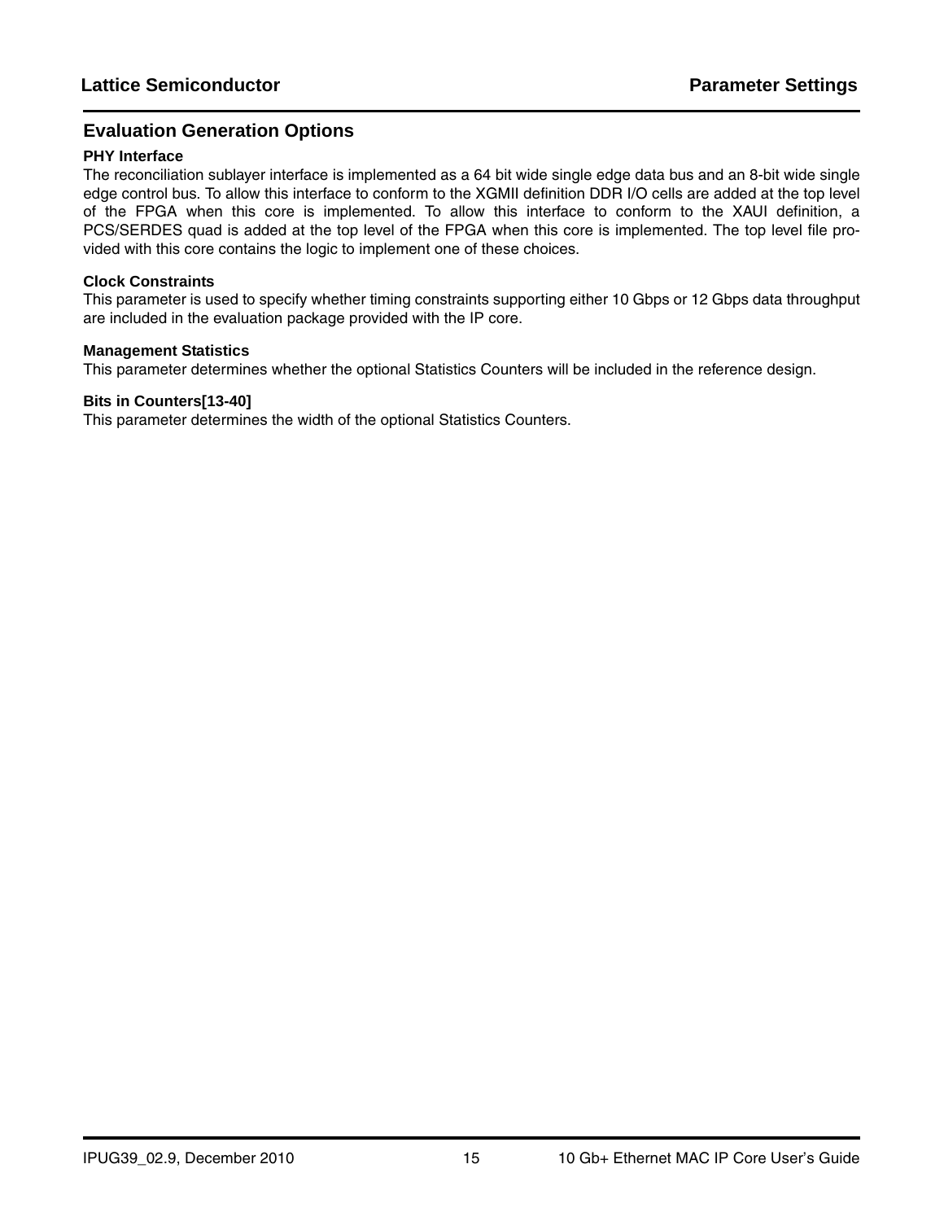## Evaluation Generation Options

### PHY Interface

The reconciliation sublayer interface is implemented as a 64 bit wide single edge data bus and an 8-bit wide single edge control bus. To allow this interface to conform to the XGMII definition DDR I/O cells are added at the top level of the FPGA when this core is implemented. To allow this interface to conform to the XAUI definition, a PCS/SERDES quad is added at the top level of the FPGA when this core is implemented. The top level file provided with this core contains the logic to implement one of these choices.

### Clock Constraints

This parameter is used to specify whether timing constraints supporting either 10 Gbps or 12 Gbps data throughput are included in the evaluation package provided with the IP core.

### Management Statistics

This parameter determines whether the optional Statistics Counters will be included in the reference design.

### Bits in Counters[13-40]

This parameter determines the width of the optional Statistics Counters.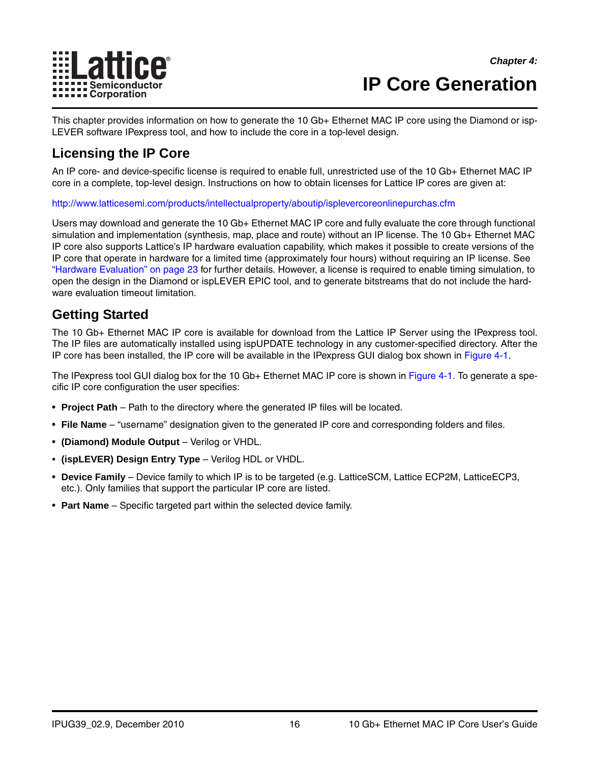*Chapter 4:*

# IP Core Generation

This chapter provides information on how to generate the 10 Gb+ Ethernet MAC IP core using the Diamond or ispLEVER software IPexpress tool, and how to include the core in a top-level design.

## Licensing the IP Core

An IP core- and device-specific license is required to enable full, unrestricted use of the 10 Gb+ Ethernet MAC IP core in a complete, top-level design. Instructions on how to obtain licenses for Lattice IP cores are given at:

http://www.latticesemi.com/products/intellectualproperty/aboutip/isplevercoreonlinepurchas.cfm

Users may download and generate the 10 Gb+ Ethernet MAC IP core and fully evaluate the core through functional simulation and implementation (synthesis, map, place and route) without an IP license. The 10 Gb+ Ethernet MAC IP core also supports Lattice's IP hardware evaluation capability, which makes it possible to create versions of the IP core that operate in hardware for a limited time (approximately four hours) without requiring an IP license. See "Hardware Evaluation" on page 23 for further details. However, a license is required to enable timing simulation, to open the design in the Diamond or ispLEVER EPIC tool, and to generate bitstreams that do not include the hardware evaluation timeout limitation.

## Getting Started

The 10 Gb+ Ethernet MAC IP core is available for download from the Lattice IP Server using the IPexpress tool. The IP files are automatically installed using ispUPDATE technology in any customer-specified directory. After the IP core has been installed, the IP core will be available in the IPexpress GUI dialog box shown in Figure 4-1.

The IPexpress tool GUI dialog box for the 10 Gb+ Ethernet MAC IP core is shown in Figure 4-1. To generate a specific IP core configuration the user specifies:

- **Project Path** – Path to the directory where the generated IP files will be located.
- **File Name** – "username" designation given to the generated IP core and corresponding folders and files.
- **(Diamond) Module Output** – Verilog or VHDL.
- **(ispLEVER) Design Entry Type** – Verilog HDL or VHDL.
- **Device Family** – Device family to which IP is to be targeted (e.g. LatticeSCM, Lattice ECP2M, LatticeECP3, etc.). Only families that support the particular IP core are listed.
- **Part Name** – Specific targeted part within the selected device family.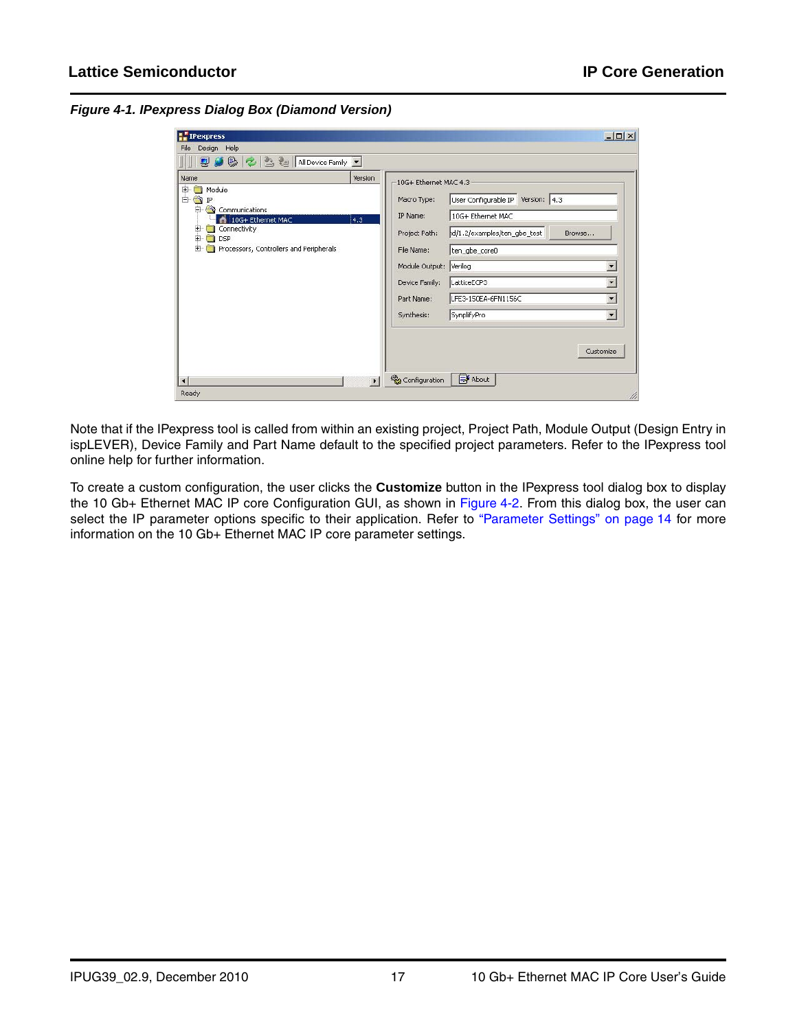*Figure 4-1. IPexpress Dialog Box (Diamond Version)*

Note that if the IPexpress tool is called from within an existing project, Project Path, Module Output (Design Entry in ispLEVER), Device Family and Part Name default to the specified project parameters. Refer to the IPexpress tool online help for further information.

To create a custom configuration, the user clicks the **Customize** button in the IPexpress tool dialog box to display the 10 Gb+ Ethernet MAC IP core Configuration GUI, as shown in Figure 4-2. From this dialog box, the user can select the IP parameter options specific to their application. Refer to "Parameter Settings" on page 14 for more information on the 10 Gb+ Ethernet MAC IP core parameter settings.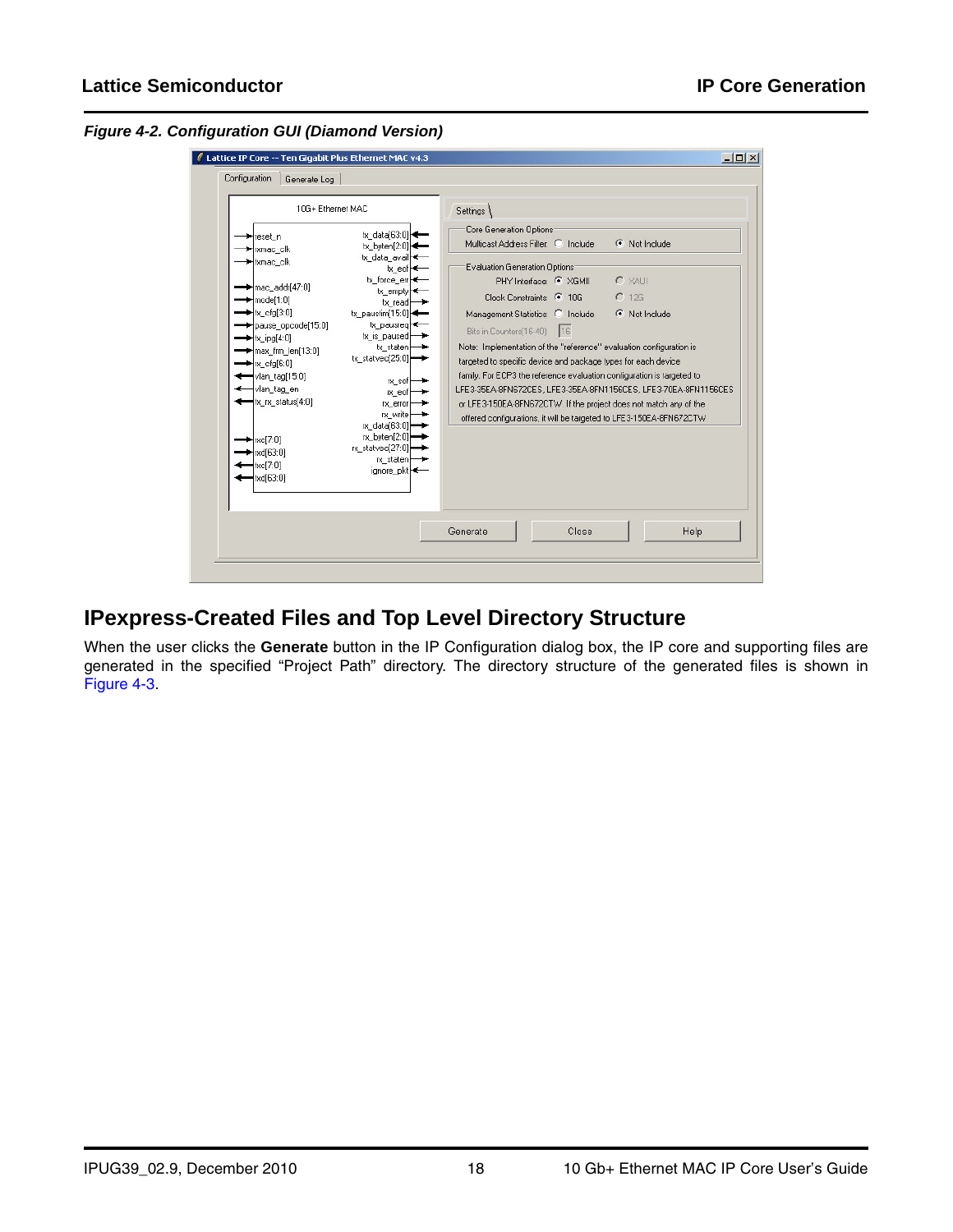*Figure 4-2. Configuration GUI (Diamond Version)*

## IPexpress-Created Files and Top Level Directory Structure

When the user clicks the **Generate** button in the IP Configuration dialog box, the IP core and supporting files are generated in the specified “Project Path” directory. The directory structure of the generated files is shown in Figure 4-3.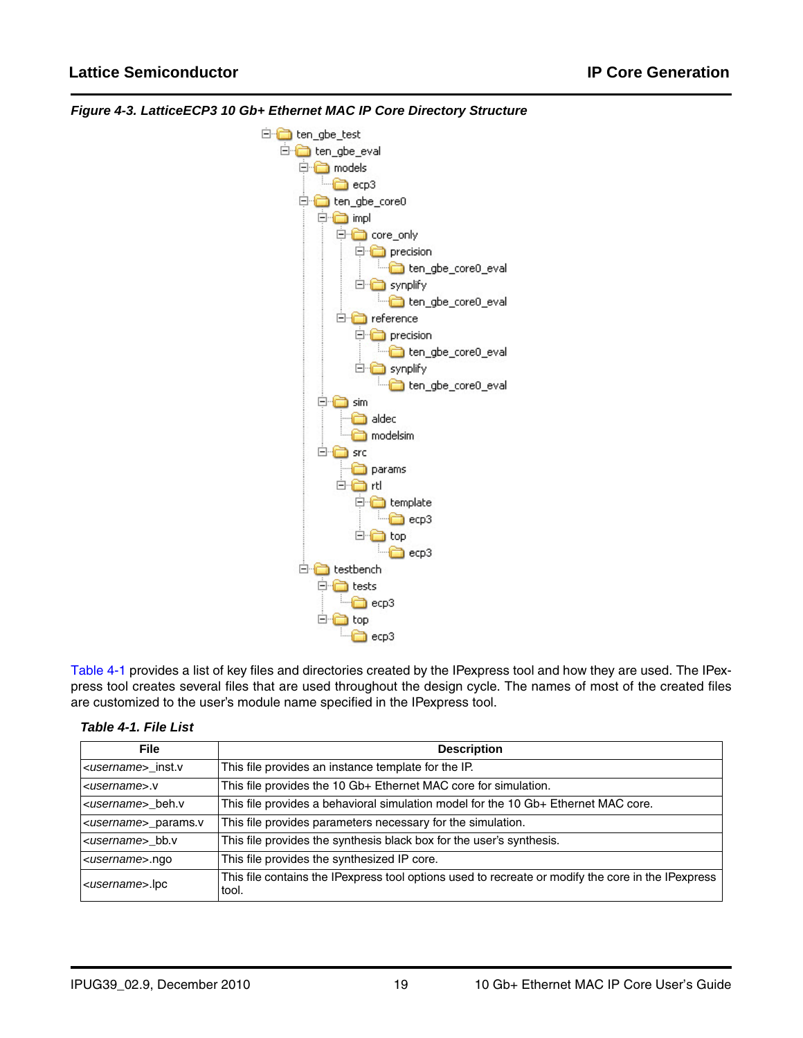*Figure 4-3. LatticeECP3 10 Gb+ Ethernet MAC IP Core Directory Structure*

```
ten_gbe_test
└── ten_gbe_eval
    ├── models
    │   └── ecp3
    ├── ten_gbe_core0
    │   ├── impl
    │   │   ├── core_only
    │   │   │   ├── precision
    │   │   │   │   └── ten_gbe_core0_eval
    │   │   │   └── synplify
    │   │   │       └── ten_gbe_core0_eval
    │   │   └── reference
    │   │       ├── precision
    │   │       │   └── ten_gbe_core0_eval
    │   │       └── synplify
    │   │           └── ten_gbe_core0_eval
    │   ├── sim
    │   │   ├── aldec
    │   │   └── modelsim
    │   └── src
    │       ├── params
    │       └── rtl
    │           ├── template
    │           │   └── ecp3
    │           └── top
    │               └── ecp3
    └── testbench
        ├── tests
        │   └── ecp3
        └── top
            └── ecp3
```

Table 4-1 provides a list of key files and directories created by the IPexpress tool and how they are used. The IPexpress tool creates several files that are used throughout the design cycle. The names of most of the created files are customized to the user's module name specified in the IPexpress tool.

*Table 4-1. File List*

| File | Description |
|---|---|
| *<username>*_inst.v | This file provides an instance template for the IP. |
| *<username>*.v | This file provides the 10 Gb+ Ethernet MAC core for simulation. |
| *<username>*_beh.v | This file provides a behavioral simulation model for the 10 Gb+ Ethernet MAC core. |
| *<username>*_params.v | This file provides parameters necessary for the simulation. |
| *<username>*_bb.v | This file provides the synthesis black box for the user's synthesis. |
| *<username>*.ngo | This file provides the synthesized IP core. |
| *<username>*.lpc | This file contains the IPexpress tool options used to recreate or modify the core in the IPexpress tool. |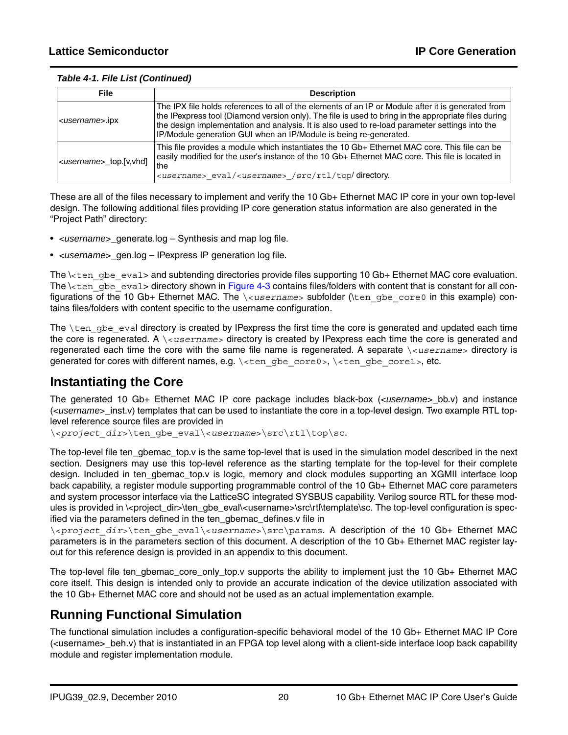*Table 4-1. File List (Continued)*

| File | Description |
| --- | --- |
| *<username>*.ipx | The IPX file holds references to all of the elements of an IP or Module after it is generated from the IPexpress tool (Diamond version only). The file is used to bring in the appropriate files during the design implementation and analysis. It is also used to re-load parameter settings into the IP/Module generation GUI when an IP/Module is being re-generated. |
| *<username>*_top.[v,vhd] | This file provides a module which instantiates the 10 Gb+ Ethernet MAC core. This file can be easily modified for the user's instance of the 10 Gb+ Ethernet MAC core. This file is located in the `<username>_eval/<username>_/src/rtl/top/` directory. |

These are all of the files necessary to implement and verify the 10 Gb+ Ethernet MAC IP core in your own top-level design. The following additional files providing IP core generation status information are also generated in the "Project Path" directory:

- *<username>*_generate.log – Synthesis and map log file.
- *<username>*_gen.log – IPexpress IP generation log file.

The `\<ten_gbe_eval>` and subtending directories provide files supporting 10 Gb+ Ethernet MAC core evaluation. The `\<ten_gbe_eval>` directory shown in Figure 4-3 contains files/folders with content that is constant for all configurations of the 10 Gb+ Ethernet MAC. The `\<username>` subfolder (`\ten_gbe_core0` in this example) contains files/folders with content specific to the username configuration.

The `\ten_gbe_eval` directory is created by IPexpress the first time the core is generated and updated each time the core is regenerated. A `\<username>` directory is created by IPexpress each time the core is generated and regenerated each time the core with the same file name is regenerated. A separate `\<username>` directory is generated for cores with different names, e.g. `\<ten_gbe_core0>`, `\<ten_gbe_core1>`, etc.

## Instantiating the Core

The generated 10 Gb+ Ethernet MAC IP core package includes black-box (*<username>*_bb.v) and instance (*<username>*_inst.v) templates that can be used to instantiate the core in a top-level design. Two example RTL top-level reference source files are provided in `\<project_dir>\ten_gbe_eval\<username>\src\rtl\top\sc`.

The top-level file ten_gbemac_top.v is the same top-level that is used in the simulation model described in the next section. Designers may use this top-level reference as the starting template for the top-level for their complete design. Included in ten_gbemac_top.v is logic, memory and clock modules supporting an XGMII interface loop back capability, a register module supporting programmable control of the 10 Gb+ Ethernet MAC core parameters and system processor interface via the LatticeSC integrated SYSBUS capability. Verilog source RTL for these modules is provided in \<project_dir>\ten_gbe_eval\<username>\src\rtl\template\sc. The top-level configuration is specified via the parameters defined in the ten_gbemac_defines.v file in `\<project_dir>\ten_gbe_eval\<username>\src\params`. A description of the 10 Gb+ Ethernet MAC parameters is in the parameters section of this document. A description of the 10 Gb+ Ethernet MAC register layout for this reference design is provided in an appendix to this document.

The top-level file ten_gbemac_core_only_top.v supports the ability to implement just the 10 Gb+ Ethernet MAC core itself. This design is intended only to provide an accurate indication of the device utilization associated with the 10 Gb+ Ethernet MAC core and should not be used as an actual implementation example.

## Running Functional Simulation

The functional simulation includes a configuration-specific behavioral model of the 10 Gb+ Ethernet MAC IP Core (<username>_beh.v) that is instantiated in an FPGA top level along with a client-side interface loop back capability module and register implementation module.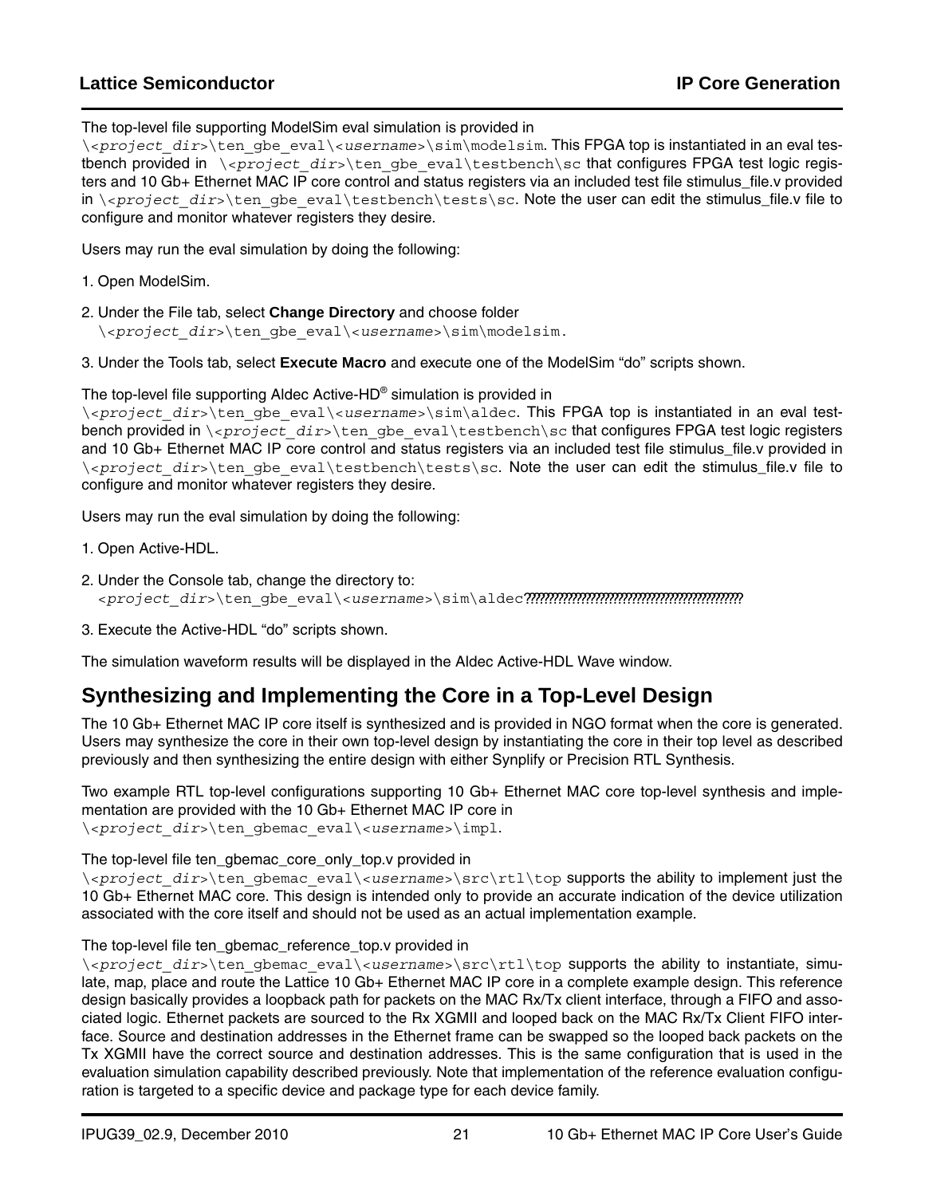The top-level file supporting ModelSim eval simulation is provided in `\<project_dir>\ten_gbe_eval\<username>\sim\modelsim`. This FPGA top is instantiated in an eval testbench provided in `\<project_dir>\ten_gbe_eval\testbench\sc` that configures FPGA test logic registers and 10 Gb+ Ethernet MAC IP core control and status registers via an included test file stimulus_file.v provided in `\<project_dir>\ten_gbe_eval\testbench\tests\sc`. Note the user can edit the stimulus_file.v file to configure and monitor whatever registers they desire.

Users may run the eval simulation by doing the following:

1. Open ModelSim.
2. Under the File tab, select **Change Directory** and choose folder `\<project_dir>\ten_gbe_eval\<username>\sim\modelsim`.
3. Under the Tools tab, select **Execute Macro** and execute one of the ModelSim “do” scripts shown.

The top-level file supporting Aldec Active-HD® simulation is provided in `\<project_dir>\ten_gbe_eval\<username>\sim\aldec`. This FPGA top is instantiated in an eval testbench provided in `\<project_dir>\ten_gbe_eval\testbench\sc` that configures FPGA test logic registers and 10 Gb+ Ethernet MAC IP core control and status registers via an included test file stimulus_file.v provided in `\<project_dir>\ten_gbe_eval\testbench\tests\sc`. Note the user can edit the stimulus_file.v file to configure and monitor whatever registers they desire.

Users may run the eval simulation by doing the following:

1. Open Active-HDL.
2. Under the Console tab, change the directory to: `<project_dir>\ten_gbe_eval\<username>\sim\aldec`??????????????????????????????????????????????????
3. Execute the Active-HDL “do” scripts shown.

The simulation waveform results will be displayed in the Aldec Active-HDL Wave window.

## Synthesizing and Implementing the Core in a Top-Level Design

The 10 Gb+ Ethernet MAC IP core itself is synthesized and is provided in NGO format when the core is generated. Users may synthesize the core in their own top-level design by instantiating the core in their top level as described previously and then synthesizing the entire design with either Synplify or Precision RTL Synthesis.

Two example RTL top-level configurations supporting 10 Gb+ Ethernet MAC core top-level synthesis and implementation are provided with the 10 Gb+ Ethernet MAC IP core in `\<project_dir>\ten_gbemac_eval\<username>\impl`.

The top-level file ten_gbemac_core_only_top.v provided in `\<project_dir>\ten_gbemac_eval\<username>\src\rtl\top` supports the ability to implement just the 10 Gb+ Ethernet MAC core. This design is intended only to provide an accurate indication of the device utilization associated with the core itself and should not be used as an actual implementation example.

The top-level file ten_gbemac_reference_top.v provided in `\<project_dir>\ten_gbemac_eval\<username>\src\rtl\top` supports the ability to instantiate, simulate, map, place and route the Lattice 10 Gb+ Ethernet MAC IP core in a complete example design. This reference design basically provides a loopback path for packets on the MAC Rx/Tx client interface, through a FIFO and associated logic. Ethernet packets are sourced to the Rx XGMII and looped back on the MAC Rx/Tx Client FIFO interface. Source and destination addresses in the Ethernet frame can be swapped so the looped back packets on the Tx XGMII have the correct source and destination addresses. This is the same configuration that is used in the evaluation simulation capability described previously. Note that implementation of the reference evaluation configuration is targeted to a specific device and package type for each device family.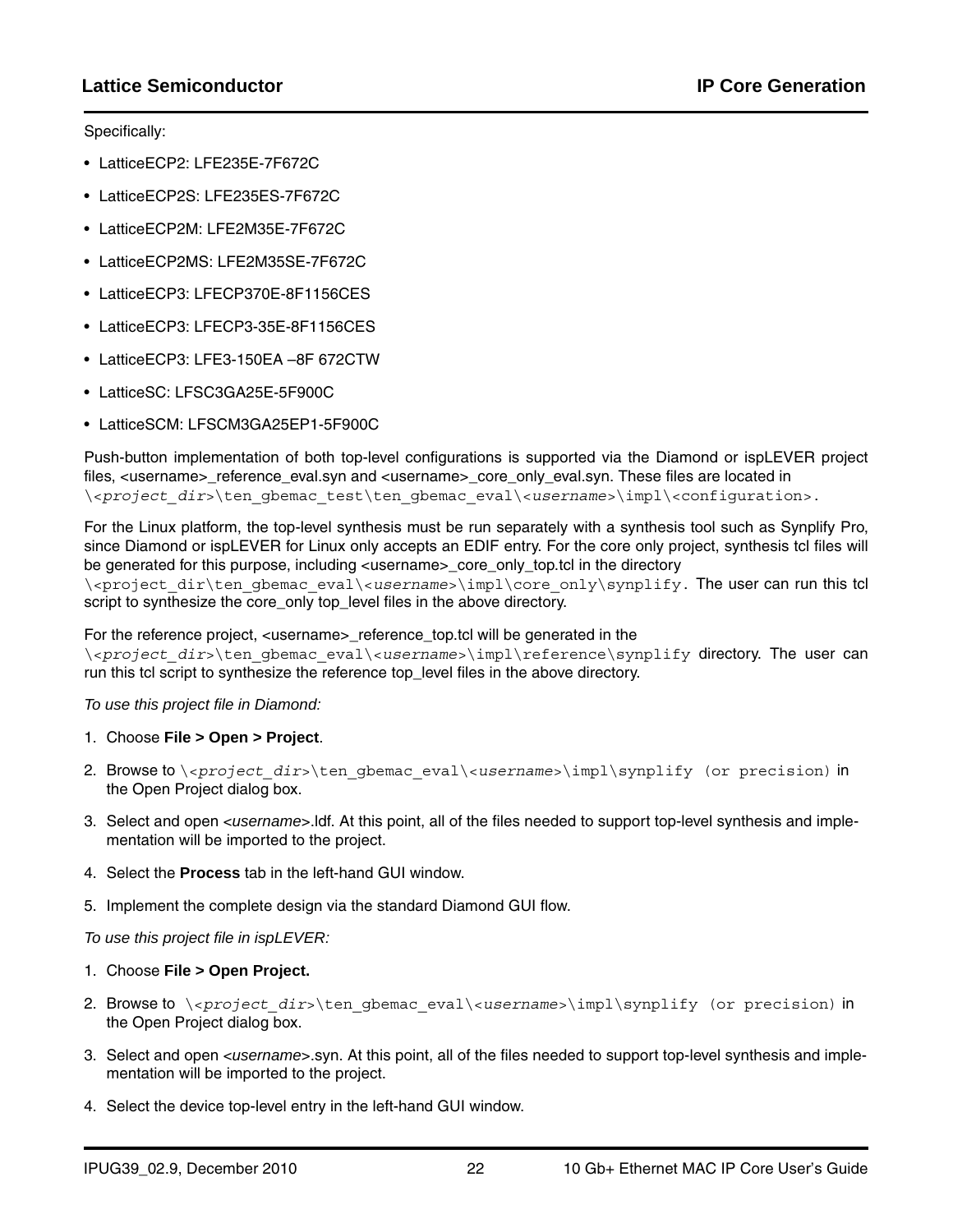Specifically:

- LatticeECP2: LFE235E-7F672C
- LatticeECP2S: LFE235ES-7F672C
- LatticeECP2M: LFE2M35E-7F672C
- LatticeECP2MS: LFE2M35SE-7F672C
- LatticeECP3: LFECP370E-8F1156CES
- LatticeECP3: LFECP3-35E-8F1156CES
- LatticeECP3: LFE3-150EA –8F 672CTW
- LatticeSC: LFSC3GA25E-5F900C
- LatticeSCM: LFSCM3GA25EP1-5F900C

Push-button implementation of both top-level configurations is supported via the Diamond or ispLEVER project files, <username>_reference_eval.syn and <username>_core_only_eval.syn. These files are located in `\<project_dir>\ten_gbemac_test\ten_gbemac_eval\<username>\impl\<configuration>.`

For the Linux platform, the top-level synthesis must be run separately with a synthesis tool such as Synplify Pro, since Diamond or ispLEVER for Linux only accepts an EDIF entry. For the core only project, synthesis tcl files will be generated for this purpose, including <username>_core_only_top.tcl in the directory `\<project_dir\ten_gbemac_eval\<username>\impl\core_only\synplify`. The user can run this tcl script to synthesize the core_only top_level files in the above directory.

For the reference project, <username>_reference_top.tcl will be generated in the `\<project_dir>\ten_gbemac_eval\<username>\impl\reference\synplify` directory. The user can run this tcl script to synthesize the reference top_level files in the above directory.

*To use this project file in Diamond:*

1. Choose **File > Open > Project**.
2. Browse to `\<project_dir>\ten_gbemac_eval\<username>\impl\synplify (or precision)` in the Open Project dialog box.
3. Select and open <*username*>.ldf. At this point, all of the files needed to support top-level synthesis and implementation will be imported to the project.
4. Select the **Process** tab in the left-hand GUI window.
5. Implement the complete design via the standard Diamond GUI flow.

*To use this project file in ispLEVER:*

1. Choose **File > Open Project.**
2. Browse to `\<project_dir>\ten_gbemac_eval\<username>\impl\synplify (or precision)` in the Open Project dialog box.
3. Select and open <*username*>.syn. At this point, all of the files needed to support top-level synthesis and implementation will be imported to the project.
4. Select the device top-level entry in the left-hand GUI window.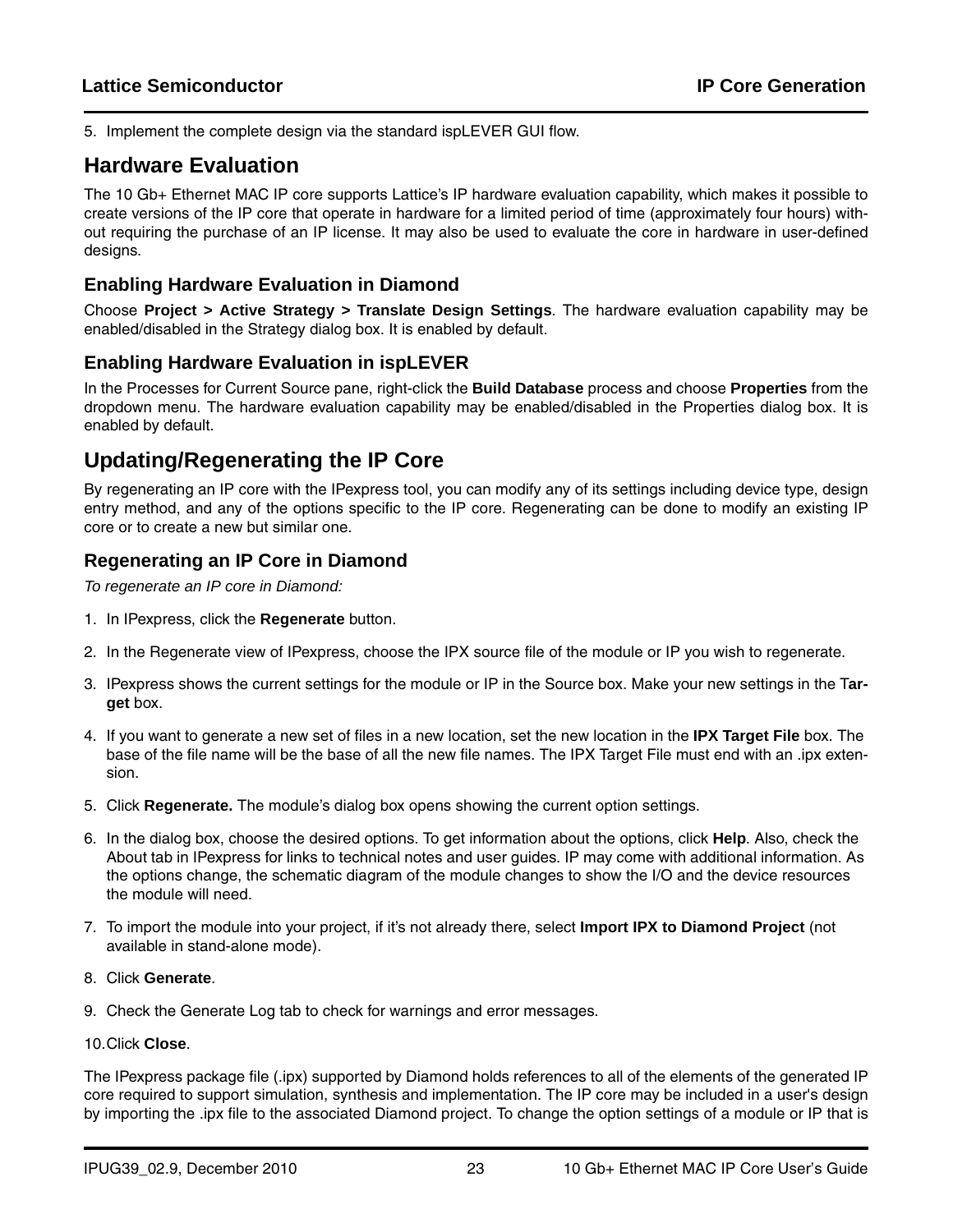5. Implement the complete design via the standard ispLEVER GUI flow.

## Hardware Evaluation

The 10 Gb+ Ethernet MAC IP core supports Lattice's IP hardware evaluation capability, which makes it possible to create versions of the IP core that operate in hardware for a limited period of time (approximately four hours) without requiring the purchase of an IP license. It may also be used to evaluate the core in hardware in user-defined designs.

### Enabling Hardware Evaluation in Diamond

Choose **Project > Active Strategy > Translate Design Settings**. The hardware evaluation capability may be enabled/disabled in the Strategy dialog box. It is enabled by default.

### Enabling Hardware Evaluation in ispLEVER

In the Processes for Current Source pane, right-click the **Build Database** process and choose **Properties** from the dropdown menu. The hardware evaluation capability may be enabled/disabled in the Properties dialog box. It is enabled by default.

## Updating/Regenerating the IP Core

By regenerating an IP core with the IPexpress tool, you can modify any of its settings including device type, design entry method, and any of the options specific to the IP core. Regenerating can be done to modify an existing IP core or to create a new but similar one.

### Regenerating an IP Core in Diamond

*To regenerate an IP core in Diamond:*

1. In IPexpress, click the **Regenerate** button.
2. In the Regenerate view of IPexpress, choose the IPX source file of the module or IP you wish to regenerate.
3. IPexpress shows the current settings for the module or IP in the Source box. Make your new settings in the T**arget** box.
4. If you want to generate a new set of files in a new location, set the new location in the **IPX Target File** box. The base of the file name will be the base of all the new file names. The IPX Target File must end with an .ipx extension.
5. Click **Regenerate.** The module's dialog box opens showing the current option settings.
6. In the dialog box, choose the desired options. To get information about the options, click **Help**. Also, check the About tab in IPexpress for links to technical notes and user guides. IP may come with additional information. As the options change, the schematic diagram of the module changes to show the I/O and the device resources the module will need.
7. To import the module into your project, if it's not already there, select **Import IPX to Diamond Project** (not available in stand-alone mode).
8. Click **Generate**.
9. Check the Generate Log tab to check for warnings and error messages.
10. Click **Close**.

The IPexpress package file (.ipx) supported by Diamond holds references to all of the elements of the generated IP core required to support simulation, synthesis and implementation. The IP core may be included in a user's design by importing the .ipx file to the associated Diamond project. To change the option settings of a module or IP that is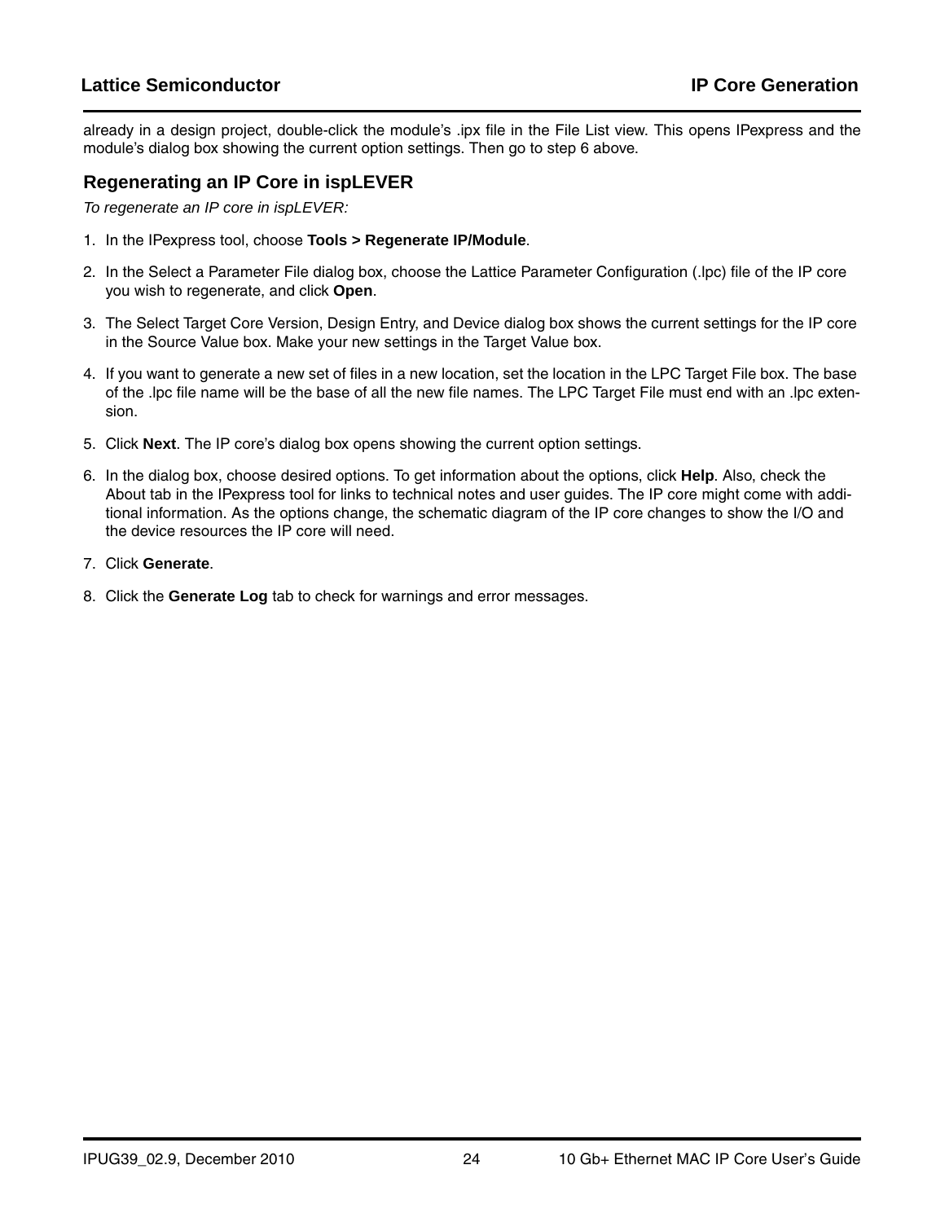already in a design project, double-click the module's .ipx file in the File List view. This opens IPexpress and the module's dialog box showing the current option settings. Then go to step 6 above.

## Regenerating an IP Core in ispLEVER

*To regenerate an IP core in ispLEVER:*

1. In the IPexpress tool, choose **Tools > Regenerate IP/Module**.
2. In the Select a Parameter File dialog box, choose the Lattice Parameter Configuration (.lpc) file of the IP core you wish to regenerate, and click **Open**.
3. The Select Target Core Version, Design Entry, and Device dialog box shows the current settings for the IP core in the Source Value box. Make your new settings in the Target Value box.
4. If you want to generate a new set of files in a new location, set the location in the LPC Target File box. The base of the .lpc file name will be the base of all the new file names. The LPC Target File must end with an .lpc extension.
5. Click **Next**. The IP core's dialog box opens showing the current option settings.
6. In the dialog box, choose desired options. To get information about the options, click **Help**. Also, check the About tab in the IPexpress tool for links to technical notes and user guides. The IP core might come with additional information. As the options change, the schematic diagram of the IP core changes to show the I/O and the device resources the IP core will need.
7. Click **Generate**.
8. Click the **Generate Log** tab to check for warnings and error messages.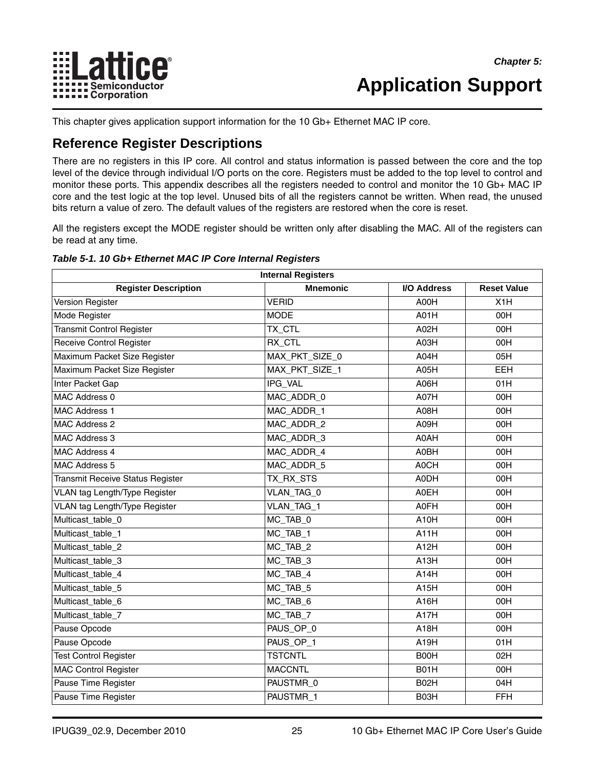# Chapter 5: Application Support

This chapter gives application support information for the 10 Gb+ Ethernet MAC IP core.

## Reference Register Descriptions

There are no registers in this IP core. All control and status information is passed between the core and the top level of the device through individual I/O ports on the core. Registers must be added to the top level to control and monitor these ports. This appendix describes all the registers needed to control and monitor the 10 Gb+ MAC IP core and the test logic at the top level. Unused bits of all the registers cannot be written. When read, the unused bits return a value of zero. The default values of the registers are restored when the core is reset.

All the registers except the MODE register should be written only after disabling the MAC. All of the registers can be read at any time.

***Table 5-1. 10 Gb+ Ethernet MAC IP Core Internal Registers***

| Internal Registers | | | |
|---|---|---|---|
| **Register Description** | **Mnemonic** | **I/O Address** | **Reset Value** |
| Version Register | VERID | A00H | X1H |
| Mode Register | MODE | A01H | 00H |
| Transmit Control Register | TX_CTL | A02H | 00H |
| Receive Control Register | RX_CTL | A03H | 00H |
| Maximum Packet Size Register | MAX_PKT_SIZE_0 | A04H | 05H |
| Maximum Packet Size Register | MAX_PKT_SIZE_1 | A05H | EEH |
| Inter Packet Gap | IPG_VAL | A06H | 01H |
| MAC Address 0 | MAC_ADDR_0 | A07H | 00H |
| MAC Address 1 | MAC_ADDR_1 | A08H | 00H |
| MAC Address 2 | MAC_ADDR_2 | A09H | 00H |
| MAC Address 3 | MAC_ADDR_3 | A0AH | 00H |
| MAC Address 4 | MAC_ADDR_4 | A0BH | 00H |
| MAC Address 5 | MAC_ADDR_5 | A0CH | 00H |
| Transmit Receive Status Register | TX_RX_STS | A0DH | 00H |
| VLAN tag Length/Type Register | VLAN_TAG_0 | A0EH | 00H |
| VLAN tag Length/Type Register | VLAN_TAG_1 | A0FH | 00H |
| Multicast_table_0 | MC_TAB_0 | A10H | 00H |
| Multicast_table_1 | MC_TAB_1 | A11H | 00H |
| Multicast_table_2 | MC_TAB_2 | A12H | 00H |
| Multicast_table_3 | MC_TAB_3 | A13H | 00H |
| Multicast_table_4 | MC_TAB_4 | A14H | 00H |
| Multicast_table_5 | MC_TAB_5 | A15H | 00H |
| Multicast_table_6 | MC_TAB_6 | A16H | 00H |
| Multicast_table_7 | MC_TAB_7 | A17H | 00H |
| Pause Opcode | PAUS_OP_0 | A18H | 00H |
| Pause Opcode | PAUS_OP_1 | A19H | 01H |
| Test Control Register | TSTCNTL | B00H | 02H |
| MAC Control Register | MACCNTL | B01H | 00H |
| Pause Time Register | PAUSTMR_0 | B02H | 04H |
| Pause Time Register | PAUSTMR_1 | B03H | FFH |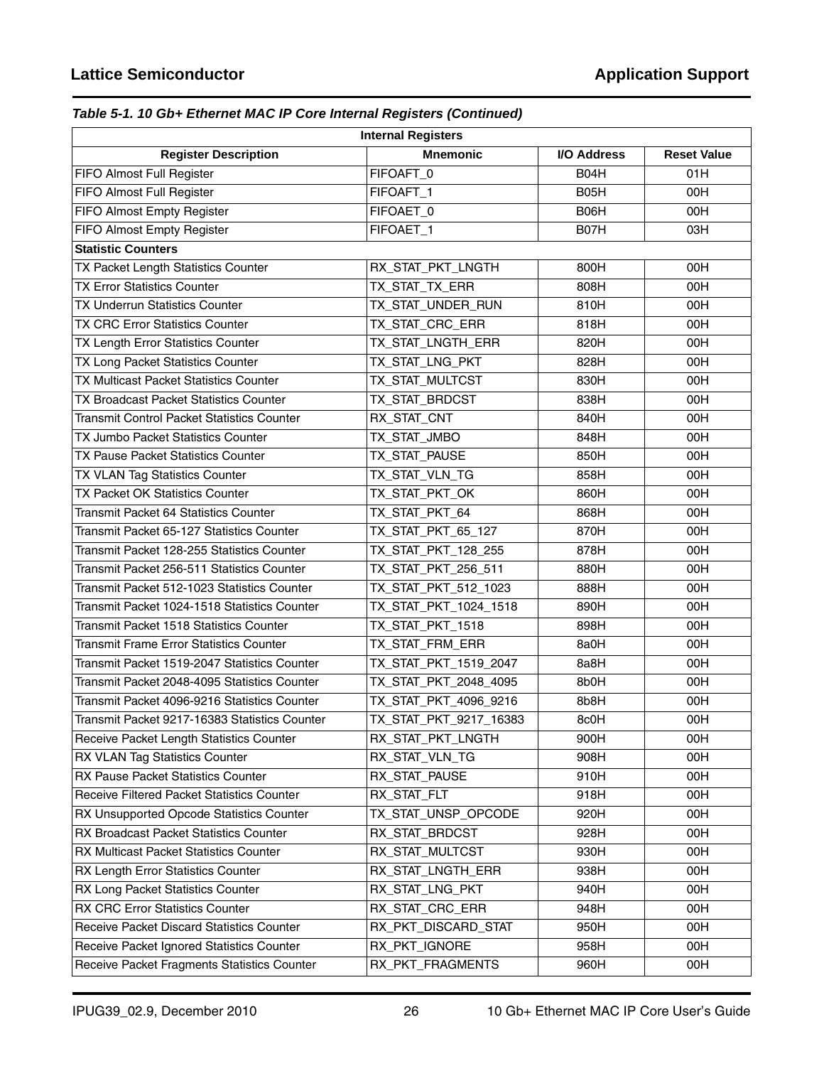*Table 5-1. 10 Gb+ Ethernet MAC IP Core Internal Registers (Continued)*

| Internal Registers | | | |
|---|---|---|---|
| **Register Description** | **Mnemonic** | **I/O Address** | **Reset Value** |
| FIFO Almost Full Register | FIFOAFT_0 | B04H | 01H |
| FIFO Almost Full Register | FIFOAFT_1 | B05H | 00H |
| FIFO Almost Empty Register | FIFOAET_0 | B06H | 00H |
| FIFO Almost Empty Register | FIFOAET_1 | B07H | 03H |
| **Statistic Counters** | | | |
| TX Packet Length Statistics Counter | RX_STAT_PKT_LNGTH | 800H | 00H |
| TX Error Statistics Counter | TX_STAT_TX_ERR | 808H | 00H |
| TX Underrun Statistics Counter | TX_STAT_UNDER_RUN | 810H | 00H |
| TX CRC Error Statistics Counter | TX_STAT_CRC_ERR | 818H | 00H |
| TX Length Error Statistics Counter | TX_STAT_LNGTH_ERR | 820H | 00H |
| TX Long Packet Statistics Counter | TX_STAT_LNG_PKT | 828H | 00H |
| TX Multicast Packet Statistics Counter | TX_STAT_MULTCST | 830H | 00H |
| TX Broadcast Packet Statistics Counter | TX_STAT_BRDCST | 838H | 00H |
| Transmit Control Packet Statistics Counter | RX_STAT_CNT | 840H | 00H |
| TX Jumbo Packet Statistics Counter | TX_STAT_JMBO | 848H | 00H |
| TX Pause Packet Statistics Counter | TX_STAT_PAUSE | 850H | 00H |
| TX VLAN Tag Statistics Counter | TX_STAT_VLN_TG | 858H | 00H |
| TX Packet OK Statistics Counter | TX_STAT_PKT_OK | 860H | 00H |
| Transmit Packet 64 Statistics Counter | TX_STAT_PKT_64 | 868H | 00H |
| Transmit Packet 65-127 Statistics Counter | TX_STAT_PKT_65_127 | 870H | 00H |
| Transmit Packet 128-255 Statistics Counter | TX_STAT_PKT_128_255 | 878H | 00H |
| Transmit Packet 256-511 Statistics Counter | TX_STAT_PKT_256_511 | 880H | 00H |
| Transmit Packet 512-1023 Statistics Counter | TX_STAT_PKT_512_1023 | 888H | 00H |
| Transmit Packet 1024-1518 Statistics Counter | TX_STAT_PKT_1024_1518 | 890H | 00H |
| Transmit Packet 1518 Statistics Counter | TX_STAT_PKT_1518 | 898H | 00H |
| Transmit Frame Error Statistics Counter | TX_STAT_FRM_ERR | 8a0H | 00H |
| Transmit Packet 1519-2047 Statistics Counter | TX_STAT_PKT_1519_2047 | 8a8H | 00H |
| Transmit Packet 2048-4095 Statistics Counter | TX_STAT_PKT_2048_4095 | 8b0H | 00H |
| Transmit Packet 4096-9216 Statistics Counter | TX_STAT_PKT_4096_9216 | 8b8H | 00H |
| Transmit Packet 9217-16383 Statistics Counter | TX_STAT_PKT_9217_16383 | 8c0H | 00H |
| Receive Packet Length Statistics Counter | RX_STAT_PKT_LNGTH | 900H | 00H |
| RX VLAN Tag Statistics Counter | RX_STAT_VLN_TG | 908H | 00H |
| RX Pause Packet Statistics Counter | RX_STAT_PAUSE | 910H | 00H |
| Receive Filtered Packet Statistics Counter | RX_STAT_FLT | 918H | 00H |
| RX Unsupported Opcode Statistics Counter | TX_STAT_UNSP_OPCODE | 920H | 00H |
| RX Broadcast Packet Statistics Counter | RX_STAT_BRDCST | 928H | 00H |
| RX Multicast Packet Statistics Counter | RX_STAT_MULTCST | 930H | 00H |
| RX Length Error Statistics Counter | RX_STAT_LNGTH_ERR | 938H | 00H |
| RX Long Packet Statistics Counter | RX_STAT_LNG_PKT | 940H | 00H |
| RX CRC Error Statistics Counter | RX_STAT_CRC_ERR | 948H | 00H |
| Receive Packet Discard Statistics Counter | RX_PKT_DISCARD_STAT | 950H | 00H |
| Receive Packet Ignored Statistics Counter | RX_PKT_IGNORE | 958H | 00H |
| Receive Packet Fragments Statistics Counter | RX_PKT_FRAGMENTS | 960H | 00H |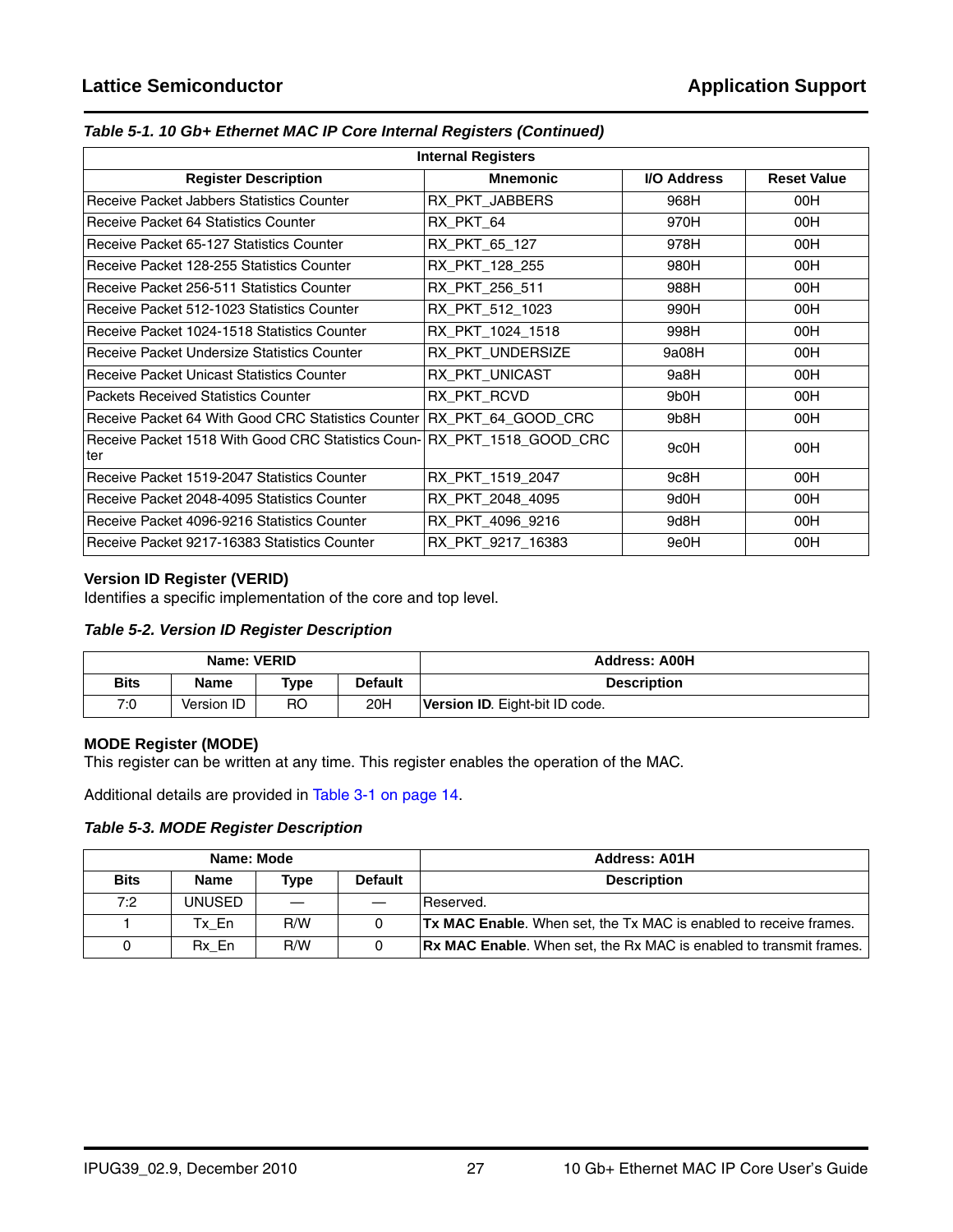*Table 5-1. 10 Gb+ Ethernet MAC IP Core Internal Registers (Continued)*

| Internal Registers | | | |
|---|---|---|---|
| **Register Description** | **Mnemonic** | **I/O Address** | **Reset Value** |
| Receive Packet Jabbers Statistics Counter | RX_PKT_JABBERS | 968H | 00H |
| Receive Packet 64 Statistics Counter | RX_PKT_64 | 970H | 00H |
| Receive Packet 65-127 Statistics Counter | RX_PKT_65_127 | 978H | 00H |
| Receive Packet 128-255 Statistics Counter | RX_PKT_128_255 | 980H | 00H |
| Receive Packet 256-511 Statistics Counter | RX_PKT_256_511 | 988H | 00H |
| Receive Packet 512-1023 Statistics Counter | RX_PKT_512_1023 | 990H | 00H |
| Receive Packet 1024-1518 Statistics Counter | RX_PKT_1024_1518 | 998H | 00H |
| Receive Packet Undersize Statistics Counter | RX_PKT_UNDERSIZE | 9a08H | 00H |
| Receive Packet Unicast Statistics Counter | RX_PKT_UNICAST | 9a8H | 00H |
| Packets Received Statistics Counter | RX_PKT_RCVD | 9b0H | 00H |
| Receive Packet 64 With Good CRC Statistics Counter | RX_PKT_64_GOOD_CRC | 9b8H | 00H |
| Receive Packet 1518 With Good CRC Statistics Counter | RX_PKT_1518_GOOD_CRC | 9c0H | 00H |
| Receive Packet 1519-2047 Statistics Counter | RX_PKT_1519_2047 | 9c8H | 00H |
| Receive Packet 2048-4095 Statistics Counter | RX_PKT_2048_4095 | 9d0H | 00H |
| Receive Packet 4096-9216 Statistics Counter | RX_PKT_4096_9216 | 9d8H | 00H |
| Receive Packet 9217-16383 Statistics Counter | RX_PKT_9217_16383 | 9e0H | 00H |

### Version ID Register (VERID)

Identifies a specific implementation of the core and top level.

*Table 5-2. Version ID Register Description*

| Name: VERID | | | | Address: A00H |
|---|---|---|---|---|
| **Bits** | **Name** | **Type** | **Default** | **Description** |
| 7:0 | Version ID | RO | 20H | **Version ID**. Eight-bit ID code. |

### MODE Register (MODE)

This register can be written at any time. This register enables the operation of the MAC.

Additional details are provided in Table 3-1 on page 14.

*Table 5-3. MODE Register Description*

| Name: Mode | | | | Address: A01H |
|---|---|---|---|---|
| **Bits** | **Name** | **Type** | **Default** | **Description** |
| 7:2 | UNUSED | — | — | Reserved. |
| 1 | Tx_En | R/W | 0 | **Tx MAC Enable**. When set, the Tx MAC is enabled to receive frames. |
| 0 | Rx_En | R/W | 0 | **Rx MAC Enable**. When set, the Rx MAC is enabled to transmit frames. |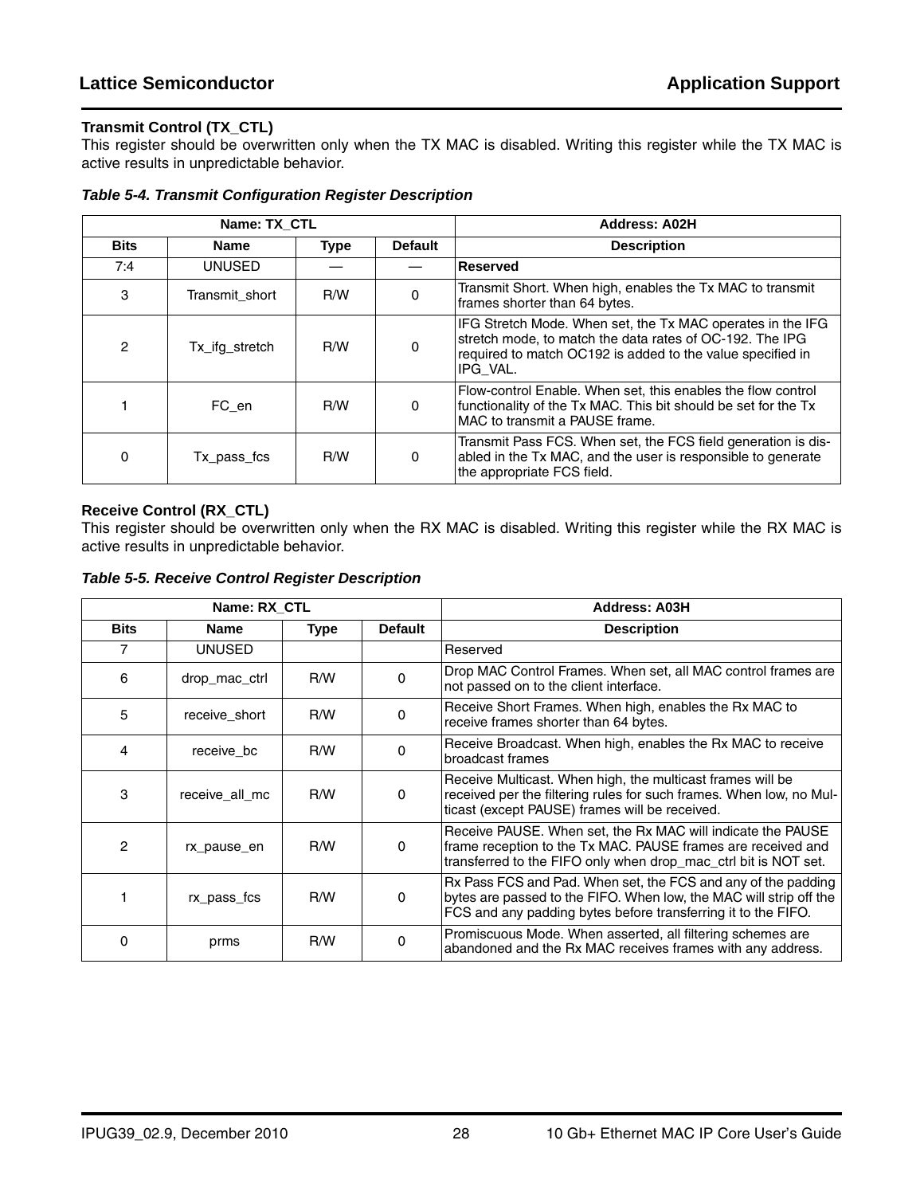### Transmit Control (TX_CTL)

This register should be overwritten only when the TX MAC is disabled. Writing this register while the TX MAC is active results in unpredictable behavior.

***Table 5-4. Transmit Configuration Register Description***

| Name: TX_CTL | | | | Address: A02H |
|---|---|---|---|---|
| **Bits** | **Name** | **Type** | **Default** | **Description** |
| 7:4 | UNUSED | — | — | **Reserved** |
| 3 | Transmit_short | R/W | 0 | Transmit Short. When high, enables the Tx MAC to transmit frames shorter than 64 bytes. |
| 2 | Tx_ifg_stretch | R/W | 0 | IFG Stretch Mode. When set, the Tx MAC operates in the IFG stretch mode, to match the data rates of OC-192. The IPG required to match OC192 is added to the value specified in IPG_VAL. |
| 1 | FC_en | R/W | 0 | Flow-control Enable. When set, this enables the flow control functionality of the Tx MAC. This bit should be set for the Tx MAC to transmit a PAUSE frame. |
| 0 | Tx_pass_fcs | R/W | 0 | Transmit Pass FCS. When set, the FCS field generation is disabled in the Tx MAC, and the user is responsible to generate the appropriate FCS field. |

### Receive Control (RX_CTL)

This register should be overwritten only when the RX MAC is disabled. Writing this register while the RX MAC is active results in unpredictable behavior.

***Table 5-5. Receive Control Register Description***

| Name: RX_CTL | | | | Address: A03H |
|---|---|---|---|---|
| **Bits** | **Name** | **Type** | **Default** | **Description** |
| 7 | UNUSED | | | Reserved |
| 6 | drop_mac_ctrl | R/W | 0 | Drop MAC Control Frames. When set, all MAC control frames are not passed on to the client interface. |
| 5 | receive_short | R/W | 0 | Receive Short Frames. When high, enables the Rx MAC to receive frames shorter than 64 bytes. |
| 4 | receive_bc | R/W | 0 | Receive Broadcast. When high, enables the Rx MAC to receive broadcast frames |
| 3 | receive_all_mc | R/W | 0 | Receive Multicast. When high, the multicast frames will be received per the filtering rules for such frames. When low, no Multicast (except PAUSE) frames will be received. |
| 2 | rx_pause_en | R/W | 0 | Receive PAUSE. When set, the Rx MAC will indicate the PAUSE frame reception to the Tx MAC. PAUSE frames are received and transferred to the FIFO only when drop_mac_ctrl bit is NOT set. |
| 1 | rx_pass_fcs | R/W | 0 | Rx Pass FCS and Pad. When set, the FCS and any of the padding bytes are passed to the FIFO. When low, the MAC will strip off the FCS and any padding bytes before transferring it to the FIFO. |
| 0 | prms | R/W | 0 | Promiscuous Mode. When asserted, all filtering schemes are abandoned and the Rx MAC receives frames with any address. |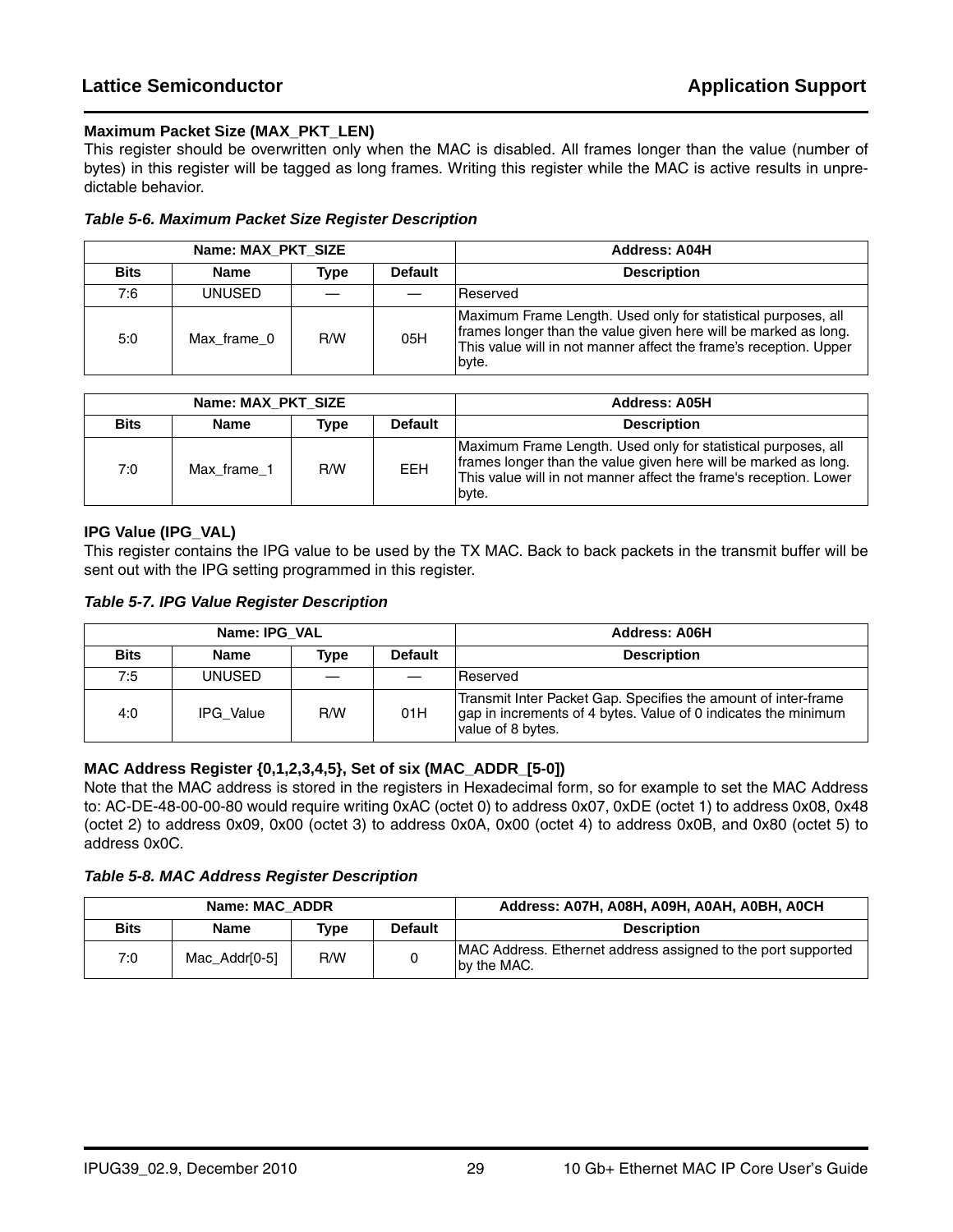### Maximum Packet Size (MAX_PKT_LEN)

This register should be overwritten only when the MAC is disabled. All frames longer than the value (number of bytes) in this register will be tagged as long frames. Writing this register while the MAC is active results in unpredictable behavior.

*Table 5-6. Maximum Packet Size Register Description*

| Name: MAX_PKT_SIZE | | | | Address: A04H |
|---|---|---|---|---|
| **Bits** | **Name** | **Type** | **Default** | **Description** |
| 7:6 | UNUSED | — | — | Reserved |
| 5:0 | Max_frame_0 | R/W | 05H | Maximum Frame Length. Used only for statistical purposes, all frames longer than the value given here will be marked as long. This value will in not manner affect the frame's reception. Upper byte. |

| Name: MAX_PKT_SIZE | | | | Address: A05H |
|---|---|---|---|---|
| **Bits** | **Name** | **Type** | **Default** | **Description** |
| 7:0 | Max_frame_1 | R/W | EEH | Maximum Frame Length. Used only for statistical purposes, all frames longer than the value given here will be marked as long. This value will in not manner affect the frame's reception. Lower byte. |

### IPG Value (IPG_VAL)

This register contains the IPG value to be used by the TX MAC. Back to back packets in the transmit buffer will be sent out with the IPG setting programmed in this register.

*Table 5-7. IPG Value Register Description*

| Name: IPG_VAL | | | | Address: A06H |
|---|---|---|---|---|
| **Bits** | **Name** | **Type** | **Default** | **Description** |
| 7:5 | UNUSED | — | — | Reserved |
| 4:0 | IPG_Value | R/W | 01H | Transmit Inter Packet Gap. Specifies the amount of inter-frame gap in increments of 4 bytes. Value of 0 indicates the minimum value of 8 bytes. |

### MAC Address Register {0,1,2,3,4,5}, Set of six (MAC_ADDR_[5-0])

Note that the MAC address is stored in the registers in Hexadecimal form, so for example to set the MAC Address to: AC-DE-48-00-00-80 would require writing 0xAC (octet 0) to address 0x07, 0xDE (octet 1) to address 0x08, 0x48 (octet 2) to address 0x09, 0x00 (octet 3) to address 0x0A, 0x00 (octet 4) to address 0x0B, and 0x80 (octet 5) to address 0x0C.

*Table 5-8. MAC Address Register Description*

| Name: MAC_ADDR | | | | Address: A07H, A08H, A09H, A0AH, A0BH, A0CH |
|---|---|---|---|---|
| **Bits** | **Name** | **Type** | **Default** | **Description** |
| 7:0 | Mac_Addr[0-5] | R/W | 0 | MAC Address. Ethernet address assigned to the port supported by the MAC. |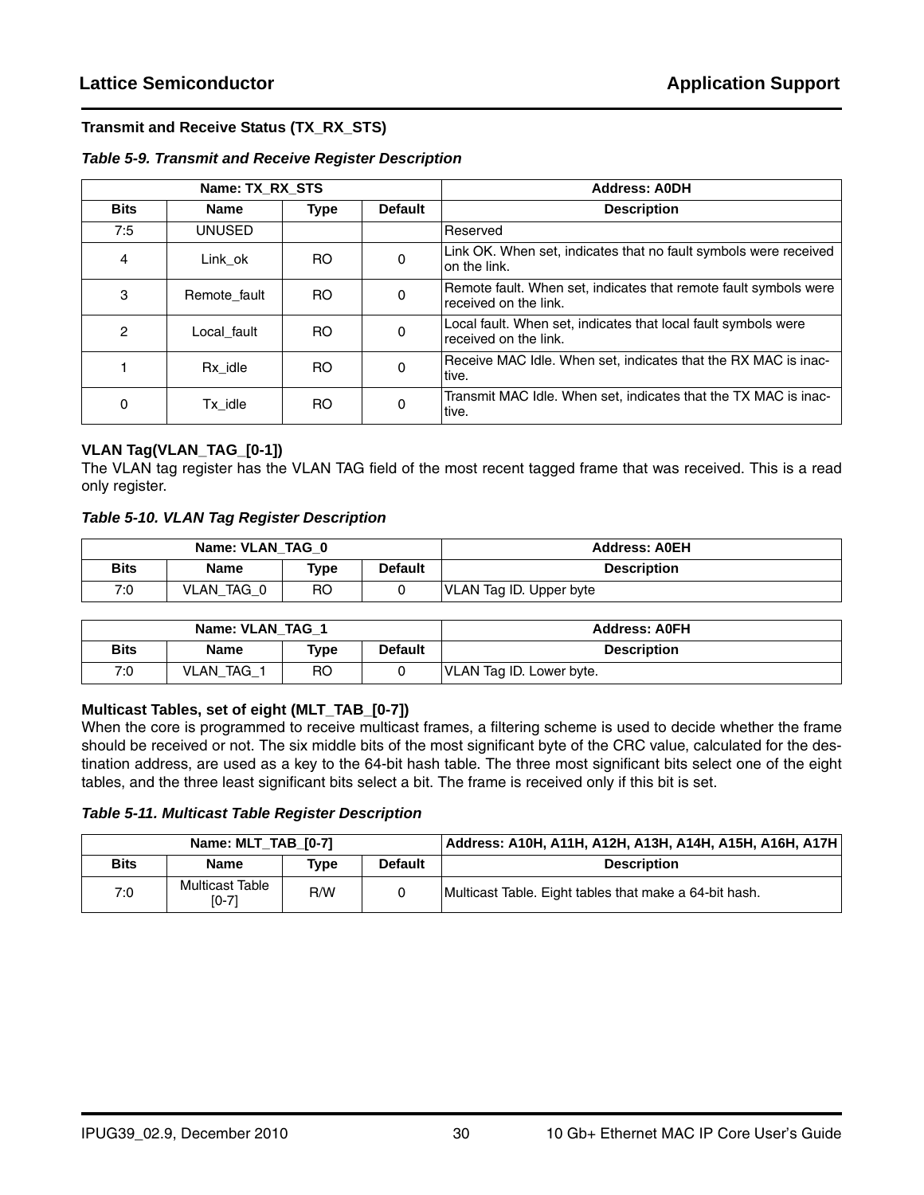### Transmit and Receive Status (TX_RX_STS)

*Table 5-9. Transmit and Receive Register Description*

| Name: TX_RX_STS | | | | Address: A0DH |
|---|---|---|---|---|
| **Bits** | **Name** | **Type** | **Default** | **Description** |
| 7:5 | UNUSED | | | Reserved |
| 4 | Link_ok | RO | 0 | Link OK. When set, indicates that no fault symbols were received on the link. |
| 3 | Remote_fault | RO | 0 | Remote fault. When set, indicates that remote fault symbols were received on the link. |
| 2 | Local_fault | RO | 0 | Local fault. When set, indicates that local fault symbols were received on the link. |
| 1 | Rx_idle | RO | 0 | Receive MAC Idle. When set, indicates that the RX MAC is inactive. |
| 0 | Tx_idle | RO | 0 | Transmit MAC Idle. When set, indicates that the TX MAC is inactive. |

### VLAN Tag(VLAN_TAG_[0-1])

The VLAN tag register has the VLAN TAG field of the most recent tagged frame that was received. This is a read only register.

*Table 5-10. VLAN Tag Register Description*

| Name: VLAN_TAG_0 | | | | Address: A0EH |
|---|---|---|---|---|
| **Bits** | **Name** | **Type** | **Default** | **Description** |
| 7:0 | VLAN_TAG_0 | RO | 0 | VLAN Tag ID. Upper byte |

| Name: VLAN_TAG_1 | | | | Address: A0FH |
|---|---|---|---|---|
| **Bits** | **Name** | **Type** | **Default** | **Description** |
| 7:0 | VLAN_TAG_1 | RO | 0 | VLAN Tag ID. Lower byte. |

### Multicast Tables, set of eight (MLT_TAB_[0-7])

When the core is programmed to receive multicast frames, a filtering scheme is used to decide whether the frame should be received or not. The six middle bits of the most significant byte of the CRC value, calculated for the destination address, are used as a key to the 64-bit hash table. The three most significant bits select one of the eight tables, and the three least significant bits select a bit. The frame is received only if this bit is set.

*Table 5-11. Multicast Table Register Description*

| Name: MLT_TAB_[0-7] | | | | Address: A10H, A11H, A12H, A13H, A14H, A15H, A16H, A17H |
|---|---|---|---|---|
| **Bits** | **Name** | **Type** | **Default** | **Description** |
| 7:0 | Multicast Table [0-7] | R/W | 0 | Multicast Table. Eight tables that make a 64-bit hash. |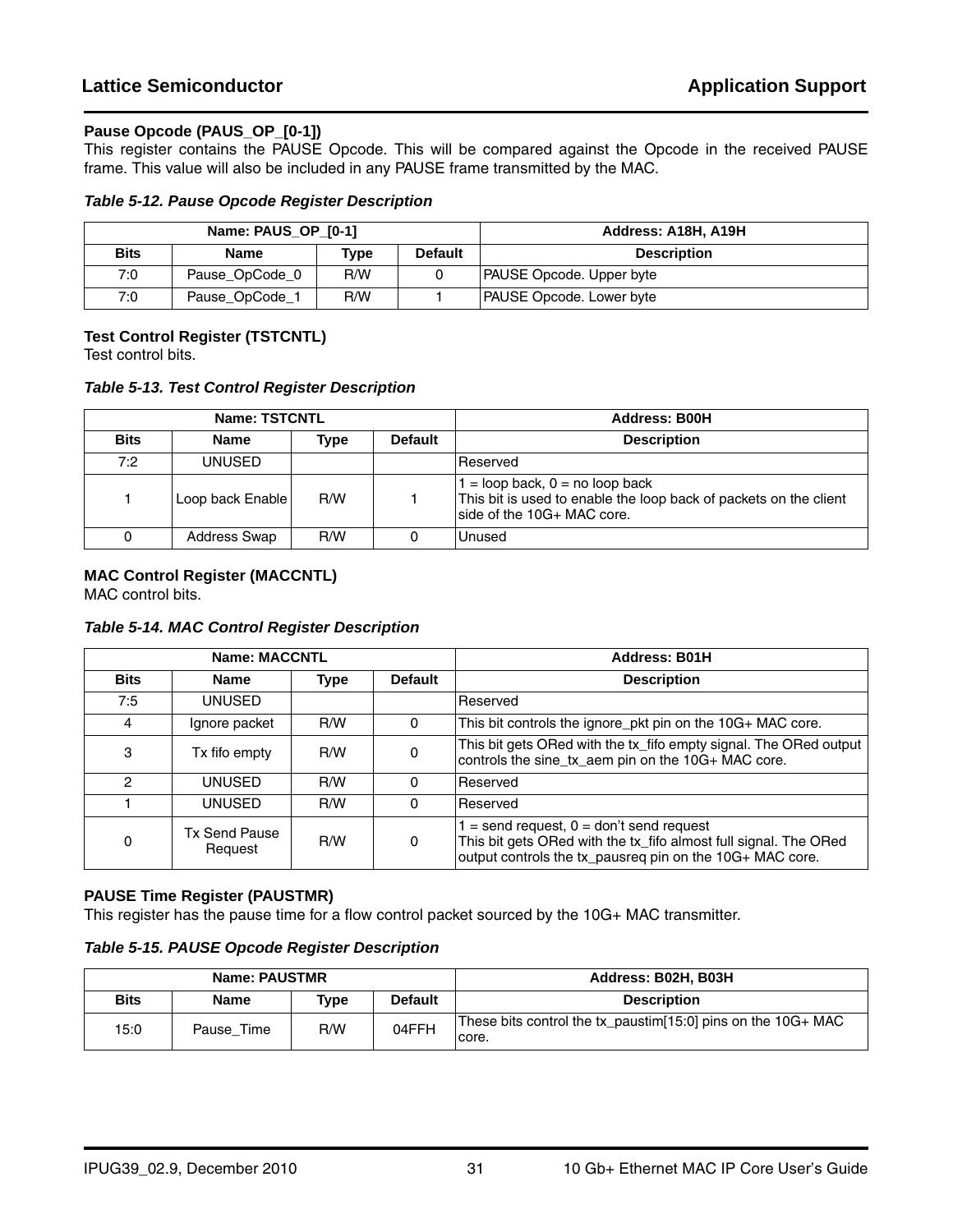### Pause Opcode (PAUS_OP_[0-1])

This register contains the PAUSE Opcode. This will be compared against the Opcode in the received PAUSE frame. This value will also be included in any PAUSE frame transmitted by the MAC.

*Table 5-12. Pause Opcode Register Description*

| Name: PAUS_OP_[0-1] | | | | Address: A18H, A19H |
|---|---|---|---|---|
| **Bits** | **Name** | **Type** | **Default** | **Description** |
| 7:0 | Pause_OpCode_0 | R/W | 0 | PAUSE Opcode. Upper byte |
| 7:0 | Pause_OpCode_1 | R/W | 1 | PAUSE Opcode. Lower byte |

### Test Control Register (TSTCNTL)

Test control bits.

*Table 5-13. Test Control Register Description*

| Name: TSTCNTL | | | | Address: B00H |
|---|---|---|---|---|
| **Bits** | **Name** | **Type** | **Default** | **Description** |
| 7:2 | UNUSED | | | Reserved |
| 1 | Loop back Enable | R/W | 1 | 1 = loop back, 0 = no loop back<br>This bit is used to enable the loop back of packets on the client side of the 10G+ MAC core. |
| 0 | Address Swap | R/W | 0 | Unused |

### MAC Control Register (MACCNTL)

MAC control bits.

*Table 5-14. MAC Control Register Description*

| Name: MACCNTL | | | | Address: B01H |
|---|---|---|---|---|
| **Bits** | **Name** | **Type** | **Default** | **Description** |
| 7:5 | UNUSED | | | Reserved |
| 4 | Ignore packet | R/W | 0 | This bit controls the ignore_pkt pin on the 10G+ MAC core. |
| 3 | Tx fifo empty | R/W | 0 | This bit gets ORed with the tx_fifo empty signal. The ORed output controls the sine_tx_aem pin on the 10G+ MAC core. |
| 2 | UNUSED | R/W | 0 | Reserved |
| 1 | UNUSED | R/W | 0 | Reserved |
| 0 | Tx Send Pause Request | R/W | 0 | 1 = send request, 0 = don't send request<br>This bit gets ORed with the tx_fifo almost full signal. The ORed output controls the tx_pausreq pin on the 10G+ MAC core. |

### PAUSE Time Register (PAUSTMR)

This register has the pause time for a flow control packet sourced by the 10G+ MAC transmitter.

*Table 5-15. PAUSE Opcode Register Description*

| Name: PAUSTMR | | | | Address: B02H, B03H |
|---|---|---|---|---|
| **Bits** | **Name** | **Type** | **Default** | **Description** |
| 15:0 | Pause_Time | R/W | 04FFH | These bits control the tx_paustim[15:0] pins on the 10G+ MAC core. |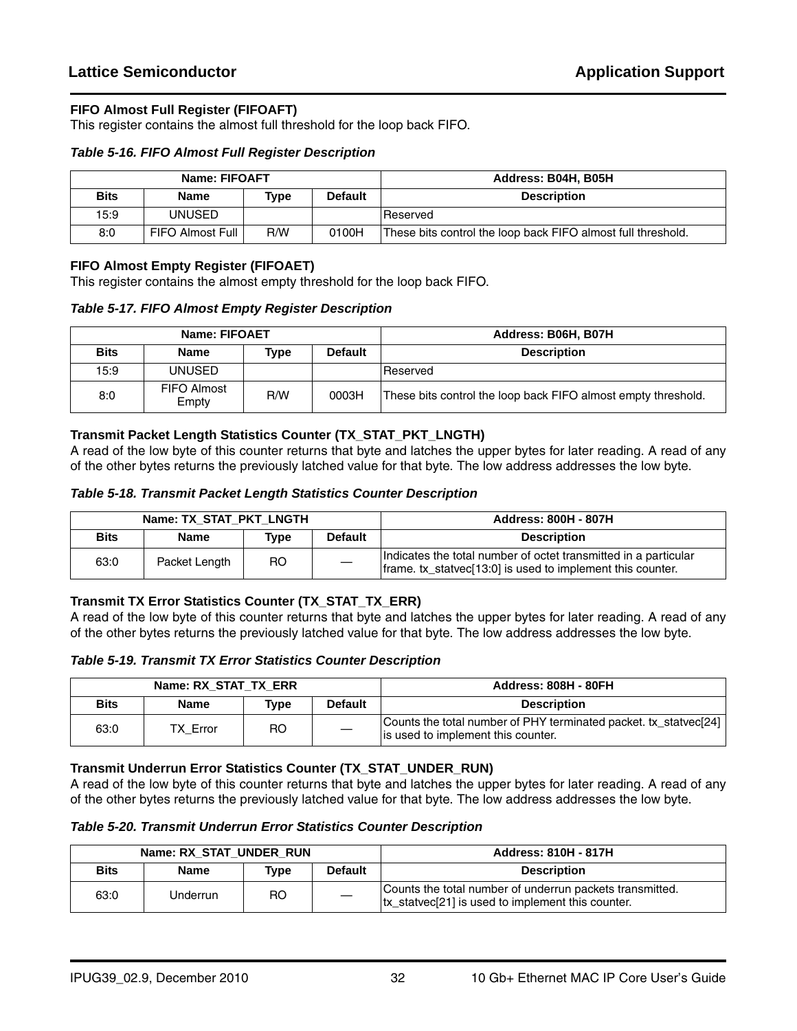### FIFO Almost Full Register (FIFOAFT)

This register contains the almost full threshold for the loop back FIFO.

*Table 5-16. FIFO Almost Full Register Description*

| Name: FIFOAFT | | | | Address: B04H, B05H |
|---|---|---|---|---|
| **Bits** | **Name** | **Type** | **Default** | **Description** |
| 15:9 | UNUSED | | | Reserved |
| 8:0 | FIFO Almost Full | R/W | 0100H | These bits control the loop back FIFO almost full threshold. |

### FIFO Almost Empty Register (FIFOAET)

This register contains the almost empty threshold for the loop back FIFO.

*Table 5-17. FIFO Almost Empty Register Description*

| Name: FIFOAET | | | | Address: B06H, B07H |
|---|---|---|---|---|
| **Bits** | **Name** | **Type** | **Default** | **Description** |
| 15:9 | UNUSED | | | Reserved |
| 8:0 | FIFO Almost Empty | R/W | 0003H | These bits control the loop back FIFO almost empty threshold. |

### Transmit Packet Length Statistics Counter (TX_STAT_PKT_LNGTH)

A read of the low byte of this counter returns that byte and latches the upper bytes for later reading. A read of any of the other bytes returns the previously latched value for that byte. The low address addresses the low byte.

*Table 5-18. Transmit Packet Length Statistics Counter Description*

| Name: TX_STAT_PKT_LNGTH | | | | Address: 800H - 807H |
|---|---|---|---|---|
| **Bits** | **Name** | **Type** | **Default** | **Description** |
| 63:0 | Packet Length | RO | — | Indicates the total number of octet transmitted in a particular frame. tx_statvec[13:0] is used to implement this counter. |

### Transmit TX Error Statistics Counter (TX_STAT_TX_ERR)

A read of the low byte of this counter returns that byte and latches the upper bytes for later reading. A read of any of the other bytes returns the previously latched value for that byte. The low address addresses the low byte.

*Table 5-19. Transmit TX Error Statistics Counter Description*

| Name: RX_STAT_TX_ERR | | | | Address: 808H - 80FH |
|---|---|---|---|---|
| **Bits** | **Name** | **Type** | **Default** | **Description** |
| 63:0 | TX_Error | RO | — | Counts the total number of PHY terminated packet. tx_statvec[24] is used to implement this counter. |

### Transmit Underrun Error Statistics Counter (TX_STAT_UNDER_RUN)

A read of the low byte of this counter returns that byte and latches the upper bytes for later reading. A read of any of the other bytes returns the previously latched value for that byte. The low address addresses the low byte.

*Table 5-20. Transmit Underrun Error Statistics Counter Description*

| Name: RX_STAT_UNDER_RUN | | | | Address: 810H - 817H |
|---|---|---|---|---|
| **Bits** | **Name** | **Type** | **Default** | **Description** |
| 63:0 | Underrun | RO | — | Counts the total number of underrun packets transmitted. tx_statvec[21] is used to implement this counter. |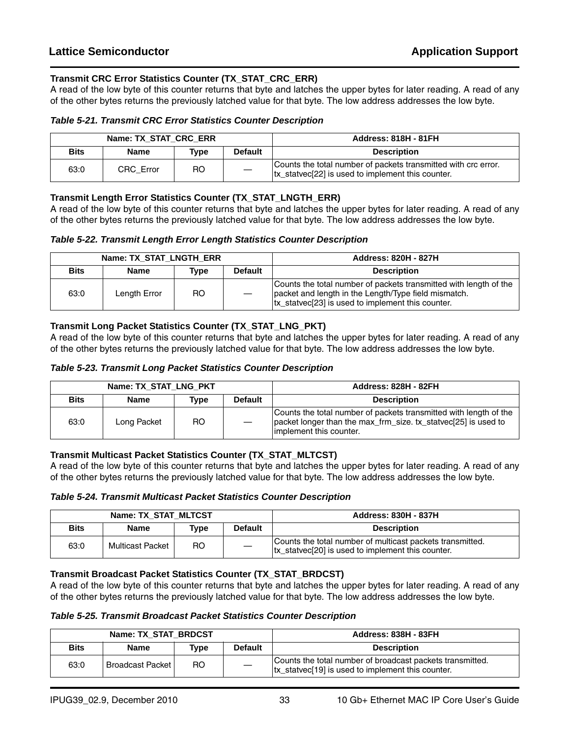### Transmit CRC Error Statistics Counter (TX_STAT_CRC_ERR)

A read of the low byte of this counter returns that byte and latches the upper bytes for later reading. A read of any of the other bytes returns the previously latched value for that byte. The low address addresses the low byte.

*Table 5-21. Transmit CRC Error Statistics Counter Description*

| Name: TX_STAT_CRC_ERR | | | | Address: 818H - 81FH |
|---|---|---|---|---|
| **Bits** | **Name** | **Type** | **Default** | **Description** |
| 63:0 | CRC_Error | RO | — | Counts the total number of packets transmitted with crc error. tx_statvec[22] is used to implement this counter. |

### Transmit Length Error Statistics Counter (TX_STAT_LNGTH_ERR)

A read of the low byte of this counter returns that byte and latches the upper bytes for later reading. A read of any of the other bytes returns the previously latched value for that byte. The low address addresses the low byte.

*Table 5-22. Transmit Length Error Length Statistics Counter Description*

| Name: TX_STAT_LNGTH_ERR | | | | Address: 820H - 827H |
|---|---|---|---|---|
| **Bits** | **Name** | **Type** | **Default** | **Description** |
| 63:0 | Length Error | RO | — | Counts the total number of packets transmitted with length of the packet and length in the Length/Type field mismatch. tx_statvec[23] is used to implement this counter. |

### Transmit Long Packet Statistics Counter (TX_STAT_LNG_PKT)

A read of the low byte of this counter returns that byte and latches the upper bytes for later reading. A read of any of the other bytes returns the previously latched value for that byte. The low address addresses the low byte.

*Table 5-23. Transmit Long Packet Statistics Counter Description*

| Name: TX_STAT_LNG_PKT | | | | Address: 828H - 82FH |
|---|---|---|---|---|
| **Bits** | **Name** | **Type** | **Default** | **Description** |
| 63:0 | Long Packet | RO | — | Counts the total number of packets transmitted with length of the packet longer than the max_frm_size. tx_statvec[25] is used to implement this counter. |

### Transmit Multicast Packet Statistics Counter (TX_STAT_MLTCST)

A read of the low byte of this counter returns that byte and latches the upper bytes for later reading. A read of any of the other bytes returns the previously latched value for that byte. The low address addresses the low byte.

*Table 5-24. Transmit Multicast Packet Statistics Counter Description*

| Name: TX_STAT_MLTCST | | | | Address: 830H - 837H |
|---|---|---|---|---|
| **Bits** | **Name** | **Type** | **Default** | **Description** |
| 63:0 | Multicast Packet | RO | — | Counts the total number of multicast packets transmitted. tx_statvec[20] is used to implement this counter. |

### Transmit Broadcast Packet Statistics Counter (TX_STAT_BRDCST)

A read of the low byte of this counter returns that byte and latches the upper bytes for later reading. A read of any of the other bytes returns the previously latched value for that byte. The low address addresses the low byte.

*Table 5-25. Transmit Broadcast Packet Statistics Counter Description*

| Name: TX_STAT_BRDCST | | | | Address: 838H - 83FH |
|---|---|---|---|---|
| **Bits** | **Name** | **Type** | **Default** | **Description** |
| 63:0 | Broadcast Packet | RO | — | Counts the total number of broadcast packets transmitted. tx_statvec[19] is used to implement this counter. |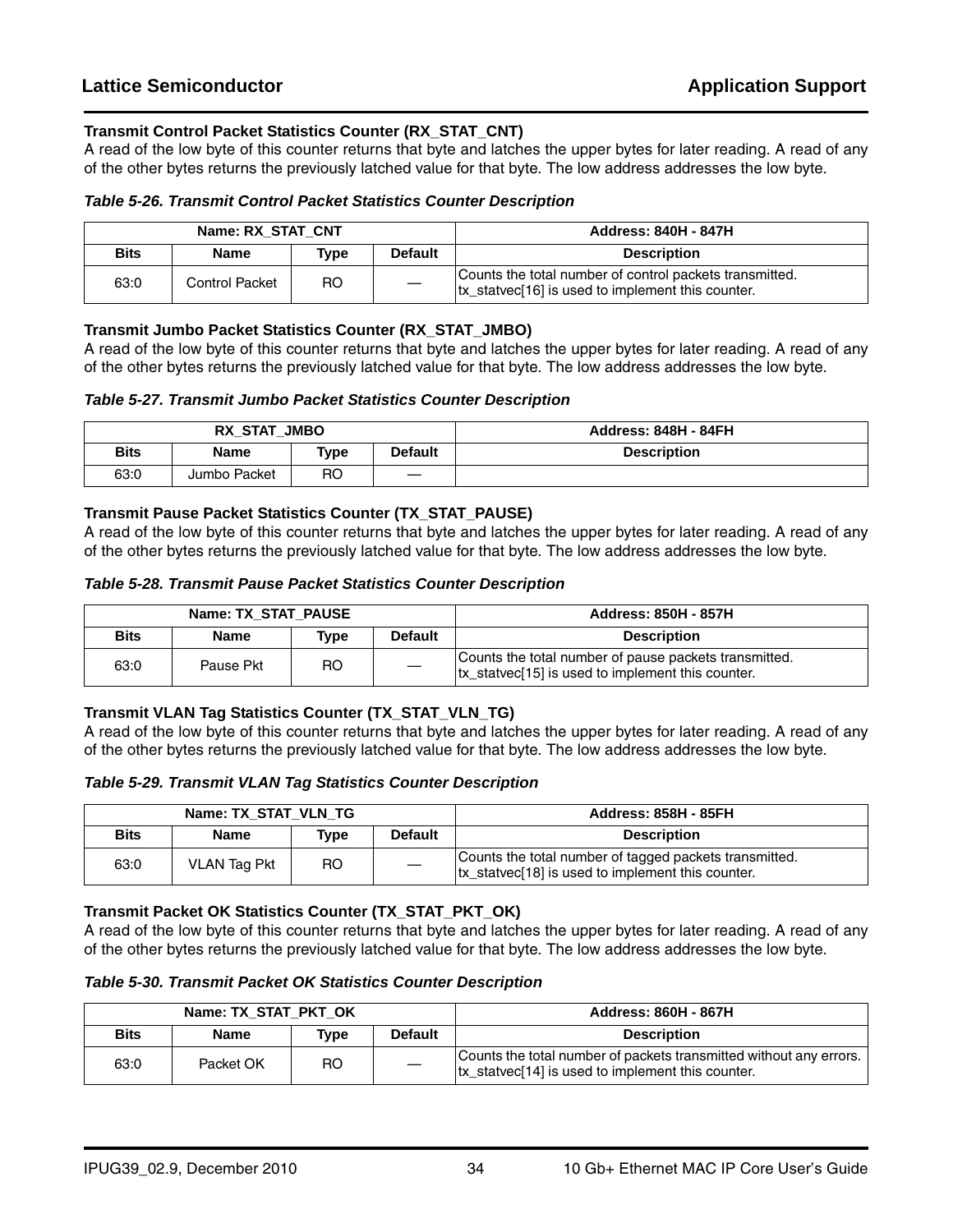### Transmit Control Packet Statistics Counter (RX_STAT_CNT)

A read of the low byte of this counter returns that byte and latches the upper bytes for later reading. A read of any of the other bytes returns the previously latched value for that byte. The low address addresses the low byte.

*Table 5-26. Transmit Control Packet Statistics Counter Description*

| Name: RX_STAT_CNT | | | | Address: 840H - 847H |
|---|---|---|---|---|
| **Bits** | **Name** | **Type** | **Default** | **Description** |
| 63:0 | Control Packet | RO | — | Counts the total number of control packets transmitted. tx_statvec[16] is used to implement this counter. |

### Transmit Jumbo Packet Statistics Counter (RX_STAT_JMBO)

A read of the low byte of this counter returns that byte and latches the upper bytes for later reading. A read of any of the other bytes returns the previously latched value for that byte. The low address addresses the low byte.

*Table 5-27. Transmit Jumbo Packet Statistics Counter Description*

| RX_STAT_JMBO | | | | Address: 848H - 84FH |
|---|---|---|---|---|
| **Bits** | **Name** | **Type** | **Default** | **Description** |
| 63:0 | Jumbo Packet | RO | — | |

### Transmit Pause Packet Statistics Counter (TX_STAT_PAUSE)

A read of the low byte of this counter returns that byte and latches the upper bytes for later reading. A read of any of the other bytes returns the previously latched value for that byte. The low address addresses the low byte.

*Table 5-28. Transmit Pause Packet Statistics Counter Description*

| Name: TX_STAT_PAUSE | | | | Address: 850H - 857H |
|---|---|---|---|---|
| **Bits** | **Name** | **Type** | **Default** | **Description** |
| 63:0 | Pause Pkt | RO | — | Counts the total number of pause packets transmitted. tx_statvec[15] is used to implement this counter. |

### Transmit VLAN Tag Statistics Counter (TX_STAT_VLN_TG)

A read of the low byte of this counter returns that byte and latches the upper bytes for later reading. A read of any of the other bytes returns the previously latched value for that byte. The low address addresses the low byte.

*Table 5-29. Transmit VLAN Tag Statistics Counter Description*

| Name: TX_STAT_VLN_TG | | | | Address: 858H - 85FH |
|---|---|---|---|---|
| **Bits** | **Name** | **Type** | **Default** | **Description** |
| 63:0 | VLAN Tag Pkt | RO | — | Counts the total number of tagged packets transmitted. tx_statvec[18] is used to implement this counter. |

### Transmit Packet OK Statistics Counter (TX_STAT_PKT_OK)

A read of the low byte of this counter returns that byte and latches the upper bytes for later reading. A read of any of the other bytes returns the previously latched value for that byte. The low address addresses the low byte.

*Table 5-30. Transmit Packet OK Statistics Counter Description*

| Name: TX_STAT_PKT_OK | | | | Address: 860H - 867H |
|---|---|---|---|---|
| **Bits** | **Name** | **Type** | **Default** | **Description** |
| 63:0 | Packet OK | RO | — | Counts the total number of packets transmitted without any errors. tx_statvec[14] is used to implement this counter. |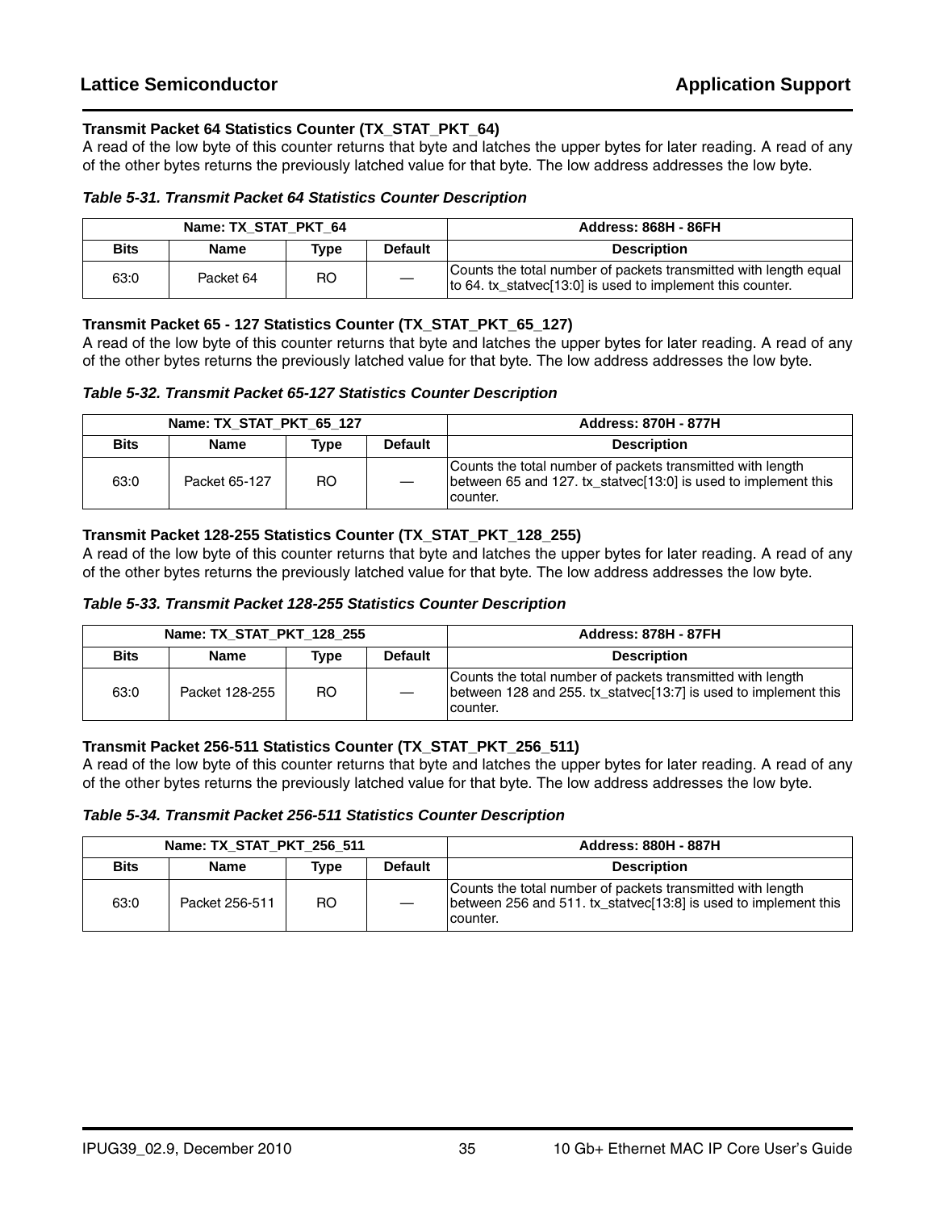### Transmit Packet 64 Statistics Counter (TX_STAT_PKT_64)

A read of the low byte of this counter returns that byte and latches the upper bytes for later reading. A read of any of the other bytes returns the previously latched value for that byte. The low address addresses the low byte.

***Table 5-31. Transmit Packet 64 Statistics Counter Description***

| Name: TX_STAT_PKT_64 | | | | Address: 868H - 86FH |
|---|---|---|---|---|
| **Bits** | **Name** | **Type** | **Default** | **Description** |
| 63:0 | Packet 64 | RO | — | Counts the total number of packets transmitted with length equal to 64. tx_statvec[13:0] is used to implement this counter. |

### Transmit Packet 65 - 127 Statistics Counter (TX_STAT_PKT_65_127)

A read of the low byte of this counter returns that byte and latches the upper bytes for later reading. A read of any of the other bytes returns the previously latched value for that byte. The low address addresses the low byte.

***Table 5-32. Transmit Packet 65-127 Statistics Counter Description***

| Name: TX_STAT_PKT_65_127 | | | | Address: 870H - 877H |
|---|---|---|---|---|
| **Bits** | **Name** | **Type** | **Default** | **Description** |
| 63:0 | Packet 65-127 | RO | — | Counts the total number of packets transmitted with length between 65 and 127. tx_statvec[13:0] is used to implement this counter. |

### Transmit Packet 128-255 Statistics Counter (TX_STAT_PKT_128_255)

A read of the low byte of this counter returns that byte and latches the upper bytes for later reading. A read of any of the other bytes returns the previously latched value for that byte. The low address addresses the low byte.

***Table 5-33. Transmit Packet 128-255 Statistics Counter Description***

| Name: TX_STAT_PKT_128_255 | | | | Address: 878H - 87FH |
|---|---|---|---|---|
| **Bits** | **Name** | **Type** | **Default** | **Description** |
| 63:0 | Packet 128-255 | RO | — | Counts the total number of packets transmitted with length between 128 and 255. tx_statvec[13:7] is used to implement this counter. |

### Transmit Packet 256-511 Statistics Counter (TX_STAT_PKT_256_511)

A read of the low byte of this counter returns that byte and latches the upper bytes for later reading. A read of any of the other bytes returns the previously latched value for that byte. The low address addresses the low byte.

***Table 5-34. Transmit Packet 256-511 Statistics Counter Description***

| Name: TX_STAT_PKT_256_511 | | | | Address: 880H - 887H |
|---|---|---|---|---|
| **Bits** | **Name** | **Type** | **Default** | **Description** |
| 63:0 | Packet 256-511 | RO | — | Counts the total number of packets transmitted with length between 256 and 511. tx_statvec[13:8] is used to implement this counter. |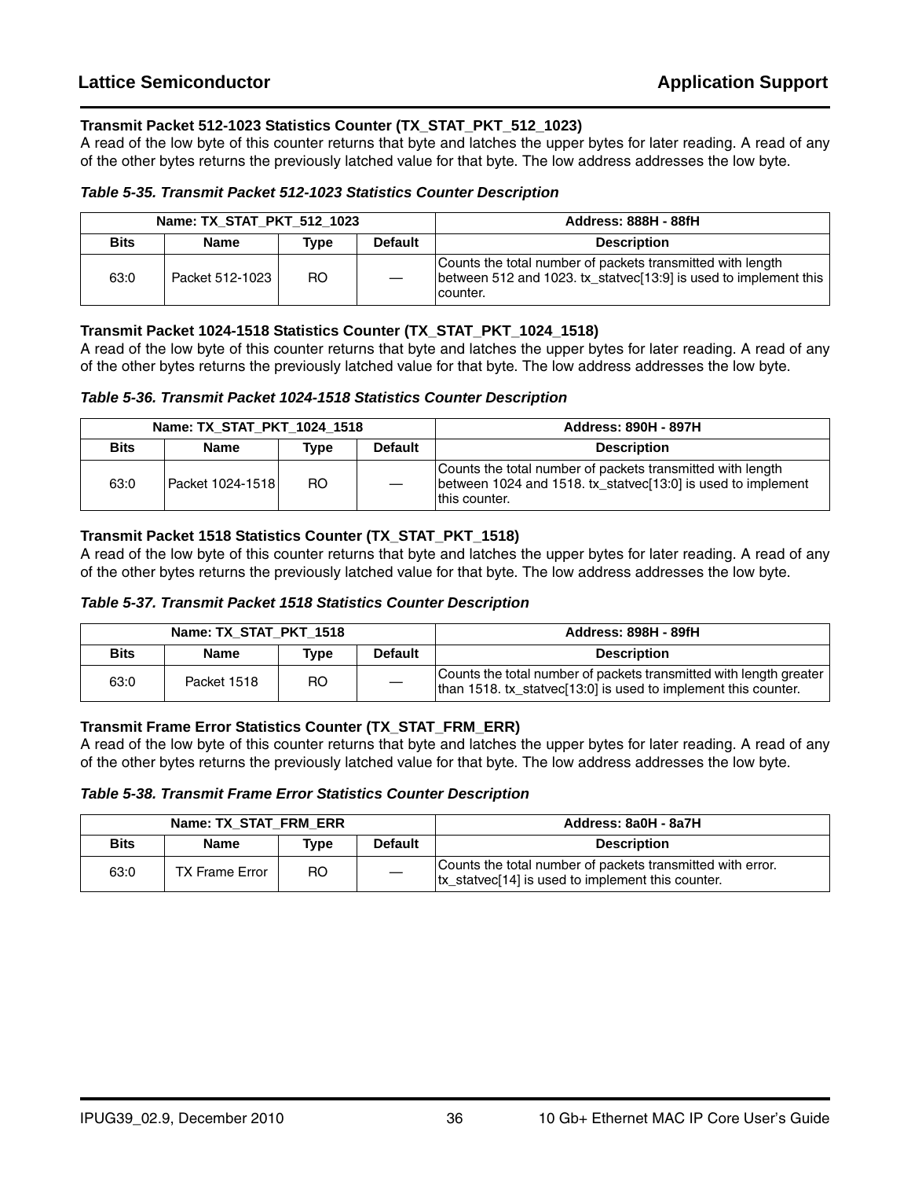**Transmit Packet 512-1023 Statistics Counter (TX_STAT_PKT_512_1023)**

A read of the low byte of this counter returns that byte and latches the upper bytes for later reading. A read of any of the other bytes returns the previously latched value for that byte. The low address addresses the low byte.

*Table 5-35. Transmit Packet 512-1023 Statistics Counter Description*

| Name: TX_STAT_PKT_512_1023 | | | | Address: 888H - 88fH |
|---|---|---|---|---|
| **Bits** | **Name** | **Type** | **Default** | **Description** |
| 63:0 | Packet 512-1023 | RO | — | Counts the total number of packets transmitted with length between 512 and 1023. tx_statvec[13:9] is used to implement this counter. |

**Transmit Packet 1024-1518 Statistics Counter (TX_STAT_PKT_1024_1518)**

A read of the low byte of this counter returns that byte and latches the upper bytes for later reading. A read of any of the other bytes returns the previously latched value for that byte. The low address addresses the low byte.

*Table 5-36. Transmit Packet 1024-1518 Statistics Counter Description*

| Name: TX_STAT_PKT_1024_1518 | | | | Address: 890H - 897H |
|---|---|---|---|---|
| **Bits** | **Name** | **Type** | **Default** | **Description** |
| 63:0 | Packet 1024-1518 | RO | — | Counts the total number of packets transmitted with length between 1024 and 1518. tx_statvec[13:0] is used to implement this counter. |

**Transmit Packet 1518 Statistics Counter (TX_STAT_PKT_1518)**

A read of the low byte of this counter returns that byte and latches the upper bytes for later reading. A read of any of the other bytes returns the previously latched value for that byte. The low address addresses the low byte.

*Table 5-37. Transmit Packet 1518 Statistics Counter Description*

| Name: TX_STAT_PKT_1518 | | | | Address: 898H - 89fH |
|---|---|---|---|---|
| **Bits** | **Name** | **Type** | **Default** | **Description** |
| 63:0 | Packet 1518 | RO | — | Counts the total number of packets transmitted with length greater than 1518. tx_statvec[13:0] is used to implement this counter. |

**Transmit Frame Error Statistics Counter (TX_STAT_FRM_ERR)**

A read of the low byte of this counter returns that byte and latches the upper bytes for later reading. A read of any of the other bytes returns the previously latched value for that byte. The low address addresses the low byte.

*Table 5-38. Transmit Frame Error Statistics Counter Description*

| Name: TX_STAT_FRM_ERR | | | | Address: 8a0H - 8a7H |
|---|---|---|---|---|
| **Bits** | **Name** | **Type** | **Default** | **Description** |
| 63:0 | TX Frame Error | RO | — | Counts the total number of packets transmitted with error. tx_statvec[14] is used to implement this counter. |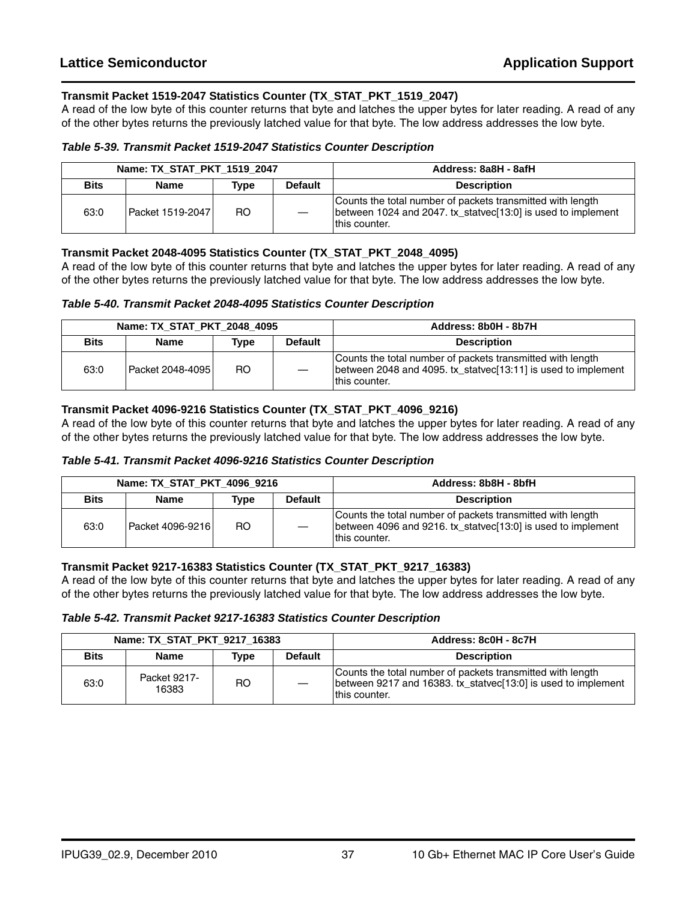**Transmit Packet 1519-2047 Statistics Counter (TX_STAT_PKT_1519_2047)**

A read of the low byte of this counter returns that byte and latches the upper bytes for later reading. A read of any of the other bytes returns the previously latched value for that byte. The low address addresses the low byte.

*Table 5-39. Transmit Packet 1519-2047 Statistics Counter Description*

| Name: TX_STAT_PKT_1519_2047 | | | | Address: 8a8H - 8afH |
|---|---|---|---|---|
| **Bits** | **Name** | **Type** | **Default** | **Description** |
| 63:0 | Packet 1519-2047 | RO | — | Counts the total number of packets transmitted with length between 1024 and 2047. tx_statvec[13:0] is used to implement this counter. |

**Transmit Packet 2048-4095 Statistics Counter (TX_STAT_PKT_2048_4095)**

A read of the low byte of this counter returns that byte and latches the upper bytes for later reading. A read of any of the other bytes returns the previously latched value for that byte. The low address addresses the low byte.

*Table 5-40. Transmit Packet 2048-4095 Statistics Counter Description*

| Name: TX_STAT_PKT_2048_4095 | | | | Address: 8b0H - 8b7H |
|---|---|---|---|---|
| **Bits** | **Name** | **Type** | **Default** | **Description** |
| 63:0 | Packet 2048-4095 | RO | — | Counts the total number of packets transmitted with length between 2048 and 4095. tx_statvec[13:11] is used to implement this counter. |

**Transmit Packet 4096-9216 Statistics Counter (TX_STAT_PKT_4096_9216)**

A read of the low byte of this counter returns that byte and latches the upper bytes for later reading. A read of any of the other bytes returns the previously latched value for that byte. The low address addresses the low byte.

*Table 5-41. Transmit Packet 4096-9216 Statistics Counter Description*

| Name: TX_STAT_PKT_4096_9216 | | | | Address: 8b8H - 8bfH |
|---|---|---|---|---|
| **Bits** | **Name** | **Type** | **Default** | **Description** |
| 63:0 | Packet 4096-9216 | RO | — | Counts the total number of packets transmitted with length between 4096 and 9216. tx_statvec[13:0] is used to implement this counter. |

**Transmit Packet 9217-16383 Statistics Counter (TX_STAT_PKT_9217_16383)**

A read of the low byte of this counter returns that byte and latches the upper bytes for later reading. A read of any of the other bytes returns the previously latched value for that byte. The low address addresses the low byte.

*Table 5-42. Transmit Packet 9217-16383 Statistics Counter Description*

| Name: TX_STAT_PKT_9217_16383 | | | | Address: 8c0H - 8c7H |
|---|---|---|---|---|
| **Bits** | **Name** | **Type** | **Default** | **Description** |
| 63:0 | Packet 9217-16383 | RO | — | Counts the total number of packets transmitted with length between 9217 and 16383. tx_statvec[13:0] is used to implement this counter. |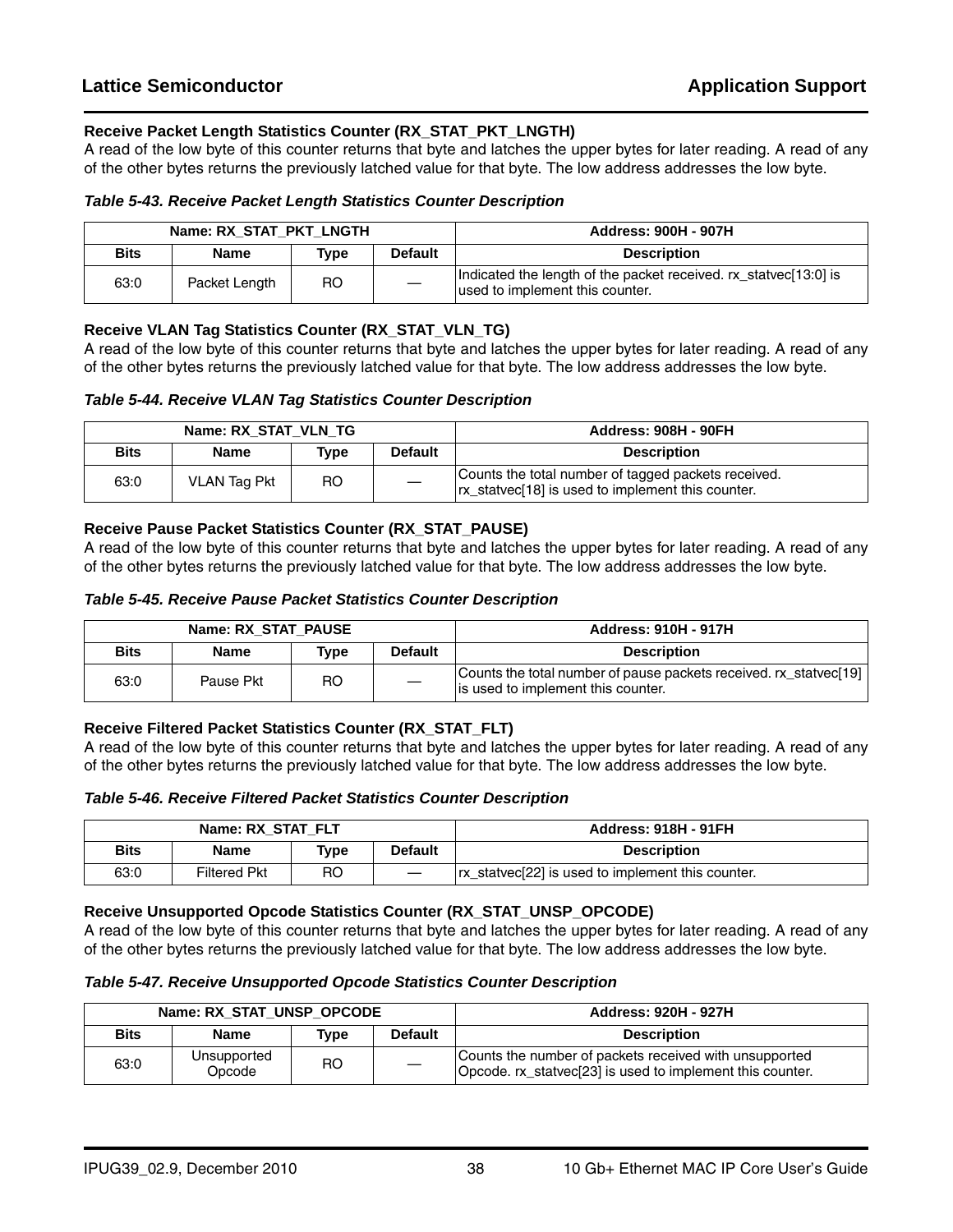### Receive Packet Length Statistics Counter (RX_STAT_PKT_LNGTH)

A read of the low byte of this counter returns that byte and latches the upper bytes for later reading. A read of any of the other bytes returns the previously latched value for that byte. The low address addresses the low byte.

*Table 5-43. Receive Packet Length Statistics Counter Description*

| Name: RX_STAT_PKT_LNGTH | | | | Address: 900H - 907H |
|---|---|---|---|---|
| **Bits** | **Name** | **Type** | **Default** | **Description** |
| 63:0 | Packet Length | RO | — | Indicated the length of the packet received. rx_statvec[13:0] is used to implement this counter. |

### Receive VLAN Tag Statistics Counter (RX_STAT_VLN_TG)

A read of the low byte of this counter returns that byte and latches the upper bytes for later reading. A read of any of the other bytes returns the previously latched value for that byte. The low address addresses the low byte.

*Table 5-44. Receive VLAN Tag Statistics Counter Description*

| Name: RX_STAT_VLN_TG | | | | Address: 908H - 90FH |
|---|---|---|---|---|
| **Bits** | **Name** | **Type** | **Default** | **Description** |
| 63:0 | VLAN Tag Pkt | RO | — | Counts the total number of tagged packets received. rx_statvec[18] is used to implement this counter. |

### Receive Pause Packet Statistics Counter (RX_STAT_PAUSE)

A read of the low byte of this counter returns that byte and latches the upper bytes for later reading. A read of any of the other bytes returns the previously latched value for that byte. The low address addresses the low byte.

*Table 5-45. Receive Pause Packet Statistics Counter Description*

| Name: RX_STAT_PAUSE | | | | Address: 910H - 917H |
|---|---|---|---|---|
| **Bits** | **Name** | **Type** | **Default** | **Description** |
| 63:0 | Pause Pkt | RO | — | Counts the total number of pause packets received. rx_statvec[19] is used to implement this counter. |

### Receive Filtered Packet Statistics Counter (RX_STAT_FLT)

A read of the low byte of this counter returns that byte and latches the upper bytes for later reading. A read of any of the other bytes returns the previously latched value for that byte. The low address addresses the low byte.

*Table 5-46. Receive Filtered Packet Statistics Counter Description*

| Name: RX_STAT_FLT | | | | Address: 918H - 91FH |
|---|---|---|---|---|
| **Bits** | **Name** | **Type** | **Default** | **Description** |
| 63:0 | Filtered Pkt | RO | — | rx_statvec[22] is used to implement this counter. |

### Receive Unsupported Opcode Statistics Counter (RX_STAT_UNSP_OPCODE)

A read of the low byte of this counter returns that byte and latches the upper bytes for later reading. A read of any of the other bytes returns the previously latched value for that byte. The low address addresses the low byte.

*Table 5-47. Receive Unsupported Opcode Statistics Counter Description*

| Name: RX_STAT_UNSP_OPCODE | | | | Address: 920H - 927H |
|---|---|---|---|---|
| **Bits** | **Name** | **Type** | **Default** | **Description** |
| 63:0 | Unsupported Opcode | RO | — | Counts the number of packets received with unsupported Opcode. rx_statvec[23] is used to implement this counter. |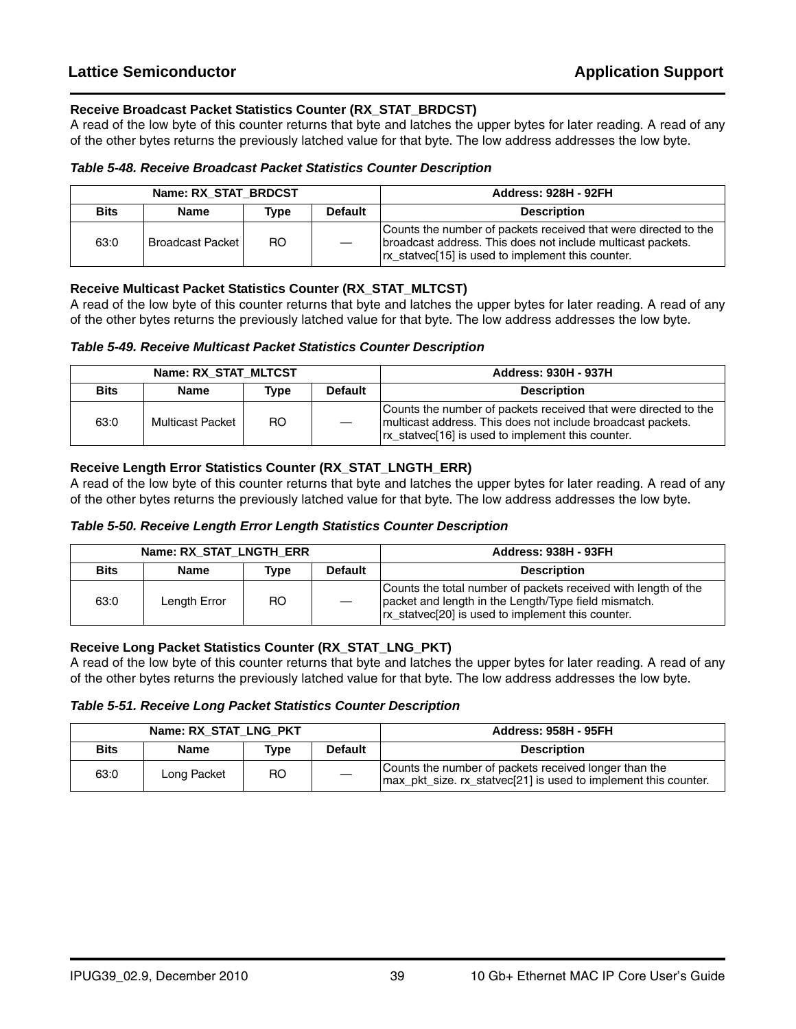### Receive Broadcast Packet Statistics Counter (RX_STAT_BRDCST)

A read of the low byte of this counter returns that byte and latches the upper bytes for later reading. A read of any of the other bytes returns the previously latched value for that byte. The low address addresses the low byte.

*Table 5-48. Receive Broadcast Packet Statistics Counter Description*

| Name: RX_STAT_BRDCST | | | | Address: 928H - 92FH |
|---|---|---|---|---|
| **Bits** | **Name** | **Type** | **Default** | **Description** |
| 63:0 | Broadcast Packet | RO | — | Counts the number of packets received that were directed to the broadcast address. This does not include multicast packets. rx_statvec[15] is used to implement this counter. |

### Receive Multicast Packet Statistics Counter (RX_STAT_MLTCST)

A read of the low byte of this counter returns that byte and latches the upper bytes for later reading. A read of any of the other bytes returns the previously latched value for that byte. The low address addresses the low byte.

*Table 5-49. Receive Multicast Packet Statistics Counter Description*

| Name: RX_STAT_MLTCST | | | | Address: 930H - 937H |
|---|---|---|---|---|
| **Bits** | **Name** | **Type** | **Default** | **Description** |
| 63:0 | Multicast Packet | RO | — | Counts the number of packets received that were directed to the multicast address. This does not include broadcast packets. rx_statvec[16] is used to implement this counter. |

### Receive Length Error Statistics Counter (RX_STAT_LNGTH_ERR)

A read of the low byte of this counter returns that byte and latches the upper bytes for later reading. A read of any of the other bytes returns the previously latched value for that byte. The low address addresses the low byte.

*Table 5-50. Receive Length Error Length Statistics Counter Description*

| Name: RX_STAT_LNGTH_ERR | | | | Address: 938H - 93FH |
|---|---|---|---|---|
| **Bits** | **Name** | **Type** | **Default** | **Description** |
| 63:0 | Length Error | RO | — | Counts the total number of packets received with length of the packet and length in the Length/Type field mismatch. rx_statvec[20] is used to implement this counter. |

### Receive Long Packet Statistics Counter (RX_STAT_LNG_PKT)

A read of the low byte of this counter returns that byte and latches the upper bytes for later reading. A read of any of the other bytes returns the previously latched value for that byte. The low address addresses the low byte.

*Table 5-51. Receive Long Packet Statistics Counter Description*

| Name: RX_STAT_LNG_PKT | | | | Address: 958H - 95FH |
|---|---|---|---|---|
| **Bits** | **Name** | **Type** | **Default** | **Description** |
| 63:0 | Long Packet | RO | — | Counts the number of packets received longer than the max_pkt_size. rx_statvec[21] is used to implement this counter. |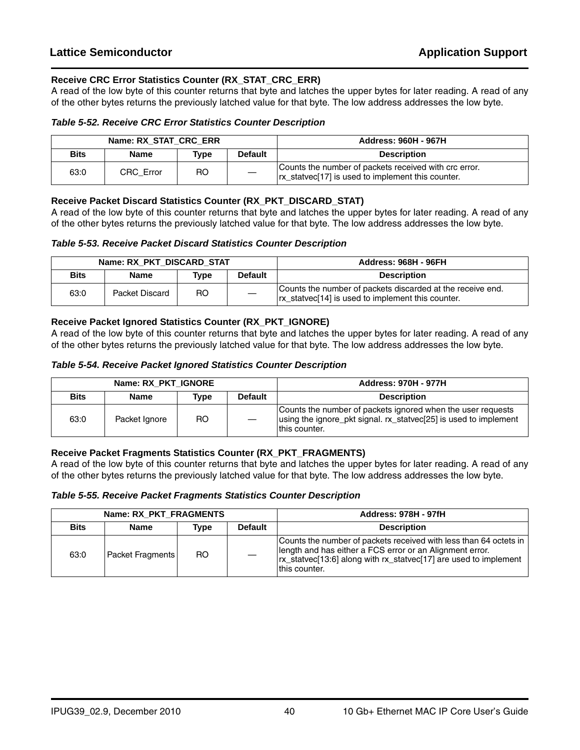### Receive CRC Error Statistics Counter (RX_STAT_CRC_ERR)

A read of the low byte of this counter returns that byte and latches the upper bytes for later reading. A read of any of the other bytes returns the previously latched value for that byte. The low address addresses the low byte.

*Table 5-52. Receive CRC Error Statistics Counter Description*

| Name: RX_STAT_CRC_ERR | | | | Address: 960H - 967H |
|---|---|---|---|---|
| **Bits** | **Name** | **Type** | **Default** | **Description** |
| 63:0 | CRC_Error | RO | — | Counts the number of packets received with crc error. rx_statvec[17] is used to implement this counter. |

### Receive Packet Discard Statistics Counter (RX_PKT_DISCARD_STAT)

A read of the low byte of this counter returns that byte and latches the upper bytes for later reading. A read of any of the other bytes returns the previously latched value for that byte. The low address addresses the low byte.

*Table 5-53. Receive Packet Discard Statistics Counter Description*

| Name: RX_PKT_DISCARD_STAT | | | | Address: 968H - 96FH |
|---|---|---|---|---|
| **Bits** | **Name** | **Type** | **Default** | **Description** |
| 63:0 | Packet Discard | RO | — | Counts the number of packets discarded at the receive end. rx_statvec[14] is used to implement this counter. |

### Receive Packet Ignored Statistics Counter (RX_PKT_IGNORE)

A read of the low byte of this counter returns that byte and latches the upper bytes for later reading. A read of any of the other bytes returns the previously latched value for that byte. The low address addresses the low byte.

*Table 5-54. Receive Packet Ignored Statistics Counter Description*

| Name: RX_PKT_IGNORE | | | | Address: 970H - 977H |
|---|---|---|---|---|
| **Bits** | **Name** | **Type** | **Default** | **Description** |
| 63:0 | Packet Ignore | RO | — | Counts the number of packets ignored when the user requests using the ignore_pkt signal. rx_statvec[25] is used to implement this counter. |

### Receive Packet Fragments Statistics Counter (RX_PKT_FRAGMENTS)

A read of the low byte of this counter returns that byte and latches the upper bytes for later reading. A read of any of the other bytes returns the previously latched value for that byte. The low address addresses the low byte.

*Table 5-55. Receive Packet Fragments Statistics Counter Description*

| Name: RX_PKT_FRAGMENTS | | | | Address: 978H - 97fH |
|---|---|---|---|---|
| **Bits** | **Name** | **Type** | **Default** | **Description** |
| 63:0 | Packet Fragments | RO | — | Counts the number of packets received with less than 64 octets in length and has either a FCS error or an Alignment error. rx_statvec[13:6] along with rx_statvec[17] are used to implement this counter. |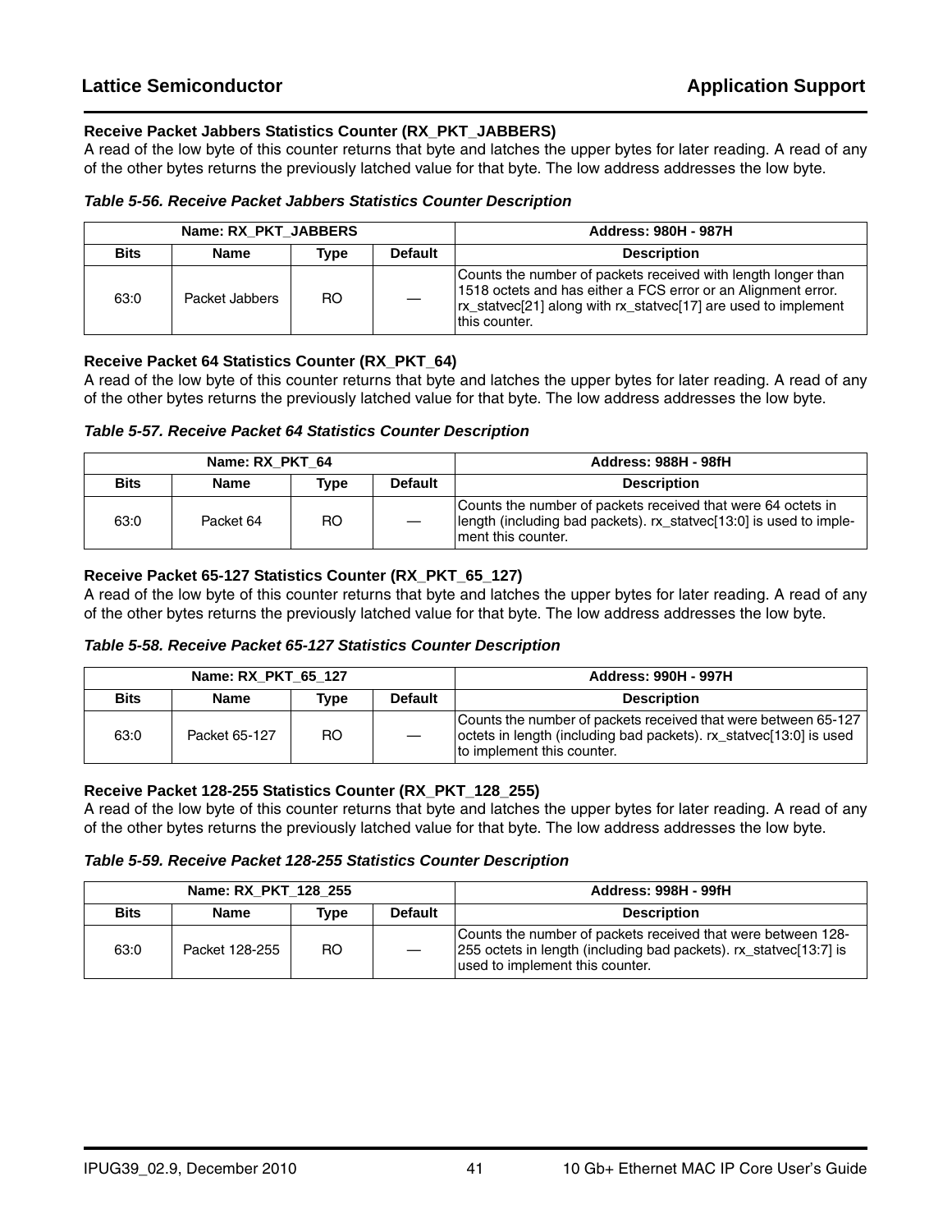### Receive Packet Jabbers Statistics Counter (RX_PKT_JABBERS)

A read of the low byte of this counter returns that byte and latches the upper bytes for later reading. A read of any of the other bytes returns the previously latched value for that byte. The low address addresses the low byte.

***Table 5-56. Receive Packet Jabbers Statistics Counter Description***

| Name: RX_PKT_JABBERS | | | | Address: 980H - 987H |
|---|---|---|---|---|
| **Bits** | **Name** | **Type** | **Default** | **Description** |
| 63:0 | Packet Jabbers | RO | — | Counts the number of packets received with length longer than 1518 octets and has either a FCS error or an Alignment error. rx_statvec[21] along with rx_statvec[17] are used to implement this counter. |

### Receive Packet 64 Statistics Counter (RX_PKT_64)

A read of the low byte of this counter returns that byte and latches the upper bytes for later reading. A read of any of the other bytes returns the previously latched value for that byte. The low address addresses the low byte.

***Table 5-57. Receive Packet 64 Statistics Counter Description***

| Name: RX_PKT_64 | | | | Address: 988H - 98fH |
|---|---|---|---|---|
| **Bits** | **Name** | **Type** | **Default** | **Description** |
| 63:0 | Packet 64 | RO | — | Counts the number of packets received that were 64 octets in length (including bad packets). rx_statvec[13:0] is used to implement this counter. |

### Receive Packet 65-127 Statistics Counter (RX_PKT_65_127)

A read of the low byte of this counter returns that byte and latches the upper bytes for later reading. A read of any of the other bytes returns the previously latched value for that byte. The low address addresses the low byte.

***Table 5-58. Receive Packet 65-127 Statistics Counter Description***

| Name: RX_PKT_65_127 | | | | Address: 990H - 997H |
|---|---|---|---|---|
| **Bits** | **Name** | **Type** | **Default** | **Description** |
| 63:0 | Packet 65-127 | RO | — | Counts the number of packets received that were between 65-127 octets in length (including bad packets). rx_statvec[13:0] is used to implement this counter. |

### Receive Packet 128-255 Statistics Counter (RX_PKT_128_255)

A read of the low byte of this counter returns that byte and latches the upper bytes for later reading. A read of any of the other bytes returns the previously latched value for that byte. The low address addresses the low byte.

***Table 5-59. Receive Packet 128-255 Statistics Counter Description***

| Name: RX_PKT_128_255 | | | | Address: 998H - 99fH |
|---|---|---|---|---|
| **Bits** | **Name** | **Type** | **Default** | **Description** |
| 63:0 | Packet 128-255 | RO | — | Counts the number of packets received that were between 128-255 octets in length (including bad packets). rx_statvec[13:7] is used to implement this counter. |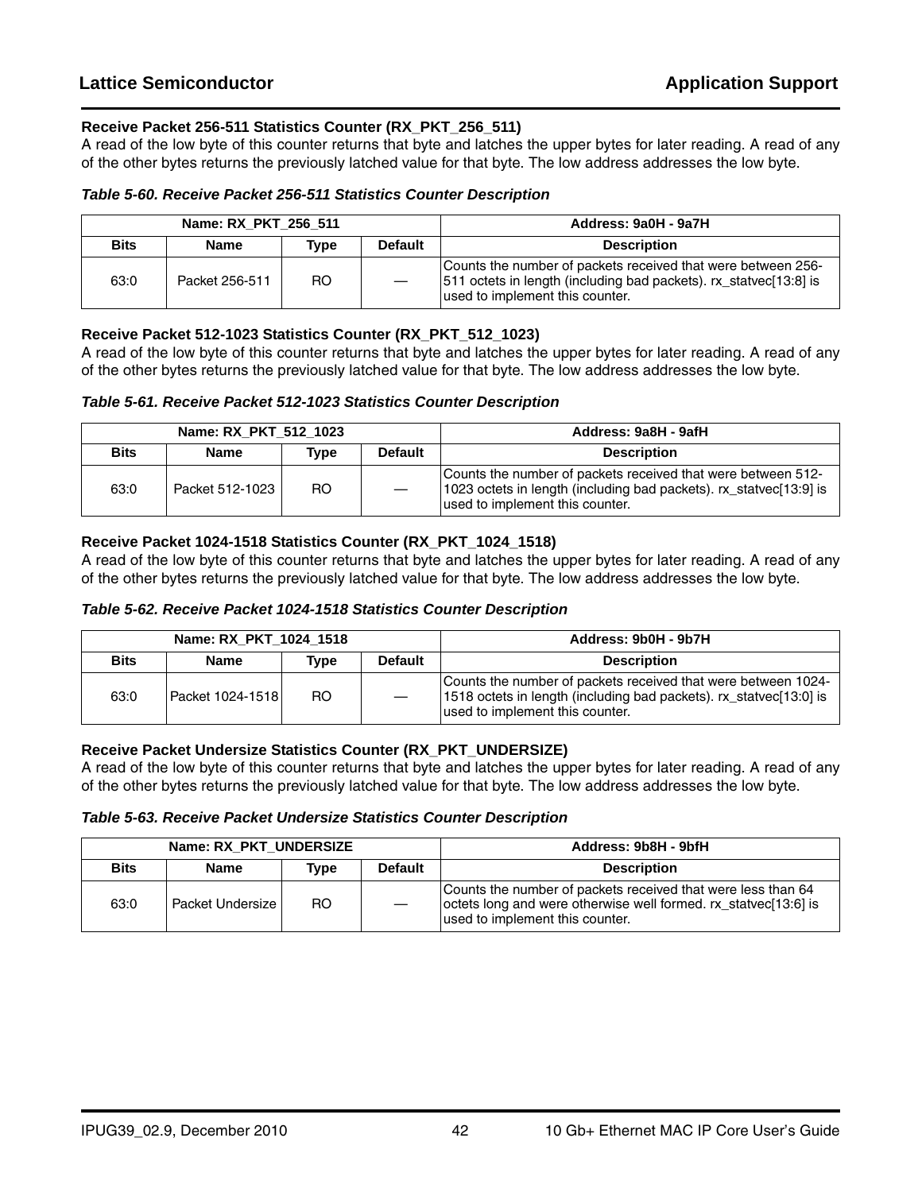### Receive Packet 256-511 Statistics Counter (RX_PKT_256_511)

A read of the low byte of this counter returns that byte and latches the upper bytes for later reading. A read of any of the other bytes returns the previously latched value for that byte. The low address addresses the low byte.

*Table 5-60. Receive Packet 256-511 Statistics Counter Description*

| Name: RX_PKT_256_511 | | | | Address: 9a0H - 9a7H |
|---|---|---|---|---|
| **Bits** | **Name** | **Type** | **Default** | **Description** |
| 63:0 | Packet 256-511 | RO | — | Counts the number of packets received that were between 256-511 octets in length (including bad packets). rx_statvec[13:8] is used to implement this counter. |

### Receive Packet 512-1023 Statistics Counter (RX_PKT_512_1023)

A read of the low byte of this counter returns that byte and latches the upper bytes for later reading. A read of any of the other bytes returns the previously latched value for that byte. The low address addresses the low byte.

*Table 5-61. Receive Packet 512-1023 Statistics Counter Description*

| Name: RX_PKT_512_1023 | | | | Address: 9a8H - 9afH |
|---|---|---|---|---|
| **Bits** | **Name** | **Type** | **Default** | **Description** |
| 63:0 | Packet 512-1023 | RO | — | Counts the number of packets received that were between 512-1023 octets in length (including bad packets). rx_statvec[13:9] is used to implement this counter. |

### Receive Packet 1024-1518 Statistics Counter (RX_PKT_1024_1518)

A read of the low byte of this counter returns that byte and latches the upper bytes for later reading. A read of any of the other bytes returns the previously latched value for that byte. The low address addresses the low byte.

*Table 5-62. Receive Packet 1024-1518 Statistics Counter Description*

| Name: RX_PKT_1024_1518 | | | | Address: 9b0H - 9b7H |
|---|---|---|---|---|
| **Bits** | **Name** | **Type** | **Default** | **Description** |
| 63:0 | Packet 1024-1518 | RO | — | Counts the number of packets received that were between 1024-1518 octets in length (including bad packets). rx_statvec[13:0] is used to implement this counter. |

### Receive Packet Undersize Statistics Counter (RX_PKT_UNDERSIZE)

A read of the low byte of this counter returns that byte and latches the upper bytes for later reading. A read of any of the other bytes returns the previously latched value for that byte. The low address addresses the low byte.

*Table 5-63. Receive Packet Undersize Statistics Counter Description*

| Name: RX_PKT_UNDERSIZE | | | | Address: 9b8H - 9bfH |
|---|---|---|---|---|
| **Bits** | **Name** | **Type** | **Default** | **Description** |
| 63:0 | Packet Undersize | RO | — | Counts the number of packets received that were less than 64 octets long and were otherwise well formed. rx_statvec[13:6] is used to implement this counter. |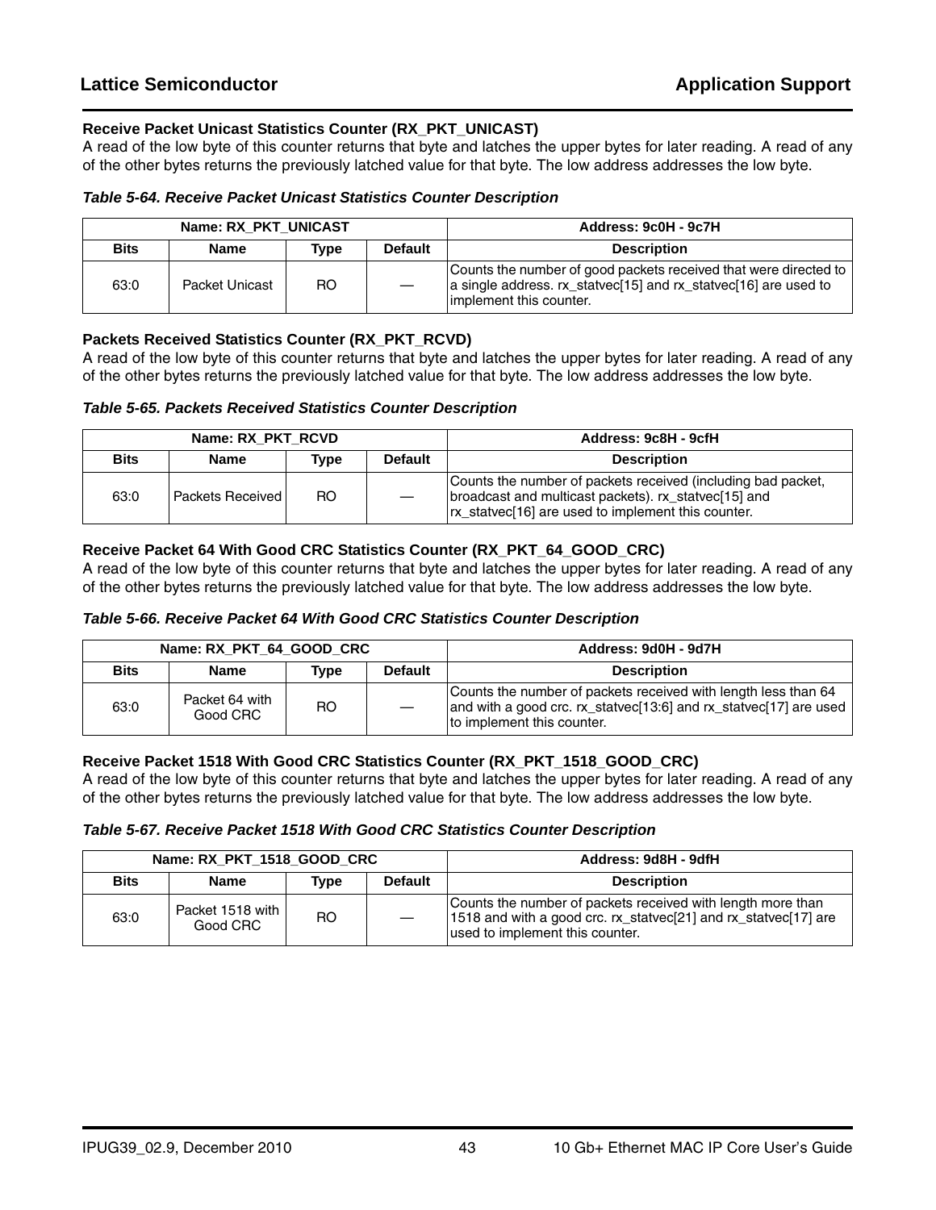### Receive Packet Unicast Statistics Counter (RX_PKT_UNICAST)

A read of the low byte of this counter returns that byte and latches the upper bytes for later reading. A read of any of the other bytes returns the previously latched value for that byte. The low address addresses the low byte.

*Table 5-64. Receive Packet Unicast Statistics Counter Description*

| Name: RX_PKT_UNICAST | | | | Address: 9c0H - 9c7H |
|---|---|---|---|---|
| **Bits** | **Name** | **Type** | **Default** | **Description** |
| 63:0 | Packet Unicast | RO | — | Counts the number of good packets received that were directed to a single address. rx_statvec[15] and rx_statvec[16] are used to implement this counter. |

### Packets Received Statistics Counter (RX_PKT_RCVD)

A read of the low byte of this counter returns that byte and latches the upper bytes for later reading. A read of any of the other bytes returns the previously latched value for that byte. The low address addresses the low byte.

*Table 5-65. Packets Received Statistics Counter Description*

| Name: RX_PKT_RCVD | | | | Address: 9c8H - 9cfH |
|---|---|---|---|---|
| **Bits** | **Name** | **Type** | **Default** | **Description** |
| 63:0 | Packets Received | RO | — | Counts the number of packets received (including bad packet, broadcast and multicast packets). rx_statvec[15] and rx_statvec[16] are used to implement this counter. |

### Receive Packet 64 With Good CRC Statistics Counter (RX_PKT_64_GOOD_CRC)

A read of the low byte of this counter returns that byte and latches the upper bytes for later reading. A read of any of the other bytes returns the previously latched value for that byte. The low address addresses the low byte.

*Table 5-66. Receive Packet 64 With Good CRC Statistics Counter Description*

| Name: RX_PKT_64_GOOD_CRC | | | | Address: 9d0H - 9d7H |
|---|---|---|---|---|
| **Bits** | **Name** | **Type** | **Default** | **Description** |
| 63:0 | Packet 64 with Good CRC | RO | — | Counts the number of packets received with length less than 64 and with a good crc. rx_statvec[13:6] and rx_statvec[17] are used to implement this counter. |

### Receive Packet 1518 With Good CRC Statistics Counter (RX_PKT_1518_GOOD_CRC)

A read of the low byte of this counter returns that byte and latches the upper bytes for later reading. A read of any of the other bytes returns the previously latched value for that byte. The low address addresses the low byte.

*Table 5-67. Receive Packet 1518 With Good CRC Statistics Counter Description*

| Name: RX_PKT_1518_GOOD_CRC | | | | Address: 9d8H - 9dfH |
|---|---|---|---|---|
| **Bits** | **Name** | **Type** | **Default** | **Description** |
| 63:0 | Packet 1518 with Good CRC | RO | — | Counts the number of packets received with length more than 1518 and with a good crc. rx_statvec[21] and rx_statvec[17] are used to implement this counter. |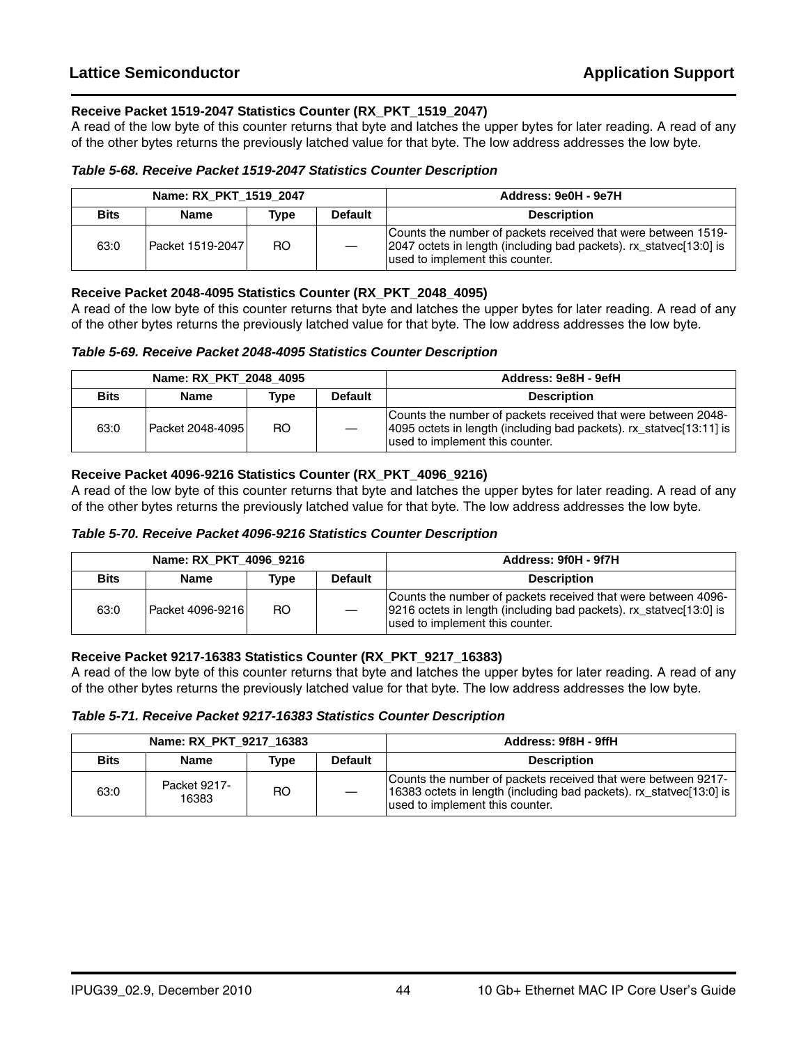### Receive Packet 1519-2047 Statistics Counter (RX_PKT_1519_2047)

A read of the low byte of this counter returns that byte and latches the upper bytes for later reading. A read of any of the other bytes returns the previously latched value for that byte. The low address addresses the low byte.

*Table 5-68. Receive Packet 1519-2047 Statistics Counter Description*

| Name: RX_PKT_1519_2047 | | | | Address: 9e0H - 9e7H |
|---|---|---|---|---|
| **Bits** | **Name** | **Type** | **Default** | **Description** |
| 63:0 | Packet 1519-2047 | RO | — | Counts the number of packets received that were between 1519-2047 octets in length (including bad packets). rx_statvec[13:0] is used to implement this counter. |

### Receive Packet 2048-4095 Statistics Counter (RX_PKT_2048_4095)

A read of the low byte of this counter returns that byte and latches the upper bytes for later reading. A read of any of the other bytes returns the previously latched value for that byte. The low address addresses the low byte.

*Table 5-69. Receive Packet 2048-4095 Statistics Counter Description*

| Name: RX_PKT_2048_4095 | | | | Address: 9e8H - 9efH |
|---|---|---|---|---|
| **Bits** | **Name** | **Type** | **Default** | **Description** |
| 63:0 | Packet 2048-4095 | RO | — | Counts the number of packets received that were between 2048-4095 octets in length (including bad packets). rx_statvec[13:11] is used to implement this counter. |

### Receive Packet 4096-9216 Statistics Counter (RX_PKT_4096_9216)

A read of the low byte of this counter returns that byte and latches the upper bytes for later reading. A read of any of the other bytes returns the previously latched value for that byte. The low address addresses the low byte.

*Table 5-70. Receive Packet 4096-9216 Statistics Counter Description*

| Name: RX_PKT_4096_9216 | | | | Address: 9f0H - 9f7H |
|---|---|---|---|---|
| **Bits** | **Name** | **Type** | **Default** | **Description** |
| 63:0 | Packet 4096-9216 | RO | — | Counts the number of packets received that were between 4096-9216 octets in length (including bad packets). rx_statvec[13:0] is used to implement this counter. |

### Receive Packet 9217-16383 Statistics Counter (RX_PKT_9217_16383)

A read of the low byte of this counter returns that byte and latches the upper bytes for later reading. A read of any of the other bytes returns the previously latched value for that byte. The low address addresses the low byte.

*Table 5-71. Receive Packet 9217-16383 Statistics Counter Description*

| Name: RX_PKT_9217_16383 | | | | Address: 9f8H - 9ffH |
|---|---|---|---|---|
| **Bits** | **Name** | **Type** | **Default** | **Description** |
| 63:0 | Packet 9217-16383 | RO | — | Counts the number of packets received that were between 9217-16383 octets in length (including bad packets). rx_statvec[13:0] is used to implement this counter. |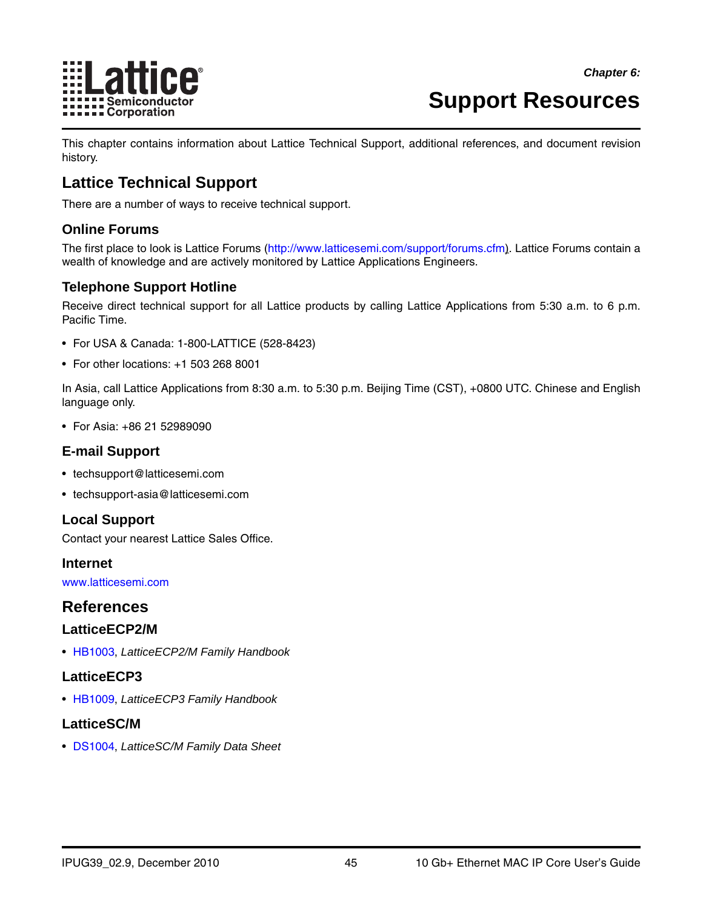Chapter 6:

# Support Resources

This chapter contains information about Lattice Technical Support, additional references, and document revision history.

## Lattice Technical Support

There are a number of ways to receive technical support.

### Online Forums

The first place to look is Lattice Forums (http://www.latticesemi.com/support/forums.cfm). Lattice Forums contain a wealth of knowledge and are actively monitored by Lattice Applications Engineers.

### Telephone Support Hotline

Receive direct technical support for all Lattice products by calling Lattice Applications from 5:30 a.m. to 6 p.m. Pacific Time.

- For USA & Canada: 1-800-LATTICE (528-8423)
- For other locations: +1 503 268 8001

In Asia, call Lattice Applications from 8:30 a.m. to 5:30 p.m. Beijing Time (CST), +0800 UTC. Chinese and English language only.

- For Asia: +86 21 52989090

### E-mail Support

- techsupport@latticesemi.com
- techsupport-asia@latticesemi.com

### Local Support

Contact your nearest Lattice Sales Office.

### Internet

www.latticesemi.com

## References

### LatticeECP2/M

- HB1003, *LatticeECP2/M Family Handbook*

### LatticeECP3

- HB1009, *LatticeECP3 Family Handbook*

### LatticeSC/M

- DS1004, *LatticeSC/M Family Data Sheet*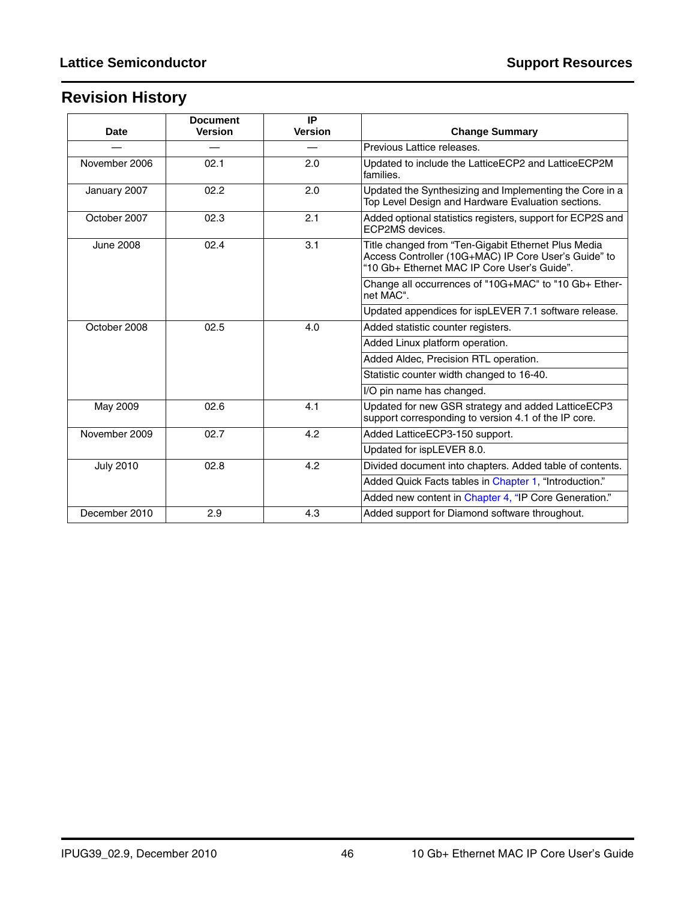## Revision History

| Date | Document Version | IP Version | Change Summary |
|---|---|---|---|
| — | — | — | Previous Lattice releases. |
| November 2006 | 02.1 | 2.0 | Updated to include the LatticeECP2 and LatticeECP2M families. |
| January 2007 | 02.2 | 2.0 | Updated the Synthesizing and Implementing the Core in a Top Level Design and Hardware Evaluation sections. |
| October 2007 | 02.3 | 2.1 | Added optional statistics registers, support for ECP2S and ECP2MS devices. |
| June 2008 | 02.4 | 3.1 | Title changed from “Ten-Gigabit Ethernet Plus Media Access Controller (10G+MAC) IP Core User’s Guide” to “10 Gb+ Ethernet MAC IP Core User’s Guide”. |
| | | | Change all occurrences of "10G+MAC" to "10 Gb+ Ethernet MAC". |
| | | | Updated appendices for ispLEVER 7.1 software release. |
| October 2008 | 02.5 | 4.0 | Added statistic counter registers. |
| | | | Added Linux platform operation. |
| | | | Added Aldec, Precision RTL operation. |
| | | | Statistic counter width changed to 16-40. |
| | | | I/O pin name has changed. |
| May 2009 | 02.6 | 4.1 | Updated for new GSR strategy and added LatticeECP3 support corresponding to version 4.1 of the IP core. |
| November 2009 | 02.7 | 4.2 | Added LatticeECP3-150 support. |
| | | | Updated for ispLEVER 8.0. |
| July 2010 | 02.8 | 4.2 | Divided document into chapters. Added table of contents. |
| | | | Added Quick Facts tables in Chapter 1, “Introduction.” |
| | | | Added new content in Chapter 4, “IP Core Generation.” |
| December 2010 | 2.9 | 4.3 | Added support for Diamond software throughout. |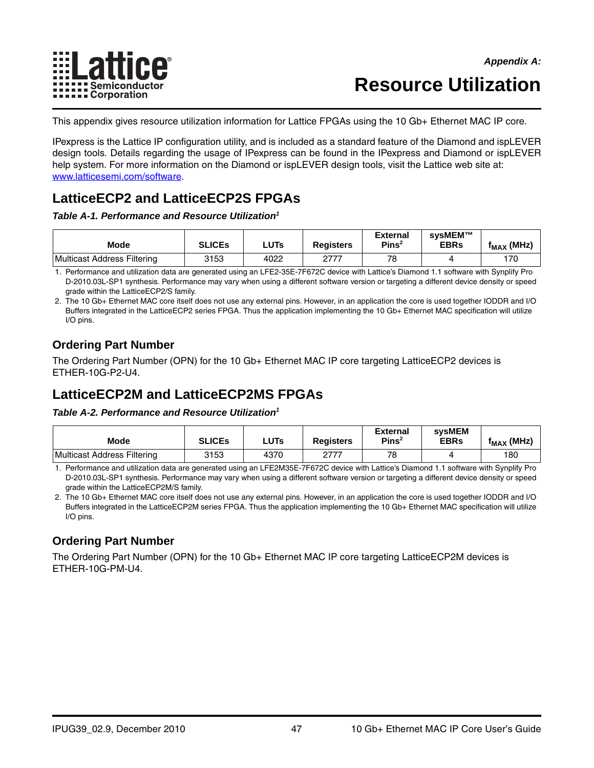*Appendix A:*

# Resource Utilization

This appendix gives resource utilization information for Lattice FPGAs using the 10 Gb+ Ethernet MAC IP core.

IPexpress is the Lattice IP configuration utility, and is included as a standard feature of the Diamond and ispLEVER design tools. Details regarding the usage of IPexpress can be found in the IPexpress and Diamond or ispLEVER help system. For more information on the Diamond or ispLEVER design tools, visit the Lattice web site at: www.latticesemi.com/software.

## LatticeECP2 and LatticeECP2S FPGAs

***Table A-1. Performance and Resource Utilization[1]***

| Mode | SLICEs | LUTs | Registers | External Pins[2] | sysMEM™ EBRs | $f_{MAX}$ (MHz) |
|---|---|---|---|---|---|---|
| Multicast Address Filtering | 3153 | 4022 | 2777 | 78 | 4 | 170 |

1. Performance and utilization data are generated using an LFE2-35E-7F672C device with Lattice's Diamond 1.1 software with Synplify Pro D-2010.03L-SP1 synthesis. Performance may vary when using a different software version or targeting a different device density or speed grade within the LatticeECP2/S family.
2. The 10 Gb+ Ethernet MAC core itself does not use any external pins. However, in an application the core is used together IODDR and I/O Buffers integrated in the LatticeECP2 series FPGA. Thus the application implementing the 10 Gb+ Ethernet MAC specification will utilize I/O pins.

### Ordering Part Number

The Ordering Part Number (OPN) for the 10 Gb+ Ethernet MAC IP core targeting LatticeECP2 devices is ETHER-10G-P2-U4.

## LatticeECP2M and LatticeECP2MS FPGAs

***Table A-2. Performance and Resource Utilization[1]***

| Mode | SLICEs | LUTs | Registers | External Pins[2] | sysMEM EBRs | $f_{MAX}$ (MHz) |
|---|---|---|---|---|---|---|
| Multicast Address Filtering | 3153 | 4370 | 2777 | 78 | 4 | 180 |

1. Performance and utilization data are generated using an LFE2M35E-7F672C device with Lattice's Diamond 1.1 software with Synplify Pro D-2010.03L-SP1 synthesis. Performance may vary when using a different software version or targeting a different device density or speed grade within the LatticeECP2M/S family.
2. The 10 Gb+ Ethernet MAC core itself does not use any external pins. However, in an application the core is used together IODDR and I/O Buffers integrated in the LatticeECP2M series FPGA. Thus the application implementing the 10 Gb+ Ethernet MAC specification will utilize I/O pins.

### Ordering Part Number

The Ordering Part Number (OPN) for the 10 Gb+ Ethernet MAC IP core targeting LatticeECP2M devices is ETHER-10G-PM-U4.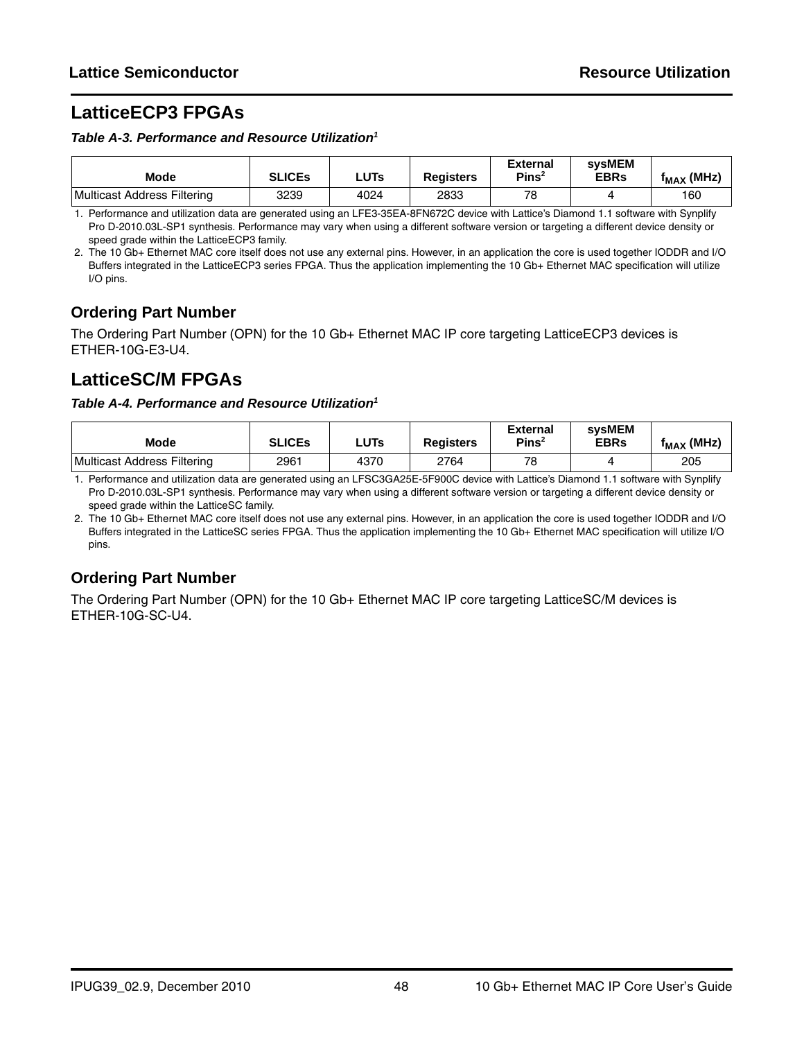## LatticeECP3 FPGAs

***Table A-3. Performance and Resource Utilization[1]***

| Mode | SLICEs | LUTs | Registers | External Pins[2] | sysMEM EBRs | $f_{MAX}$ (MHz) |
|---|---|---|---|---|---|---|
| Multicast Address Filtering | 3239 | 4024 | 2833 | 78 | 4 | 160 |

1. Performance and utilization data are generated using an LFE3-35EA-8FN672C device with Lattice's Diamond 1.1 software with Synplify Pro D-2010.03L-SP1 synthesis. Performance may vary when using a different software version or targeting a different device density or speed grade within the LatticeECP3 family.
2. The 10 Gb+ Ethernet MAC core itself does not use any external pins. However, in an application the core is used together IODDR and I/O Buffers integrated in the LatticeECP3 series FPGA. Thus the application implementing the 10 Gb+ Ethernet MAC specification will utilize I/O pins.

### Ordering Part Number

The Ordering Part Number (OPN) for the 10 Gb+ Ethernet MAC IP core targeting LatticeECP3 devices is ETHER-10G-E3-U4.

## LatticeSC/M FPGAs

***Table A-4. Performance and Resource Utilization[1]***

| Mode | SLICEs | LUTs | Registers | External Pins[2] | sysMEM EBRs | $f_{MAX}$ (MHz) |
|---|---|---|---|---|---|---|
| Multicast Address Filtering | 2961 | 4370 | 2764 | 78 | 4 | 205 |

1. Performance and utilization data are generated using an LFSC3GA25E-5F900C device with Lattice's Diamond 1.1 software with Synplify Pro D-2010.03L-SP1 synthesis. Performance may vary when using a different software version or targeting a different device density or speed grade within the LatticeSC family.
2. The 10 Gb+ Ethernet MAC core itself does not use any external pins. However, in an application the core is used together IODDR and I/O Buffers integrated in the LatticeSC series FPGA. Thus the application implementing the 10 Gb+ Ethernet MAC specification will utilize I/O pins.

### Ordering Part Number

The Ordering Part Number (OPN) for the 10 Gb+ Ethernet MAC IP core targeting LatticeSC/M devices is ETHER-10G-SC-U4.